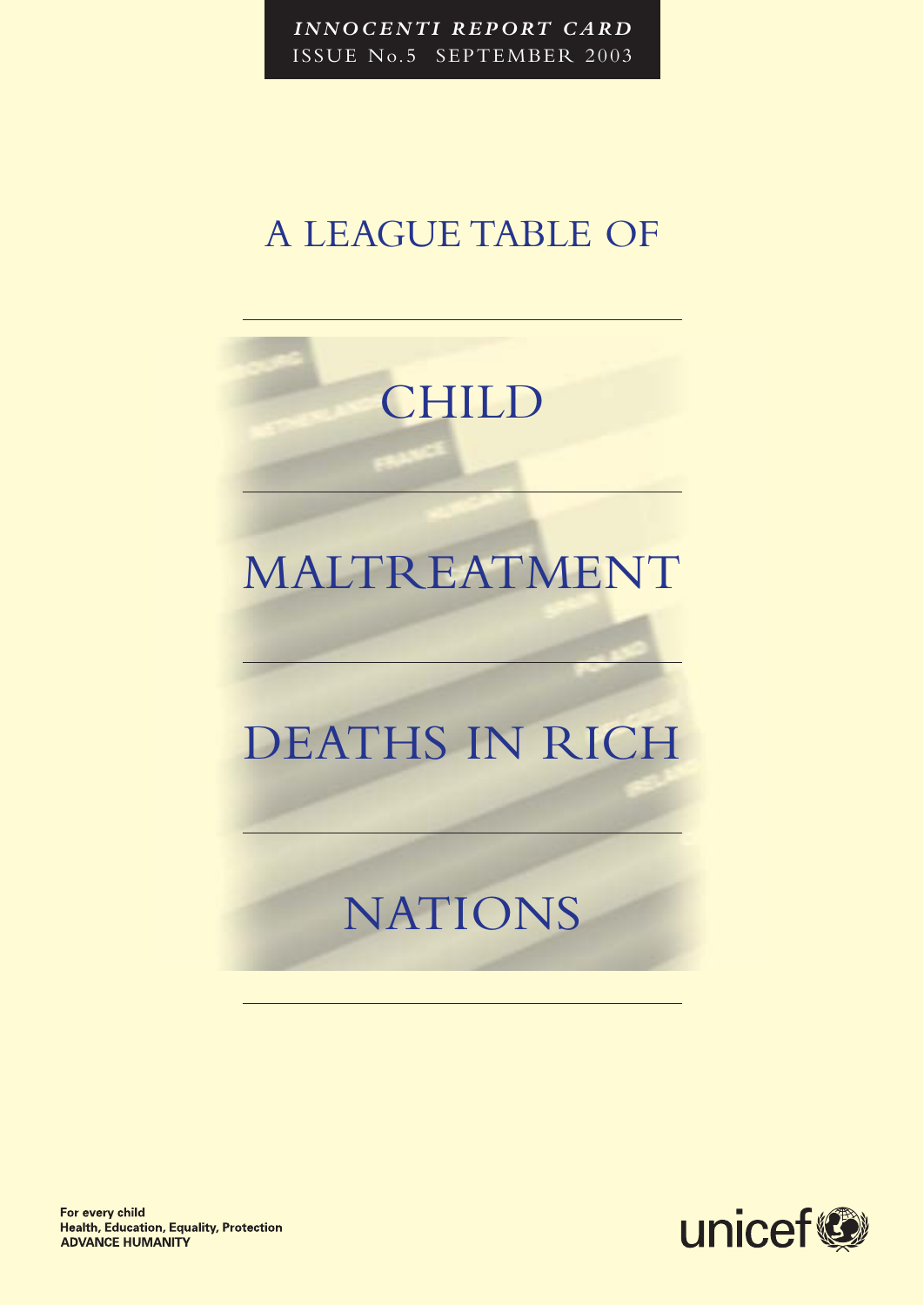***INNOCENTI REPORT CARD***
ISSUE No.5 SEPTEMBER 2003

# A LEAGUE TABLE OF CHILD MALTREATMENT DEATHS IN RICH NATIONS

**For every child**
**Health, Education, Equality, Protection**
**ADVANCE HUMANITY**

unicef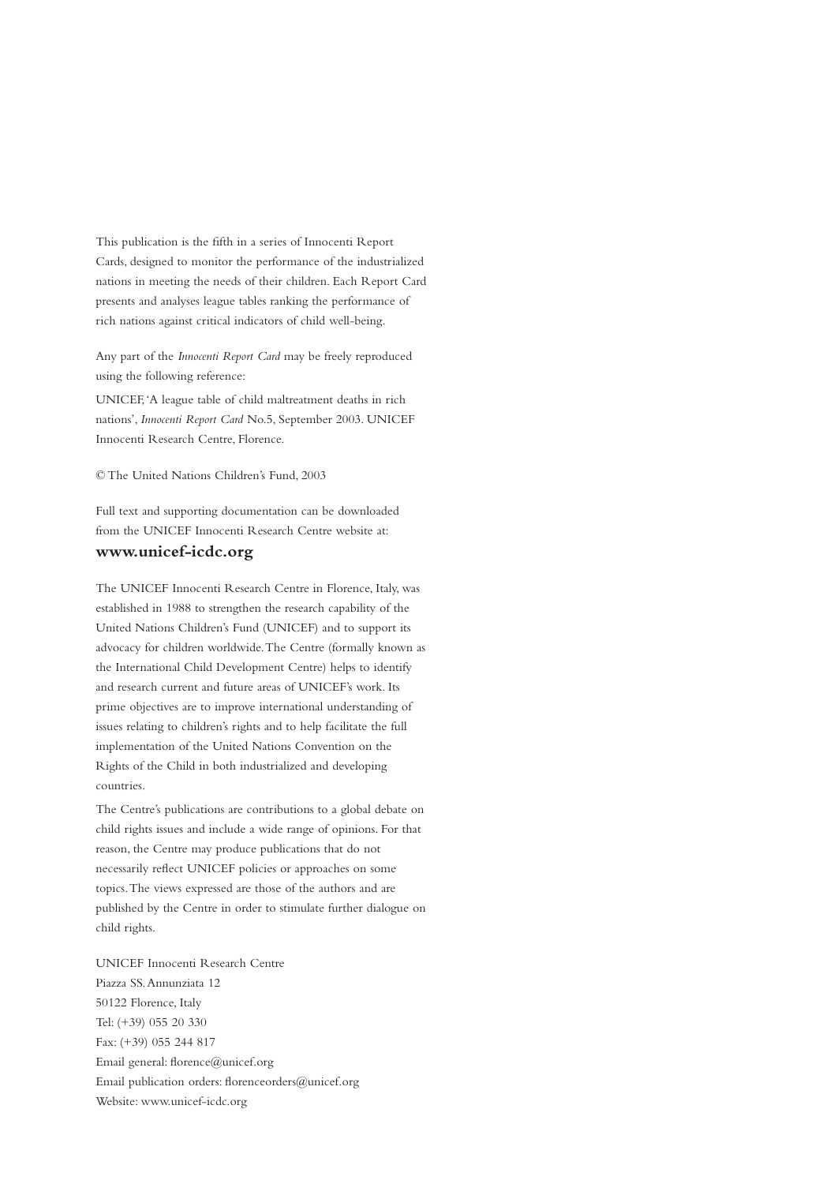This publication is the fifth in a series of Innocenti Report Cards, designed to monitor the performance of the industrialized nations in meeting the needs of their children. Each Report Card presents and analyses league tables ranking the performance of rich nations against critical indicators of child well-being.

Any part of the *Innocenti Report Card* may be freely reproduced using the following reference:

UNICEF, 'A league table of child maltreatment deaths in rich nations', *Innocenti Report Card* No.5, September 2003. UNICEF Innocenti Research Centre, Florence.

© The United Nations Children's Fund, 2003

Full text and supporting documentation can be downloaded from the UNICEF Innocenti Research Centre website at:

**www.unicef-icdc.org**

The UNICEF Innocenti Research Centre in Florence, Italy, was established in 1988 to strengthen the research capability of the United Nations Children's Fund (UNICEF) and to support its advocacy for children worldwide. The Centre (formally known as the International Child Development Centre) helps to identify and research current and future areas of UNICEF's work. Its prime objectives are to improve international understanding of issues relating to children's rights and to help facilitate the full implementation of the United Nations Convention on the Rights of the Child in both industrialized and developing countries.

The Centre's publications are contributions to a global debate on child rights issues and include a wide range of opinions. For that reason, the Centre may produce publications that do not necessarily reflect UNICEF policies or approaches on some topics. The views expressed are those of the authors and are published by the Centre in order to stimulate further dialogue on child rights.

UNICEF Innocenti Research Centre
Piazza SS. Annunziata 12
50122 Florence, Italy
Tel: (+39) 055 20 330
Fax: (+39) 055 244 817
Email general: florence@unicef.org
Email publication orders: florenceorders@unicef.org
Website: www.unicef-icdc.org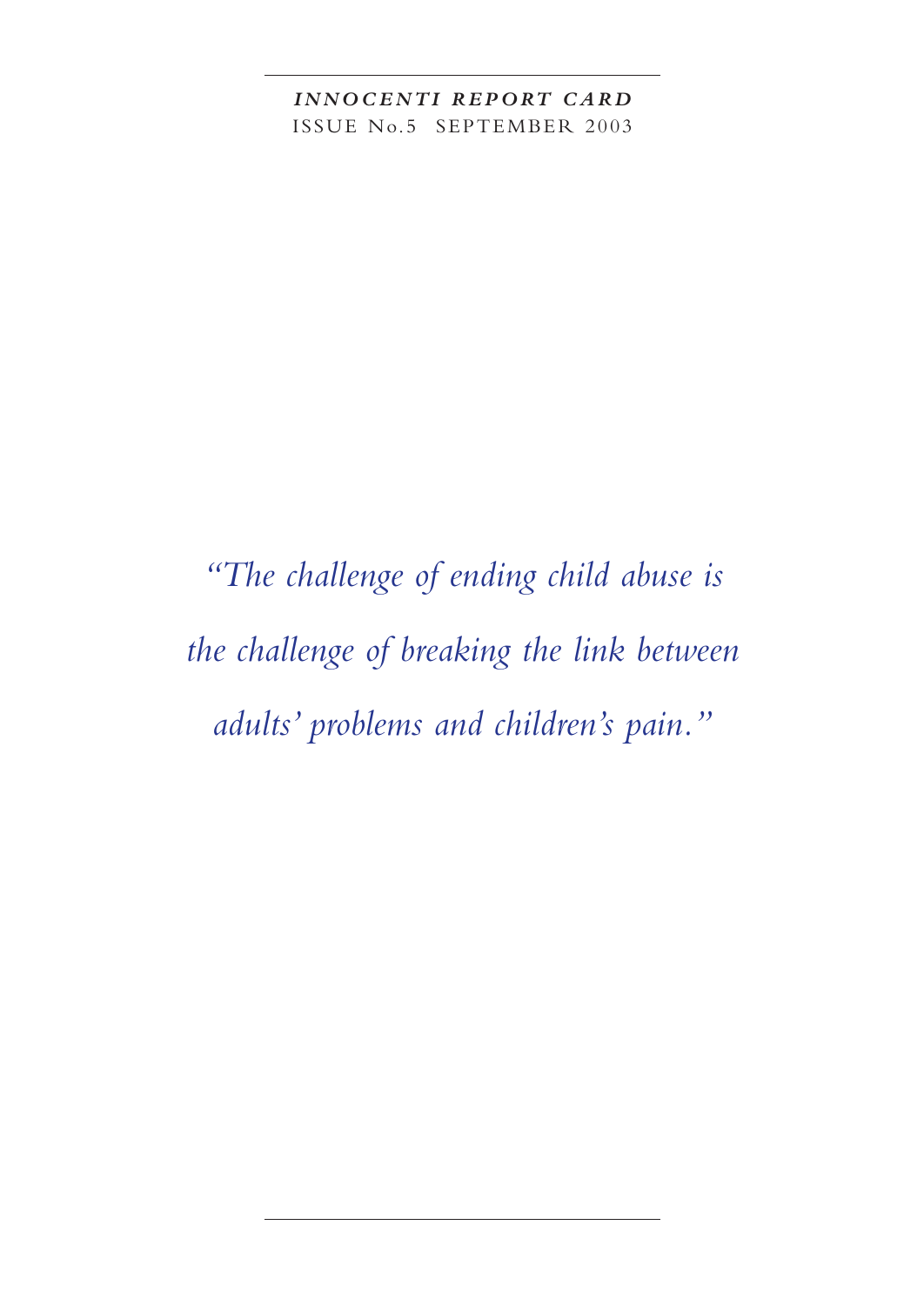***INNOCENTI REPORT CARD***
ISSUE No.5 SEPTEMBER 2003

*"The challenge of ending child abuse is the challenge of breaking the link between adults' problems and children's pain."*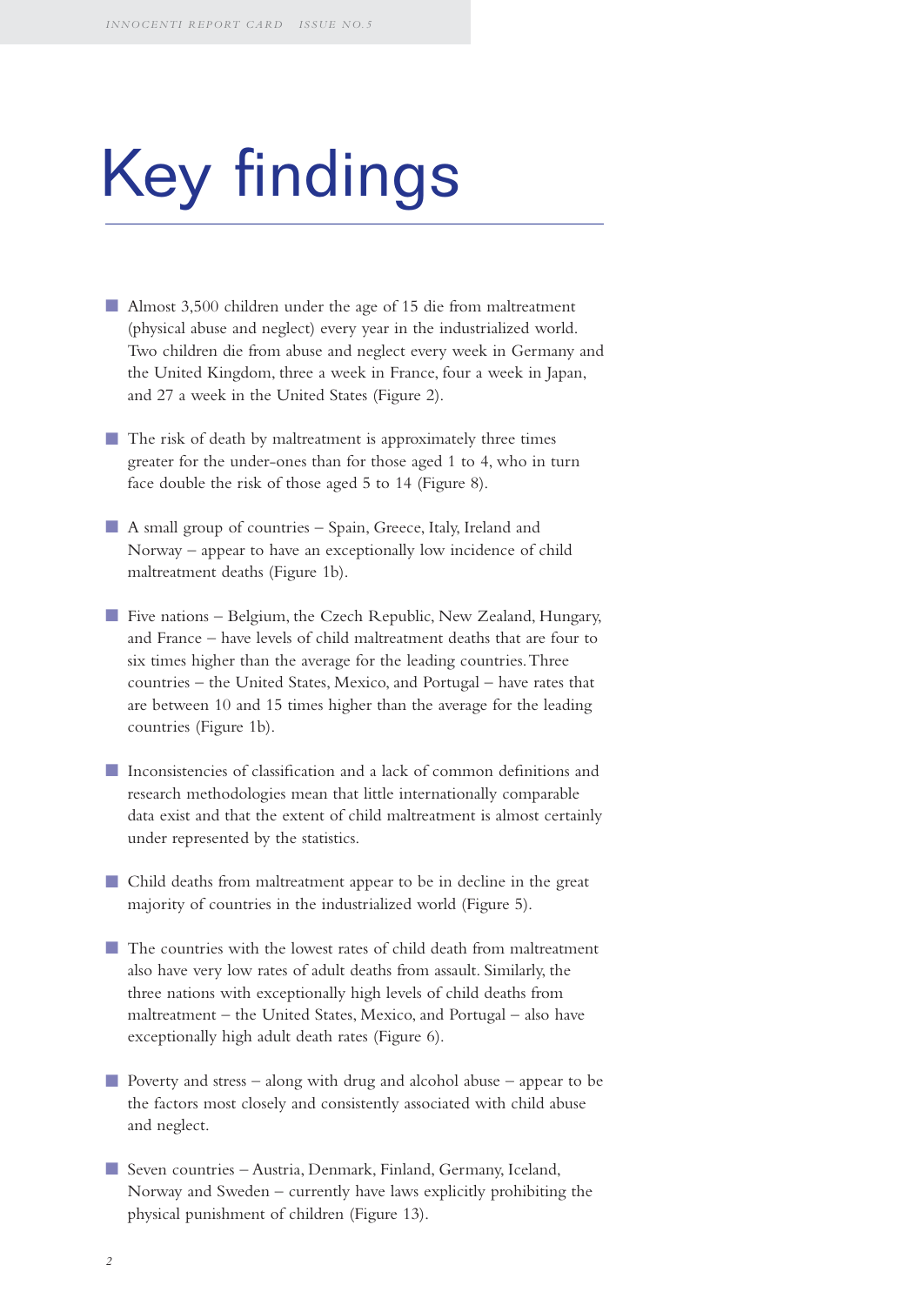# Key findings

- Almost 3,500 children under the age of 15 die from maltreatment (physical abuse and neglect) every year in the industrialized world. Two children die from abuse and neglect every week in Germany and the United Kingdom, three a week in France, four a week in Japan, and 27 a week in the United States (Figure 2).

- The risk of death by maltreatment is approximately three times greater for the under-ones than for those aged 1 to 4, who in turn face double the risk of those aged 5 to 14 (Figure 8).

- A small group of countries – Spain, Greece, Italy, Ireland and Norway – appear to have an exceptionally low incidence of child maltreatment deaths (Figure 1b).

- Five nations – Belgium, the Czech Republic, New Zealand, Hungary, and France – have levels of child maltreatment deaths that are four to six times higher than the average for the leading countries. Three countries – the United States, Mexico, and Portugal – have rates that are between 10 and 15 times higher than the average for the leading countries (Figure 1b).

- Inconsistencies of classification and a lack of common definitions and research methodologies mean that little internationally comparable data exist and that the extent of child maltreatment is almost certainly under represented by the statistics.

- Child deaths from maltreatment appear to be in decline in the great majority of countries in the industrialized world (Figure 5).

- The countries with the lowest rates of child death from maltreatment also have very low rates of adult deaths from assault. Similarly, the three nations with exceptionally high levels of child deaths from maltreatment – the United States, Mexico, and Portugal – also have exceptionally high adult death rates (Figure 6).

- Poverty and stress – along with drug and alcohol abuse – appear to be the factors most closely and consistently associated with child abuse and neglect.

- Seven countries – Austria, Denmark, Finland, Germany, Iceland, Norway and Sweden – currently have laws explicitly prohibiting the physical punishment of children (Figure 13).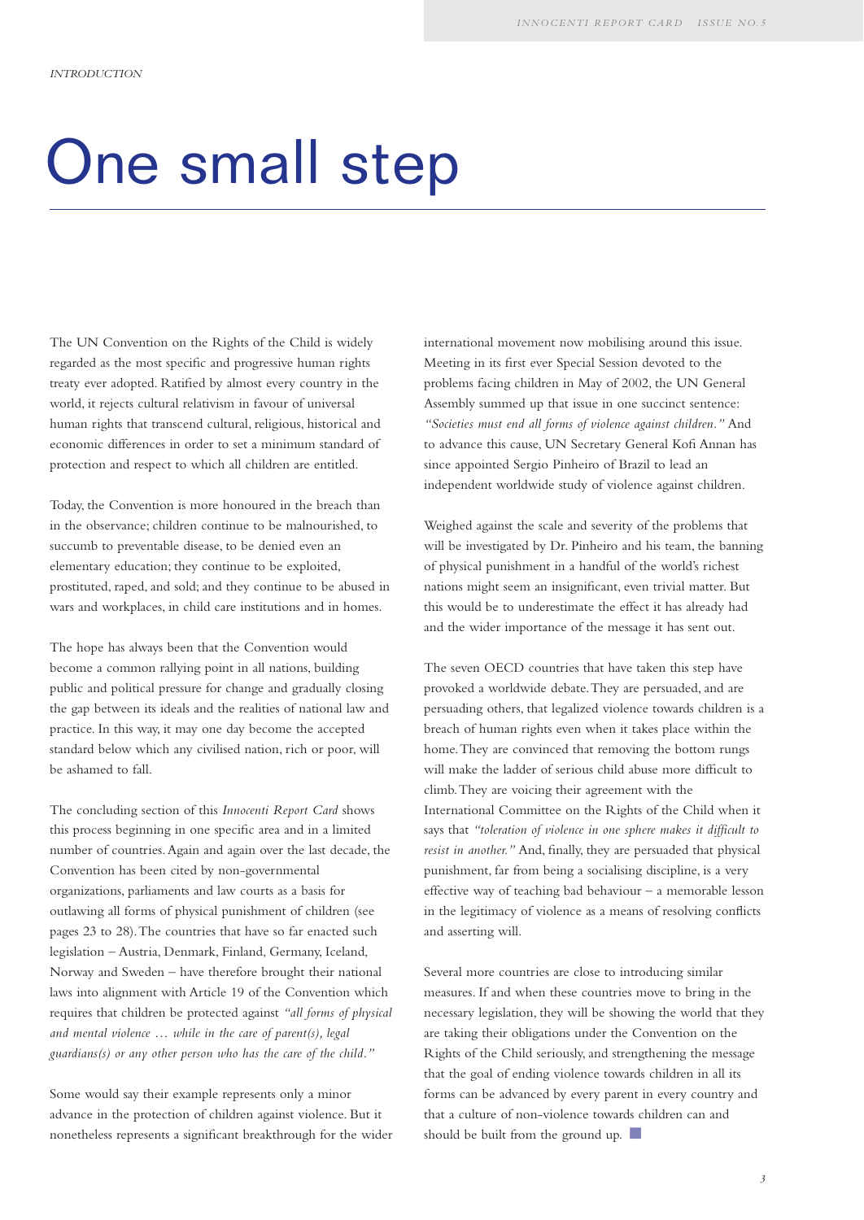*INTRODUCTION*

# One small step

The UN Convention on the Rights of the Child is widely regarded as the most specific and progressive human rights treaty ever adopted. Ratified by almost every country in the world, it rejects cultural relativism in favour of universal human rights that transcend cultural, religious, historical and economic differences in order to set a minimum standard of protection and respect to which all children are entitled.

Today, the Convention is more honoured in the breach than in the observance; children continue to be malnourished, to succumb to preventable disease, to be denied even an elementary education; they continue to be exploited, prostituted, raped, and sold; and they continue to be abused in wars and workplaces, in child care institutions and in homes.

The hope has always been that the Convention would become a common rallying point in all nations, building public and political pressure for change and gradually closing the gap between its ideals and the realities of national law and practice. In this way, it may one day become the accepted standard below which any civilised nation, rich or poor, will be ashamed to fall.

The concluding section of this *Innocenti Report Card* shows this process beginning in one specific area and in a limited number of countries. Again and again over the last decade, the Convention has been cited by non-governmental organizations, parliaments and law courts as a basis for outlawing all forms of physical punishment of children (see pages 23 to 28). The countries that have so far enacted such legislation – Austria, Denmark, Finland, Germany, Iceland, Norway and Sweden – have therefore brought their national laws into alignment with Article 19 of the Convention which requires that children be protected against *"all forms of physical and mental violence … while in the care of parent(s), legal guardians(s) or any other person who has the care of the child."*

Some would say their example represents only a minor advance in the protection of children against violence. But it nonetheless represents a significant breakthrough for the wider international movement now mobilising around this issue. Meeting in its first ever Special Session devoted to the problems facing children in May of 2002, the UN General Assembly summed up that issue in one succinct sentence: *"Societies must end all forms of violence against children."* And to advance this cause, UN Secretary General Kofi Annan has since appointed Sergio Pinheiro of Brazil to lead an independent worldwide study of violence against children.

Weighed against the scale and severity of the problems that will be investigated by Dr. Pinheiro and his team, the banning of physical punishment in a handful of the world's richest nations might seem an insignificant, even trivial matter. But this would be to underestimate the effect it has already had and the wider importance of the message it has sent out.

The seven OECD countries that have taken this step have provoked a worldwide debate. They are persuaded, and are persuading others, that legalized violence towards children is a breach of human rights even when it takes place within the home. They are convinced that removing the bottom rungs will make the ladder of serious child abuse more difficult to climb. They are voicing their agreement with the International Committee on the Rights of the Child when it says that *"toleration of violence in one sphere makes it difficult to resist in another."* And, finally, they are persuaded that physical punishment, far from being a socialising discipline, is a very effective way of teaching bad behaviour – a memorable lesson in the legitimacy of violence as a means of resolving conflicts and asserting will.

Several more countries are close to introducing similar measures. If and when these countries move to bring in the necessary legislation, they will be showing the world that they are taking their obligations under the Convention on the Rights of the Child seriously, and strengthening the message that the goal of ending violence towards children in all its forms can be advanced by every parent in every country and that a culture of non-violence towards children can and should be built from the ground up.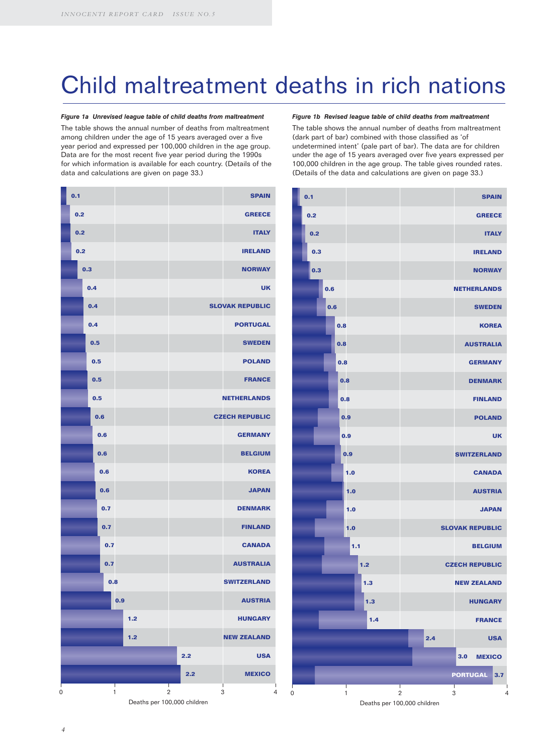# Child maltreatment deaths in rich nations

***Figure 1a Unrevised league table of child deaths from maltreatment***

The table shows the annual number of deaths from maltreatment among children under the age of 15 years averaged over a five year period and expressed per 100,000 children in the age group. Data are for the most recent five year period during the 1990s for which information is available for each country. (Details of the data and calculations are given on page 33.)

| Country | Deaths per 100,000 children |
|---|---|
| SPAIN | 0.1 |
| GREECE | 0.2 |
| ITALY | 0.2 |
| IRELAND | 0.2 |
| NORWAY | 0.3 |
| UK | 0.4 |
| SLOVAK REPUBLIC | 0.4 |
| PORTUGAL | 0.4 |
| SWEDEN | 0.5 |
| POLAND | 0.5 |
| FRANCE | 0.5 |
| NETHERLANDS | 0.5 |
| CZECH REPUBLIC | 0.6 |
| GERMANY | 0.6 |
| BELGIUM | 0.6 |
| KOREA | 0.6 |
| JAPAN | 0.6 |
| DENMARK | 0.7 |
| FINLAND | 0.7 |
| CANADA | 0.7 |
| AUSTRALIA | 0.7 |
| SWITZERLAND | 0.8 |
| AUSTRIA | 0.9 |
| HUNGARY | 1.2 |
| NEW ZEALAND | 1.2 |
| USA | 2.2 |
| MEXICO | 2.2 |

***Figure 1b Revised league table of child deaths from maltreatment***

The table shows the annual number of deaths from maltreatment (dark part of bar) combined with those classified as 'of undetermined intent' (pale part of bar). The data are for children under the age of 15 years averaged over five years expressed per 100,000 children in the age group. The table gives rounded rates. (Details of the data and calculations are given on page 33.)

| Country | Deaths per 100,000 children |
|---|---|
| SPAIN | 0.1 |
| GREECE | 0.2 |
| ITALY | 0.2 |
| IRELAND | 0.3 |
| NORWAY | 0.3 |
| NETHERLANDS | 0.6 |
| SWEDEN | 0.6 |
| KOREA | 0.8 |
| AUSTRALIA | 0.8 |
| GERMANY | 0.8 |
| DENMARK | 0.8 |
| FINLAND | 0.8 |
| POLAND | 0.9 |
| UK | 0.9 |
| SWITZERLAND | 0.9 |
| CANADA | 1.0 |
| AUSTRIA | 1.0 |
| JAPAN | 1.0 |
| SLOVAK REPUBLIC | 1.0 |
| BELGIUM | 1.1 |
| CZECH REPUBLIC | 1.2 |
| NEW ZEALAND | 1.3 |
| HUNGARY | 1.3 |
| FRANCE | 1.4 |
| USA | 2.4 |
| MEXICO | 3.0 |
| PORTUGAL | 3.7 |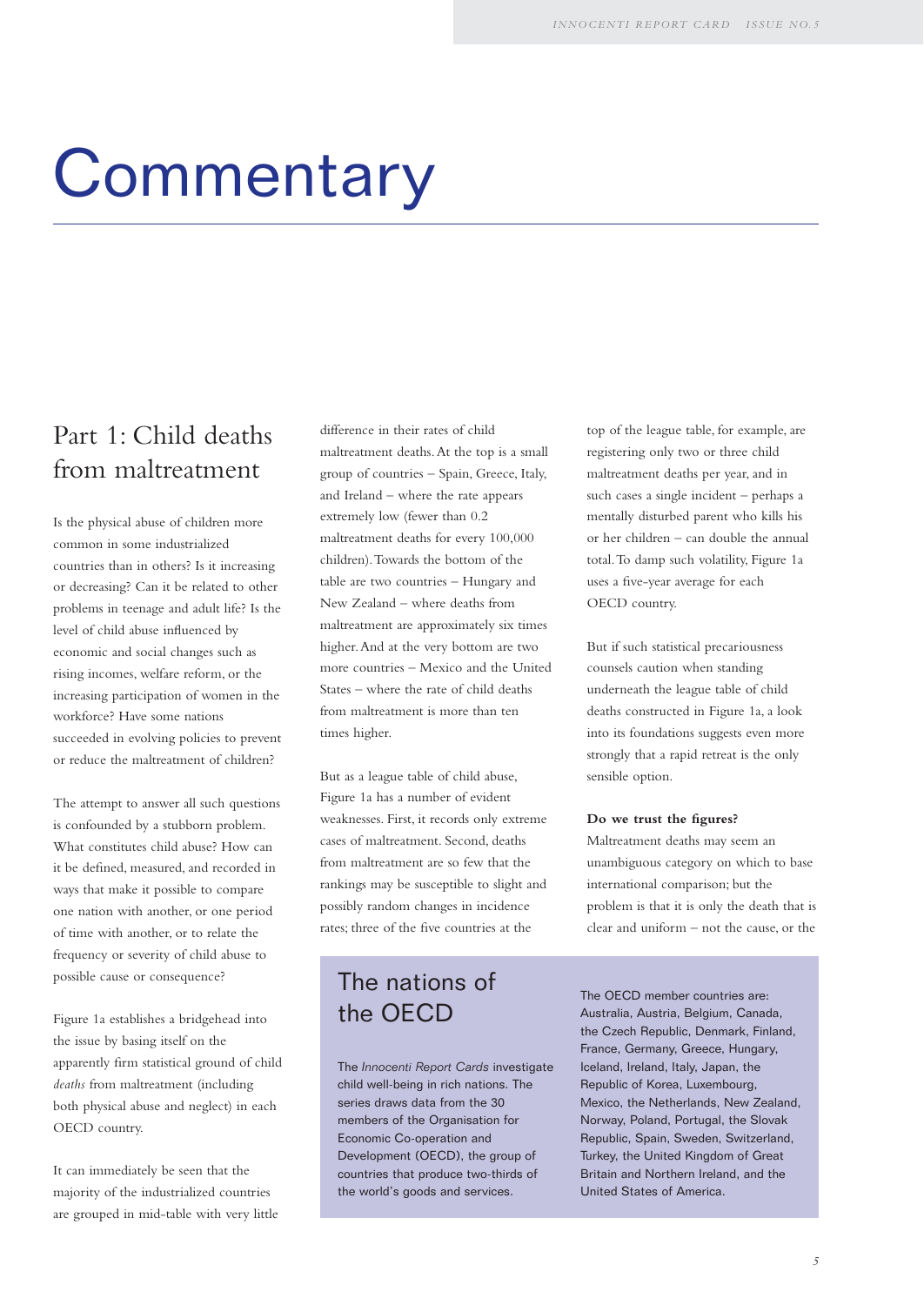# Commentary

## Part 1: Child deaths from maltreatment

Is the physical abuse of children more common in some industrialized countries than in others? Is it increasing or decreasing? Can it be related to other problems in teenage and adult life? Is the level of child abuse influenced by economic and social changes such as rising incomes, welfare reform, or the increasing participation of women in the workforce? Have some nations succeeded in evolving policies to prevent or reduce the maltreatment of children?

The attempt to answer all such questions is confounded by a stubborn problem. What constitutes child abuse? How can it be defined, measured, and recorded in ways that make it possible to compare one nation with another, or one period of time with another, or to relate the frequency or severity of child abuse to possible cause or consequence?

Figure 1a establishes a bridgehead into the issue by basing itself on the apparently firm statistical ground of child *deaths* from maltreatment (including both physical abuse and neglect) in each OECD country.

It can immediately be seen that the majority of the industrialized countries are grouped in mid-table with very little difference in their rates of child maltreatment deaths. At the top is a small group of countries – Spain, Greece, Italy, and Ireland – where the rate appears extremely low (fewer than 0.2 maltreatment deaths for every 100,000 children). Towards the bottom of the table are two countries – Hungary and New Zealand – where deaths from maltreatment are approximately six times higher. And at the very bottom are two more countries – Mexico and the United States – where the rate of child deaths from maltreatment is more than ten times higher.

But as a league table of child abuse, Figure 1a has a number of evident weaknesses. First, it records only extreme cases of maltreatment. Second, deaths from maltreatment are so few that the rankings may be susceptible to slight and possibly random changes in incidence rates; three of the five countries at the top of the league table, for example, are registering only two or three child maltreatment deaths per year, and in such cases a single incident – perhaps a mentally disturbed parent who kills his or her children – can double the annual total. To damp such volatility, Figure 1a uses a five-year average for each OECD country.

But if such statistical precariousness counsels caution when standing underneath the league table of child deaths constructed in Figure 1a, a look into its foundations suggests even more strongly that a rapid retreat is the only sensible option.

**Do we trust the figures?**

Maltreatment deaths may seem an unambiguous category on which to base international comparison; but the problem is that it is only the death that is clear and uniform – not the cause, or the

### The nations of the OECD

The *Innocenti Report Cards* investigate child well-being in rich nations. The series draws data from the 30 members of the Organisation for Economic Co-operation and Development (OECD), the group of countries that produce two-thirds of the world's goods and services.

The OECD member countries are: Australia, Austria, Belgium, Canada, the Czech Republic, Denmark, Finland, France, Germany, Greece, Hungary, Iceland, Ireland, Italy, Japan, the Republic of Korea, Luxembourg, Mexico, the Netherlands, New Zealand, Norway, Poland, Portugal, the Slovak Republic, Spain, Sweden, Switzerland, Turkey, the United Kingdom of Great Britain and Northern Ireland, and the United States of America.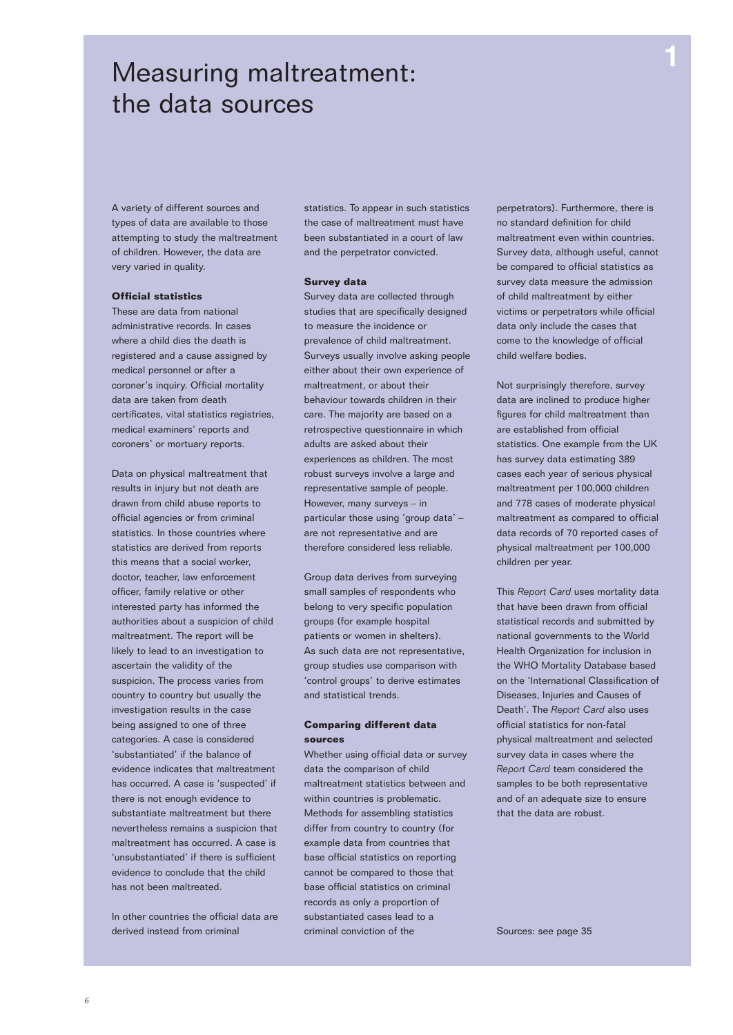# Measuring maltreatment: the data sources

A variety of different sources and types of data are available to those attempting to study the maltreatment of children. However, the data are very varied in quality.

**Official statistics**

These are data from national administrative records. In cases where a child dies the death is registered and a cause assigned by medical personnel or after a coroner's inquiry. Official mortality data are taken from death certificates, vital statistics registries, medical examiners' reports and coroners' or mortuary reports.

Data on physical maltreatment that results in injury but not death are drawn from child abuse reports to official agencies or from criminal statistics. In those countries where statistics are derived from reports this means that a social worker, doctor, teacher, law enforcement officer, family relative or other interested party has informed the authorities about a suspicion of child maltreatment. The report will be likely to lead to an investigation to ascertain the validity of the suspicion. The process varies from country to country but usually the investigation results in the case being assigned to one of three categories. A case is considered 'substantiated' if the balance of evidence indicates that maltreatment has occurred. A case is 'suspected' if there is not enough evidence to substantiate maltreatment but there nevertheless remains a suspicion that maltreatment has occurred. A case is 'unsubstantiated' if there is sufficient evidence to conclude that the child has not been maltreated.

In other countries the official data are derived instead from criminal statistics. To appear in such statistics the case of maltreatment must have been substantiated in a court of law and the perpetrator convicted.

**Survey data**

Survey data are collected through studies that are specifically designed to measure the incidence or prevalence of child maltreatment. Surveys usually involve asking people either about their own experience of maltreatment, or about their behaviour towards children in their care. The majority are based on a retrospective questionnaire in which adults are asked about their experiences as children. The most robust surveys involve a large and representative sample of people. However, many surveys – in particular those using 'group data' – are not representative and are therefore considered less reliable.

Group data derives from surveying small samples of respondents who belong to very specific population groups (for example hospital patients or women in shelters). As such data are not representative, group studies use comparison with 'control groups' to derive estimates and statistical trends.

**Comparing different data sources**

Whether using official data or survey data the comparison of child maltreatment statistics between and within countries is problematic. Methods for assembling statistics differ from country to country (for example data from countries that base official statistics on reporting cannot be compared to those that base official statistics on criminal records as only a proportion of substantiated cases lead to a criminal conviction of the perpetrators). Furthermore, there is no standard definition for child maltreatment even within countries. Survey data, although useful, cannot be compared to official statistics as survey data measure the admission of child maltreatment by either victims or perpetrators while official data only include the cases that come to the knowledge of official child welfare bodies.

Not surprisingly therefore, survey data are inclined to produce higher figures for child maltreatment than are established from official statistics. One example from the UK has survey data estimating 389 cases each year of serious physical maltreatment per 100,000 children and 778 cases of moderate physical maltreatment as compared to official data records of 70 reported cases of physical maltreatment per 100,000 children per year.

This *Report Card* uses mortality data that have been drawn from official statistical records and submitted by national governments to the World Health Organization for inclusion in the WHO Mortality Database based on the 'International Classification of Diseases, Injuries and Causes of Death'. The *Report Card* also uses official statistics for non-fatal physical maltreatment and selected survey data in cases where the *Report Card* team considered the samples to be both representative and of an adequate size to ensure that the data are robust.

Sources: see page 35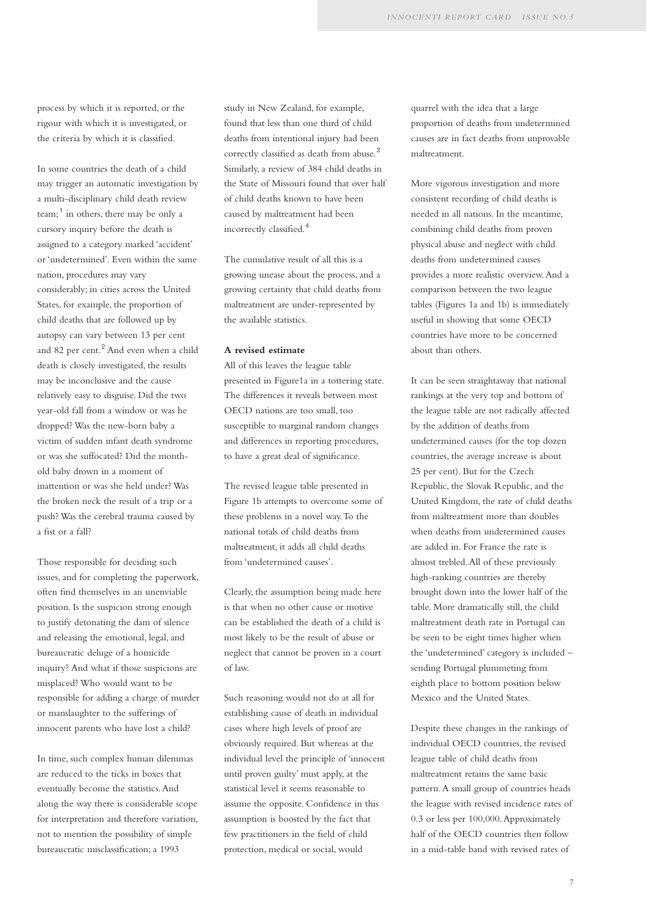process by which it is reported, or the rigour with which it is investigated, or the criteria by which it is classified.

In some countries the death of a child may trigger an automatic investigation by a multi-disciplinary child death review team;[1] in others, there may be only a cursory inquiry before the death is assigned to a category marked 'accident' or 'undetermined'. Even within the same nation, procedures may vary considerably; in cities across the United States, for example, the proportion of child deaths that are followed up by autopsy can vary between 13 per cent and 82 per cent.[2] And even when a child death is closely investigated, the results may be inconclusive and the cause relatively easy to disguise. Did the two year-old fall from a window or was he dropped? Was the new-born baby a victim of sudden infant death syndrome or was she suffocated? Did the month-old baby drown in a moment of inattention or was she held under? Was the broken neck the result of a trip or a push? Was the cerebral trauma caused by a fist or a fall?

Those responsible for deciding such issues, and for completing the paperwork, often find themselves in an unenviable position. Is the suspicion strong enough to justify detonating the dam of silence and releasing the emotional, legal, and bureaucratic deluge of a homicide inquiry? And what if those suspicions are misplaced? Who would want to be responsible for adding a charge of murder or manslaughter to the sufferings of innocent parents who have lost a child?

In time, such complex human dilemmas are reduced to the ticks in boxes that eventually become the statistics. And along the way there is considerable scope for interpretation and therefore variation, not to mention the possibility of simple bureaucratic misclassification; a 1993 study in New Zealand, for example, found that less than one third of child deaths from intentional injury had been correctly classified as death from abuse.[3] Similarly, a review of 384 child deaths in the State of Missouri found that over half of child deaths known to have been caused by maltreatment had been incorrectly classified.[4]

The cumulative result of all this is a growing unease about the process, and a growing certainty that child deaths from maltreatment are under-represented by the available statistics.

**A revised estimate**

All of this leaves the league table presented in Figure1a in a tottering state. The differences it reveals between most OECD nations are too small, too susceptible to marginal random changes and differences in reporting procedures, to have a great deal of significance.

The revised league table presented in Figure 1b attempts to overcome some of these problems in a novel way. To the national totals of child deaths from maltreatment, it adds all child deaths from 'undetermined causes'.

Clearly, the assumption being made here is that when no other cause or motive can be established the death of a child is most likely to be the result of abuse or neglect that cannot be proven in a court of law.

Such reasoning would not do at all for establishing cause of death in individual cases where high levels of proof are obviously required. But whereas at the individual level the principle of 'innocent until proven guilty' must apply, at the statistical level it seems reasonable to assume the opposite. Confidence in this assumption is boosted by the fact that few practitioners in the field of child protection, medical or social, would quarrel with the idea that a large proportion of deaths from undetermined causes are in fact deaths from unprovable maltreatment.

More vigorous investigation and more consistent recording of child deaths is needed in all nations. In the meantime, combining child deaths from proven physical abuse and neglect with child deaths from undetermined causes provides a more realistic overview. And a comparison between the two league tables (Figures 1a and 1b) is immediately useful in showing that some OECD countries have more to be concerned about than others.

It can be seen straightaway that national rankings at the very top and bottom of the league table are not radically affected by the addition of deaths from undetermined causes (for the top dozen countries, the average increase is about 25 per cent). But for the Czech Republic, the Slovak Republic, and the United Kingdom, the rate of child deaths from maltreatment more than doubles when deaths from undetermined causes are added in. For France the rate is almost trebled. All of these previously high-ranking countries are thereby brought down into the lower half of the table. More dramatically still, the child maltreatment death rate in Portugal can be seen to be eight times higher when the 'undetermined' category is included – sending Portugal plummeting from eighth place to bottom position below Mexico and the United States.

Despite these changes in the rankings of individual OECD countries, the revised league table of child deaths from maltreatment retains the same basic pattern. A small group of countries heads the league with revised incidence rates of 0.3 or less per 100,000. Approximately half of the OECD countries then follow in a mid-table band with revised rates of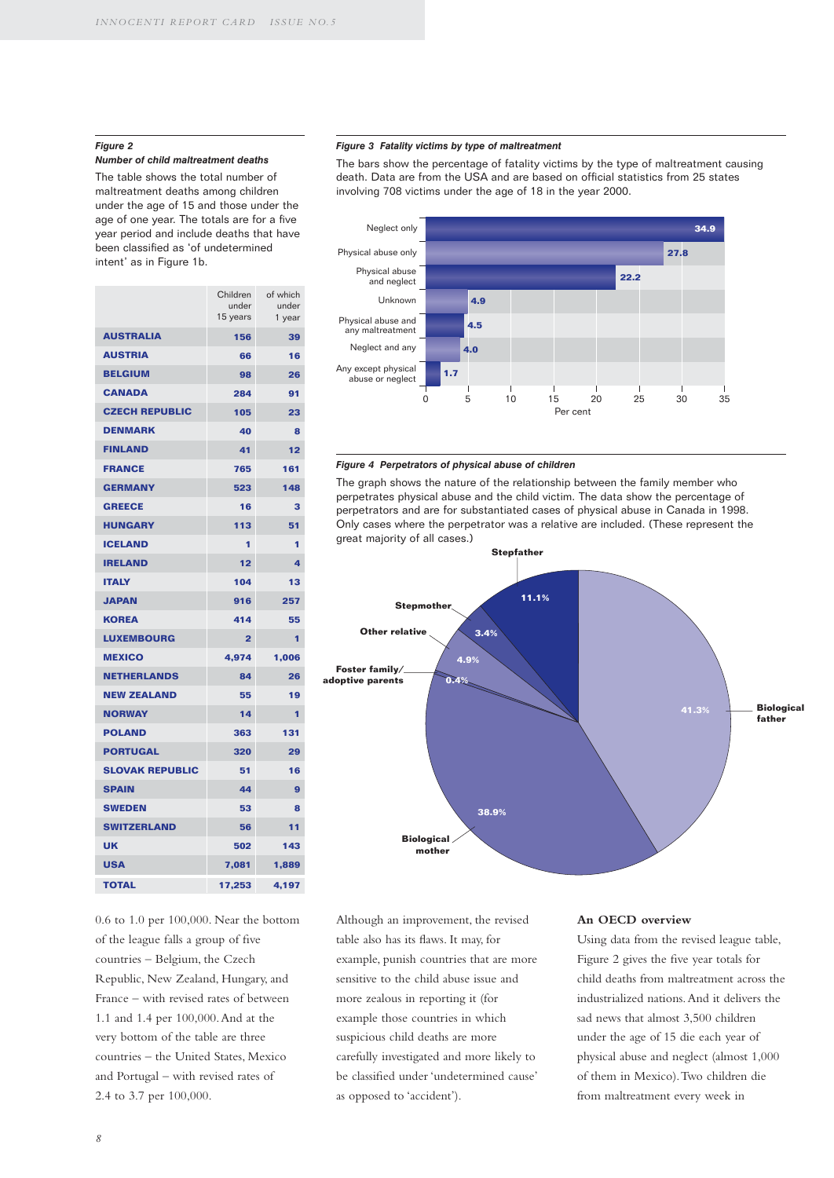*Figure 2*
***Number of child maltreatment deaths***

The table shows the total number of maltreatment deaths among children under the age of 15 and those under the age of one year. The totals are for a five year period and include deaths that have been classified as 'of undetermined intent' as in Figure 1b.

| | Children under 15 years | of which under 1 year |
|---|---|---|
| **AUSTRALIA** | **156** | **39** |
| **AUSTRIA** | **66** | **16** |
| **BELGIUM** | **98** | **26** |
| **CANADA** | **284** | **91** |
| **CZECH REPUBLIC** | **105** | **23** |
| **DENMARK** | **40** | **8** |
| **FINLAND** | **41** | **12** |
| **FRANCE** | **765** | **161** |
| **GERMANY** | **523** | **148** |
| **GREECE** | **16** | **3** |
| **HUNGARY** | **113** | **51** |
| **ICELAND** | **1** | **1** |
| **IRELAND** | **12** | **4** |
| **ITALY** | **104** | **13** |
| **JAPAN** | **916** | **257** |
| **KOREA** | **414** | **55** |
| **LUXEMBOURG** | **2** | **1** |
| **MEXICO** | **4,974** | **1,006** |
| **NETHERLANDS** | **84** | **26** |
| **NEW ZEALAND** | **55** | **19** |
| **NORWAY** | **14** | **1** |
| **POLAND** | **363** | **131** |
| **PORTUGAL** | **320** | **29** |
| **SLOVAK REPUBLIC** | **51** | **16** |
| **SPAIN** | **44** | **9** |
| **SWEDEN** | **53** | **8** |
| **SWITZERLAND** | **56** | **11** |
| **UK** | **502** | **143** |
| **USA** | **7,081** | **1,889** |
| **TOTAL** | **17,253** | **4,197** |

*Figure 3* ***Fatality victims by type of maltreatment***

The bars show the percentage of fatality victims by the type of maltreatment causing death. Data are from the USA and are based on official statistics from 25 states involving 708 victims under the age of 18 in the year 2000.

| Type of maltreatment | Per cent |
|---|---|
| Neglect only | 34.9 |
| Physical abuse only | 27.8 |
| Physical abuse and neglect | 22.2 |
| Unknown | 4.9 |
| Physical abuse and any maltreatment | 4.5 |
| Neglect and any | 4.0 |
| Any except physical abuse or neglect | 1.7 |

*Figure 4* ***Perpetrators of physical abuse of children***

The graph shows the nature of the relationship between the family member who perpetrates physical abuse and the child victim. The data show the percentage of perpetrators and are for substantiated cases of physical abuse in Canada in 1998. Only cases where the perpetrator was a relative are included. (These represent the great majority of all cases.)

| Perpetrator | Per cent |
|---|---|
| Biological father | 41.3% |
| Biological mother | 38.9% |
| Foster family/adoptive parents | 0.4% |
| Other relative | 4.9% |
| Stepmother | 3.4% |
| Stepfather | 11.1% |

0.6 to 1.0 per 100,000. Near the bottom of the league falls a group of five countries – Belgium, the Czech Republic, New Zealand, Hungary, and France – with revised rates of between 1.1 and 1.4 per 100,000. And at the very bottom of the table are three countries – the United States, Mexico and Portugal – with revised rates of 2.4 to 3.7 per 100,000.

Although an improvement, the revised table also has its flaws. It may, for example, punish countries that are more sensitive to the child abuse issue and more zealous in reporting it (for example those countries in which suspicious child deaths are more carefully investigated and more likely to be classified under 'undetermined cause' as opposed to 'accident').

### An OECD overview

Using data from the revised league table, Figure 2 gives the five year totals for child deaths from maltreatment across the industrialized nations. And it delivers the sad news that almost 3,500 children under the age of 15 die each year of physical abuse and neglect (almost 1,000 of them in Mexico). Two children die from maltreatment every week in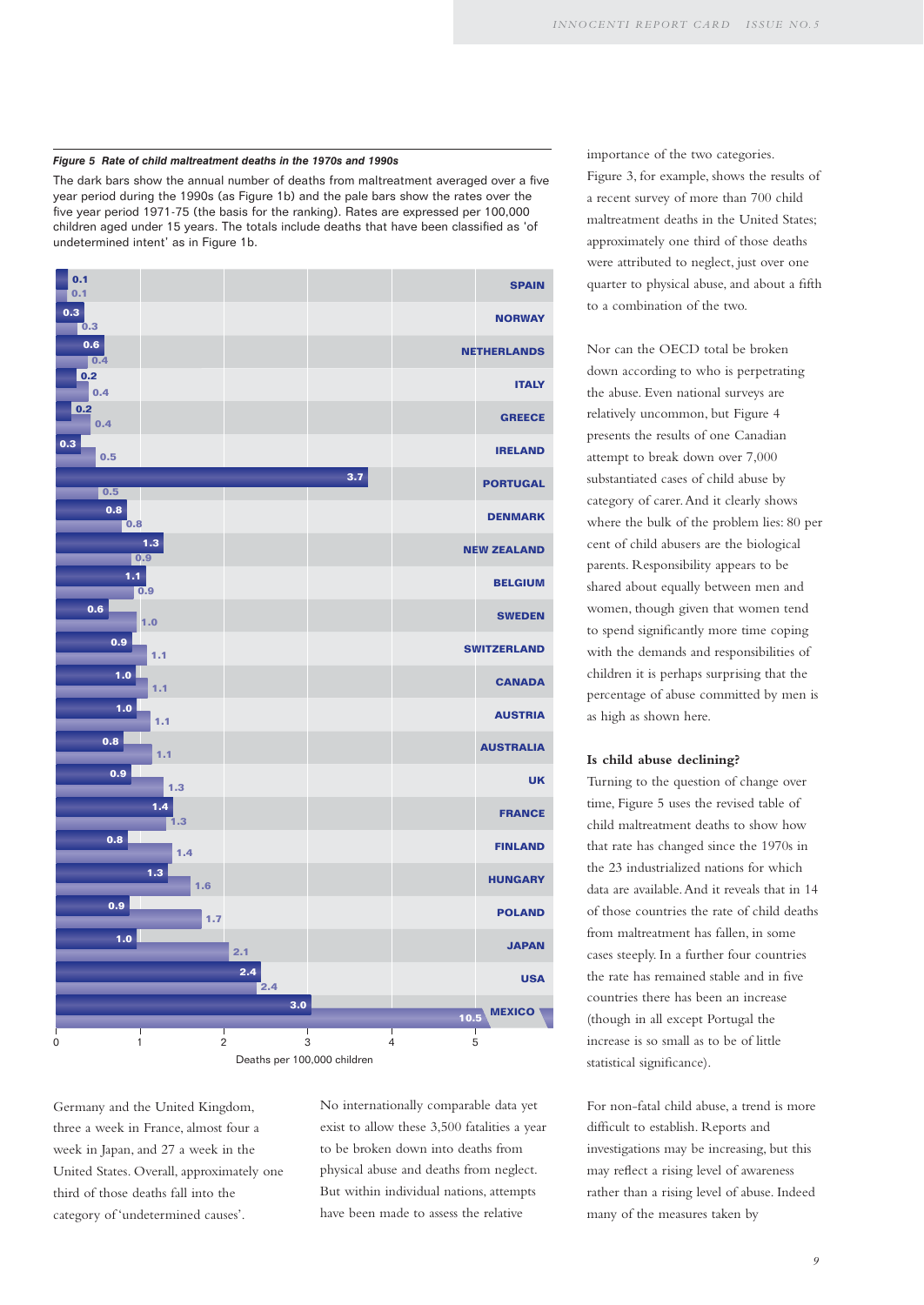**Figure 5  Rate of child maltreatment deaths in the 1970s and 1990s**

The dark bars show the annual number of deaths from maltreatment averaged over a five year period during the 1990s (as Figure 1b) and the pale bars show the rates over the five year period 1971-75 (the basis for the ranking). Rates are expressed per 100,000 children aged under 15 years. The totals include deaths that have been classified as 'of undetermined intent' as in Figure 1b.

| Country | 1990s (dark bars) | 1971-75 (pale bars) |
|---|---|---|
| SPAIN | 0.1 | 0.1 |
| NORWAY | 0.3 | 0.3 |
| NETHERLANDS | 0.6 | 0.4 |
| ITALY | 0.2 | 0.4 |
| GREECE | 0.2 | 0.4 |
| IRELAND | 0.3 | 0.5 |
| PORTUGAL | 3.7 | 0.5 |
| DENMARK | 0.8 | 0.8 |
| NEW ZEALAND | 1.3 | 0.9 |
| BELGIUM | 1.1 | 0.9 |
| SWEDEN | 0.6 | 1.0 |
| SWITZERLAND | 0.9 | 1.1 |
| CANADA | 1.0 | 1.1 |
| AUSTRIA | 1.0 | 1.1 |
| AUSTRALIA | 0.8 | 1.1 |
| UK | 0.9 | 1.3 |
| FRANCE | 1.4 | 1.3 |
| FINLAND | 0.8 | 1.4 |
| HUNGARY | 1.3 | 1.6 |
| POLAND | 0.9 | 1.7 |
| JAPAN | 1.0 | 2.1 |
| USA | 2.4 | 2.4 |
| MEXICO | 3.0 | 10.5 |

Deaths per 100,000 children

Germany and the United Kingdom, three a week in France, almost four a week in Japan, and 27 a week in the United States. Overall, approximately one third of those deaths fall into the category of 'undetermined causes'.

No internationally comparable data yet exist to allow these 3,500 fatalities a year to be broken down into deaths from physical abuse and deaths from neglect. But within individual nations, attempts have been made to assess the relative importance of the two categories. Figure 3, for example, shows the results of a recent survey of more than 700 child maltreatment deaths in the United States; approximately one third of those deaths were attributed to neglect, just over one quarter to physical abuse, and about a fifth to a combination of the two.

Nor can the OECD total be broken down according to who is perpetrating the abuse. Even national surveys are relatively uncommon, but Figure 4 presents the results of one Canadian attempt to break down over 7,000 substantiated cases of child abuse by category of carer. And it clearly shows where the bulk of the problem lies: 80 per cent of child abusers are the biological parents. Responsibility appears to be shared about equally between men and women, though given that women tend to spend significantly more time coping with the demands and responsibilities of children it is perhaps surprising that the percentage of abuse committed by men is as high as shown here.

### Is child abuse declining?

Turning to the question of change over time, Figure 5 uses the revised table of child maltreatment deaths to show how that rate has changed since the 1970s in the 23 industrialized nations for which data are available. And it reveals that in 14 of those countries the rate of child deaths from maltreatment has fallen, in some cases steeply. In a further four countries the rate has remained stable and in five countries there has been an increase (though in all except Portugal the increase is so small as to be of little statistical significance).

For non-fatal child abuse, a trend is more difficult to establish. Reports and investigations may be increasing, but this may reflect a rising level of awareness rather than a rising level of abuse. Indeed many of the measures taken by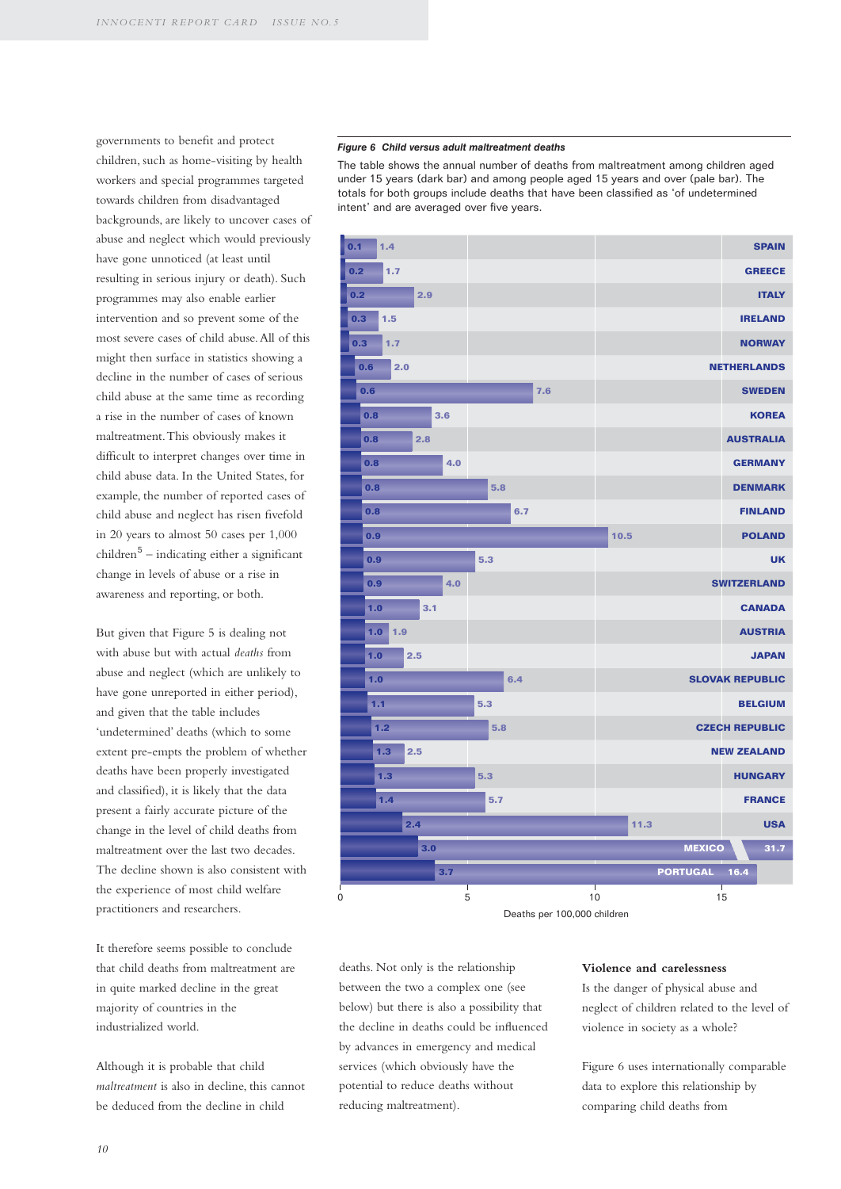governments to benefit and protect children, such as home-visiting by health workers and special programmes targeted towards children from disadvantaged backgrounds, are likely to uncover cases of abuse and neglect which would previously have gone unnoticed (at least until resulting in serious injury or death). Such programmes may also enable earlier intervention and so prevent some of the most severe cases of child abuse. All of this might then surface in statistics showing a decline in the number of cases of serious child abuse at the same time as recording a rise in the number of cases of known maltreatment. This obviously makes it difficult to interpret changes over time in child abuse data. In the United States, for example, the number of reported cases of child abuse and neglect has risen fivefold in 20 years to almost 50 cases per 1,000 children[5] – indicating either a significant change in levels of abuse or a rise in awareness and reporting, or both.

But given that Figure 5 is dealing not with abuse but with actual *deaths* from abuse and neglect (which are unlikely to have gone unreported in either period), and given that the table includes 'undetermined' deaths (which to some extent pre-empts the problem of whether deaths have been properly investigated and classified), it is likely that the data present a fairly accurate picture of the change in the level of child deaths from maltreatment over the last two decades. The decline shown is also consistent with the experience of most child welfare practitioners and researchers.

It therefore seems possible to conclude that child deaths from maltreatment are in quite marked decline in the great majority of countries in the industrialized world.

Although it is probable that child *maltreatment* is also in decline, this cannot be deduced from the decline in child deaths. Not only is the relationship between the two a complex one (see below) but there is also a possibility that the decline in deaths could be influenced by advances in emergency and medical services (which obviously have the potential to reduce deaths without reducing maltreatment).

***Figure 6 Child versus adult maltreatment deaths***

The table shows the annual number of deaths from maltreatment among children aged under 15 years (dark bar) and among people aged 15 years and over (pale bar). The totals for both groups include deaths that have been classified as 'of undetermined intent' and are averaged over five years.

| Country | Children under 15 (deaths per 100,000) | Aged 15 and over (deaths per 100,000) |
|---|---|---|
| Spain | 0.1 | 1.4 |
| Greece | 0.2 | 1.7 |
| Italy | 0.2 | 2.9 |
| Ireland | 0.3 | 1.5 |
| Norway | 0.3 | 1.7 |
| Netherlands | 0.6 | 2.0 |
| Sweden | 0.6 | 7.6 |
| Korea | 0.8 | 3.6 |
| Australia | 0.8 | 2.8 |
| Germany | 0.8 | 4.0 |
| Denmark | 0.8 | 5.8 |
| Finland | 0.8 | 6.7 |
| Poland | 0.9 | 10.5 |
| UK | 0.9 | 5.3 |
| Switzerland | 0.9 | 4.0 |
| Canada | 1.0 | 3.1 |
| Austria | 1.0 | 1.9 |
| Japan | 1.0 | 2.5 |
| Slovak Republic | 1.0 | 6.4 |
| Belgium | 1.1 | 5.3 |
| Czech Republic | 1.2 | 5.8 |
| New Zealand | 1.3 | 2.5 |
| Hungary | 1.3 | 5.3 |
| France | 1.4 | 5.7 |
| USA | 2.4 | 11.3 |
| Mexico | 3.0 | 31.7 |
| Portugal | 3.7 | 16.4 |

Deaths per 100,000 children

### Violence and carelessness

Is the danger of physical abuse and neglect of children related to the level of violence in society as a whole?

Figure 6 uses internationally comparable data to explore this relationship by comparing child deaths from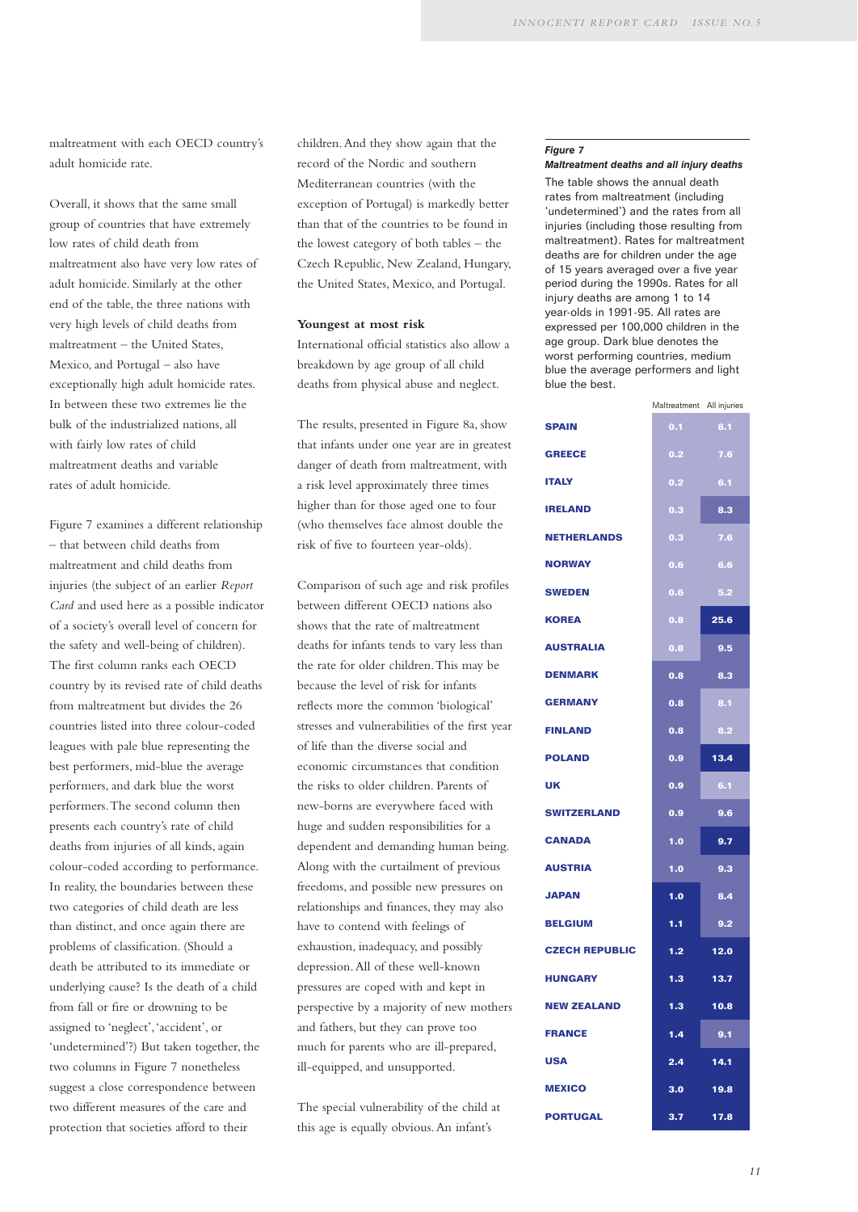maltreatment with each OECD country's adult homicide rate.

Overall, it shows that the same small group of countries that have extremely low rates of child death from maltreatment also have very low rates of adult homicide. Similarly at the other end of the table, the three nations with very high levels of child deaths from maltreatment – the United States, Mexico, and Portugal – also have exceptionally high adult homicide rates. In between these two extremes lie the bulk of the industrialized nations, all with fairly low rates of child maltreatment deaths and variable rates of adult homicide.

Figure 7 examines a different relationship – that between child deaths from maltreatment and child deaths from injuries (the subject of an earlier *Report Card* and used here as a possible indicator of a society's overall level of concern for the safety and well-being of children). The first column ranks each OECD country by its revised rate of child deaths from maltreatment but divides the 26 countries listed into three colour-coded leagues with pale blue representing the best performers, mid-blue the average performers, and dark blue the worst performers. The second column then presents each country's rate of child deaths from injuries of all kinds, again colour-coded according to performance. In reality, the boundaries between these two categories of child death are less than distinct, and once again there are problems of classification. (Should a death be attributed to its immediate or underlying cause? Is the death of a child from fall or fire or drowning to be assigned to 'neglect', 'accident', or 'undetermined'?) But taken together, the two columns in Figure 7 nonetheless suggest a close correspondence between two different measures of the care and protection that societies afford to their children. And they show again that the record of the Nordic and southern Mediterranean countries (with the exception of Portugal) is markedly better than that of the countries to be found in the lowest category of both tables – the Czech Republic, New Zealand, Hungary, the United States, Mexico, and Portugal.

**Youngest at most risk**

International official statistics also allow a breakdown by age group of all child deaths from physical abuse and neglect.

The results, presented in Figure 8a, show that infants under one year are in greatest danger of death from maltreatment, with a risk level approximately three times higher than for those aged one to four (who themselves face almost double the risk of five to fourteen year-olds).

Comparison of such age and risk profiles between different OECD nations also shows that the rate of maltreatment deaths for infants tends to vary less than the rate for older children. This may be because the level of risk for infants reflects more the common 'biological' stresses and vulnerabilities of the first year of life than the diverse social and economic circumstances that condition the risks to older children. Parents of new-borns are everywhere faced with huge and sudden responsibilities for a dependent and demanding human being. Along with the curtailment of previous freedoms, and possible new pressures on relationships and finances, they may also have to contend with feelings of exhaustion, inadequacy, and possibly depression. All of these well-known pressures are coped with and kept in perspective by a majority of new mothers and fathers, but they can prove too much for parents who are ill-prepared, ill-equipped, and unsupported.

The special vulnerability of the child at this age is equally obvious. An infant's

***Figure 7***
***Maltreatment deaths and all injury deaths***

The table shows the annual death rates from maltreatment (including 'undetermined') and the rates from all injuries (including those resulting from maltreatment). Rates for maltreatment deaths are for children under the age of 15 years averaged over a five year period during the 1990s. Rates for all injury deaths are among 1 to 14 year-olds in 1991-95. All rates are expressed per 100,000 children in the age group. Dark blue denotes the worst performing countries, medium blue the average performers and light blue the best.

| | Maltreatment | All injuries |
|---|---|---|
| SPAIN | 0.1 | 8.1 |
| GREECE | 0.2 | 7.6 |
| ITALY | 0.2 | 6.1 |
| IRELAND | 0.3 | 8.3 |
| NETHERLANDS | 0.3 | 7.6 |
| NORWAY | 0.6 | 6.6 |
| SWEDEN | 0.6 | 5.2 |
| KOREA | 0.8 | 25.6 |
| AUSTRALIA | 0.8 | 9.5 |
| DENMARK | 0.8 | 8.3 |
| GERMANY | 0.8 | 8.1 |
| FINLAND | 0.8 | 8.2 |
| POLAND | 0.9 | 13.4 |
| UK | 0.9 | 6.1 |
| SWITZERLAND | 0.9 | 9.6 |
| CANADA | 1.0 | 9.7 |
| AUSTRIA | 1.0 | 9.3 |
| JAPAN | 1.0 | 8.4 |
| BELGIUM | 1.1 | 9.2 |
| CZECH REPUBLIC | 1.2 | 12.0 |
| HUNGARY | 1.3 | 13.7 |
| NEW ZEALAND | 1.3 | 10.8 |
| FRANCE | 1.4 | 9.1 |
| USA | 2.4 | 14.1 |
| MEXICO | 3.0 | 19.8 |
| PORTUGAL | 3.7 | 17.8 |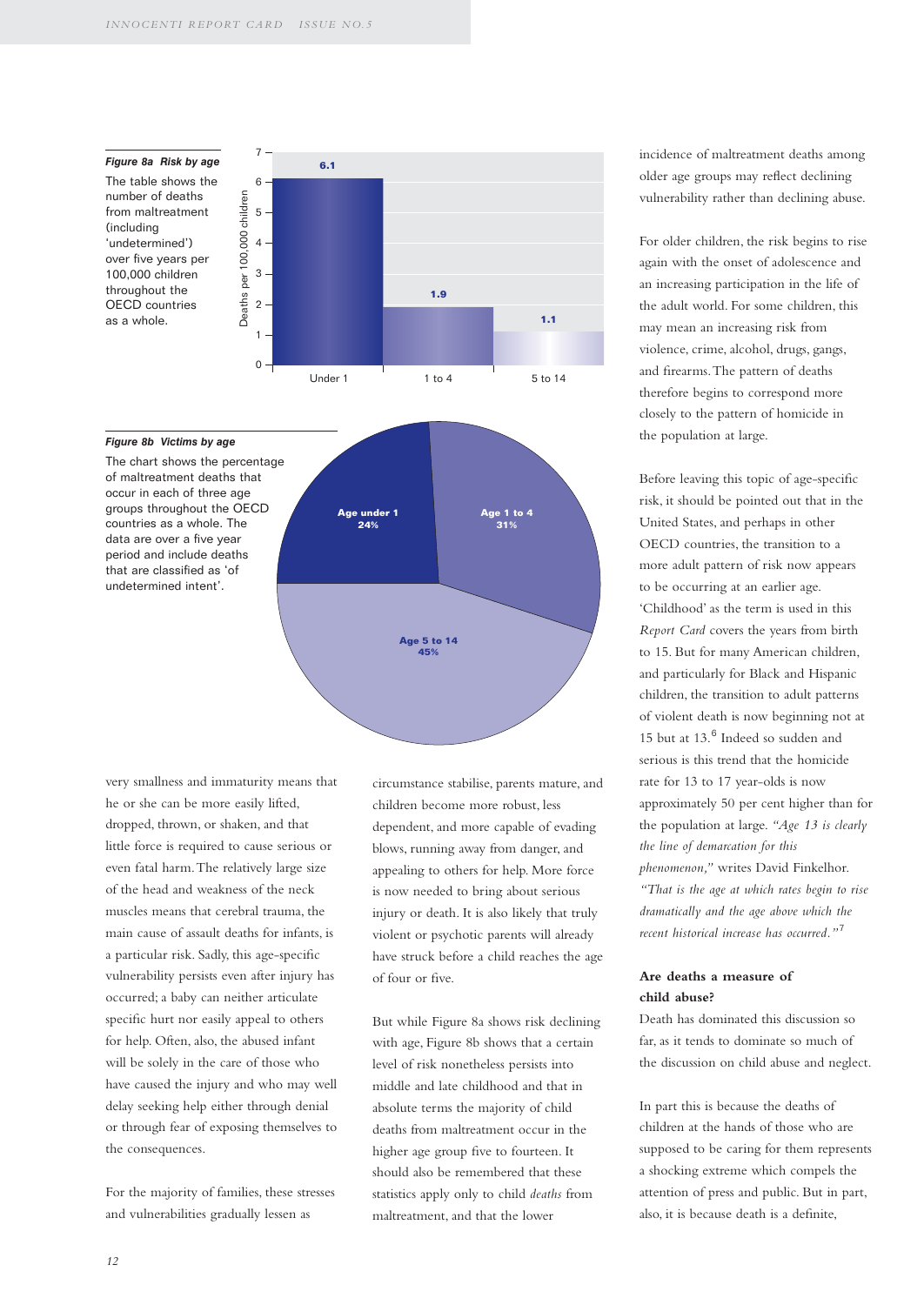*Figure 8a Risk by age*

The table shows the number of deaths from maltreatment (including 'undetermined') over five years per 100,000 children throughout the OECD countries as a whole.

| Age | Deaths per 100,000 children |
|---|---|
| Under 1 | 6.1 |
| 1 to 4 | 1.9 |
| 5 to 14 | 1.1 |

*Figure 8b Victims by age*

The chart shows the percentage of maltreatment deaths that occur in each of three age groups throughout the OECD countries as a whole. The data are over a five year period and include deaths that are classified as 'of undetermined intent'.

| Age group | Percentage |
|---|---|
| Age under 1 | 24% |
| Age 1 to 4 | 31% |
| Age 5 to 14 | 45% |

very smallness and immaturity means that he or she can be more easily lifted, dropped, thrown, or shaken, and that little force is required to cause serious or even fatal harm. The relatively large size of the head and weakness of the neck muscles means that cerebral trauma, the main cause of assault deaths for infants, is a particular risk. Sadly, this age-specific vulnerability persists even after injury has occurred; a baby can neither articulate specific hurt nor easily appeal to others for help. Often, also, the abused infant will be solely in the care of those who have caused the injury and who may well delay seeking help either through denial or through fear of exposing themselves to the consequences.

For the majority of families, these stresses and vulnerabilities gradually lessen as circumstance stabilise, parents mature, and children become more robust, less dependent, and more capable of evading blows, running away from danger, and appealing to others for help. More force is now needed to bring about serious injury or death. It is also likely that truly violent or psychotic parents will already have struck before a child reaches the age of four or five.

But while Figure 8a shows risk declining with age, Figure 8b shows that a certain level of risk nonetheless persists into middle and late childhood and that in absolute terms the majority of child deaths from maltreatment occur in the higher age group five to fourteen. It should also be remembered that these statistics apply only to child *deaths* from maltreatment, and that the lower incidence of maltreatment deaths among older age groups may reflect declining vulnerability rather than declining abuse.

For older children, the risk begins to rise again with the onset of adolescence and an increasing participation in the life of the adult world. For some children, this may mean an increasing risk from violence, crime, alcohol, drugs, gangs, and firearms. The pattern of deaths therefore begins to correspond more closely to the pattern of homicide in the population at large.

Before leaving this topic of age-specific risk, it should be pointed out that in the United States, and perhaps in other OECD countries, the transition to a more adult pattern of risk now appears to be occurring at an earlier age. 'Childhood' as the term is used in this *Report Card* covers the years from birth to 15. But for many American children, and particularly for Black and Hispanic children, the transition to adult patterns of violent death is now beginning not at 15 but at 13.[6] Indeed so sudden and serious is this trend that the homicide rate for 13 to 17 year-olds is now approximately 50 per cent higher than for the population at large. *"Age 13 is clearly the line of demarcation for this phenomenon,"* writes David Finkelhor. *"That is the age at which rates begin to rise dramatically and the age above which the recent historical increase has occurred."*[7]

### Are deaths a measure of child abuse?

Death has dominated this discussion so far, as it tends to dominate so much of the discussion on child abuse and neglect.

In part this is because the deaths of children at the hands of those who are supposed to be caring for them represents a shocking extreme which compels the attention of press and public. But in part, also, it is because death is a definite,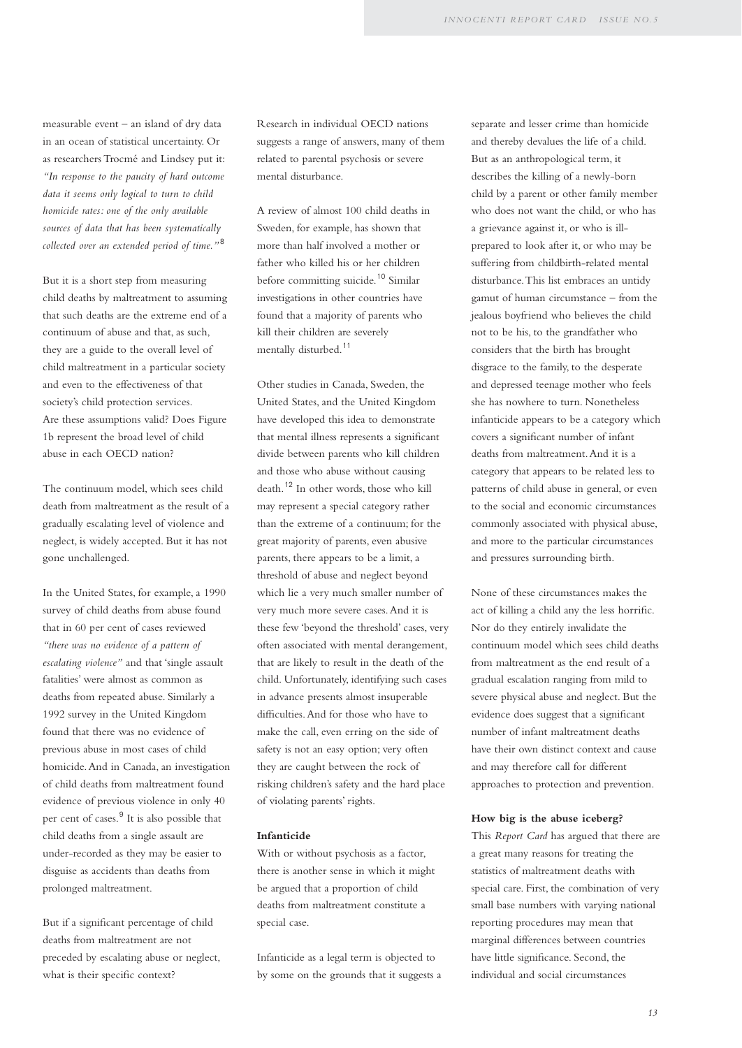measurable event – an island of dry data in an ocean of statistical uncertainty. Or as researchers Trocmé and Lindsey put it: *"In response to the paucity of hard outcome data it seems only logical to turn to child homicide rates: one of the only available sources of data that has been systematically collected over an extended period of time."*[8]

But it is a short step from measuring child deaths by maltreatment to assuming that such deaths are the extreme end of a continuum of abuse and that, as such, they are a guide to the overall level of child maltreatment in a particular society and even to the effectiveness of that society's child protection services. Are these assumptions valid? Does Figure 1b represent the broad level of child abuse in each OECD nation?

The continuum model, which sees child death from maltreatment as the result of a gradually escalating level of violence and neglect, is widely accepted. But it has not gone unchallenged.

In the United States, for example, a 1990 survey of child deaths from abuse found that in 60 per cent of cases reviewed *"there was no evidence of a pattern of escalating violence"* and that 'single assault fatalities' were almost as common as deaths from repeated abuse. Similarly a 1992 survey in the United Kingdom found that there was no evidence of previous abuse in most cases of child homicide. And in Canada, an investigation of child deaths from maltreatment found evidence of previous violence in only 40 per cent of cases.[9] It is also possible that child deaths from a single assault are under-recorded as they may be easier to disguise as accidents than deaths from prolonged maltreatment.

But if a significant percentage of child deaths from maltreatment are not preceded by escalating abuse or neglect, what is their specific context?

Research in individual OECD nations suggests a range of answers, many of them related to parental psychosis or severe mental disturbance.

A review of almost 100 child deaths in Sweden, for example, has shown that more than half involved a mother or father who killed his or her children before committing suicide.[10] Similar investigations in other countries have found that a majority of parents who kill their children are severely mentally disturbed.[11]

Other studies in Canada, Sweden, the United States, and the United Kingdom have developed this idea to demonstrate that mental illness represents a significant divide between parents who kill children and those who abuse without causing death.[12] In other words, those who kill may represent a special category rather than the extreme of a continuum; for the great majority of parents, even abusive parents, there appears to be a limit, a threshold of abuse and neglect beyond which lie a very much smaller number of very much more severe cases. And it is these few 'beyond the threshold' cases, very often associated with mental derangement, that are likely to result in the death of the child. Unfortunately, identifying such cases in advance presents almost insuperable difficulties. And for those who have to make the call, even erring on the side of safety is not an easy option; very often they are caught between the rock of risking children's safety and the hard place of violating parents' rights.

### Infanticide

With or without psychosis as a factor, there is another sense in which it might be argued that a proportion of child deaths from maltreatment constitute a special case.

Infanticide as a legal term is objected to by some on the grounds that it suggests a separate and lesser crime than homicide and thereby devalues the life of a child. But as an anthropological term, it describes the killing of a newly-born child by a parent or other family member who does not want the child, or who has a grievance against it, or who is ill-prepared to look after it, or who may be suffering from childbirth-related mental disturbance. This list embraces an untidy gamut of human circumstance – from the jealous boyfriend who believes the child not to be his, to the grandfather who considers that the birth has brought disgrace to the family, to the desperate and depressed teenage mother who feels she has nowhere to turn. Nonetheless infanticide appears to be a category which covers a significant number of infant deaths from maltreatment. And it is a category that appears to be related less to patterns of child abuse in general, or even to the social and economic circumstances commonly associated with physical abuse, and more to the particular circumstances and pressures surrounding birth.

None of these circumstances makes the act of killing a child any the less horrific. Nor do they entirely invalidate the continuum model which sees child deaths from maltreatment as the end result of a gradual escalation ranging from mild to severe physical abuse and neglect. But the evidence does suggest that a significant number of infant maltreatment deaths have their own distinct context and cause and may therefore call for different approaches to protection and prevention.

### How big is the abuse iceberg?

This *Report Card* has argued that there are a great many reasons for treating the statistics of maltreatment deaths with special care. First, the combination of very small base numbers with varying national reporting procedures may mean that marginal differences between countries have little significance. Second, the individual and social circumstances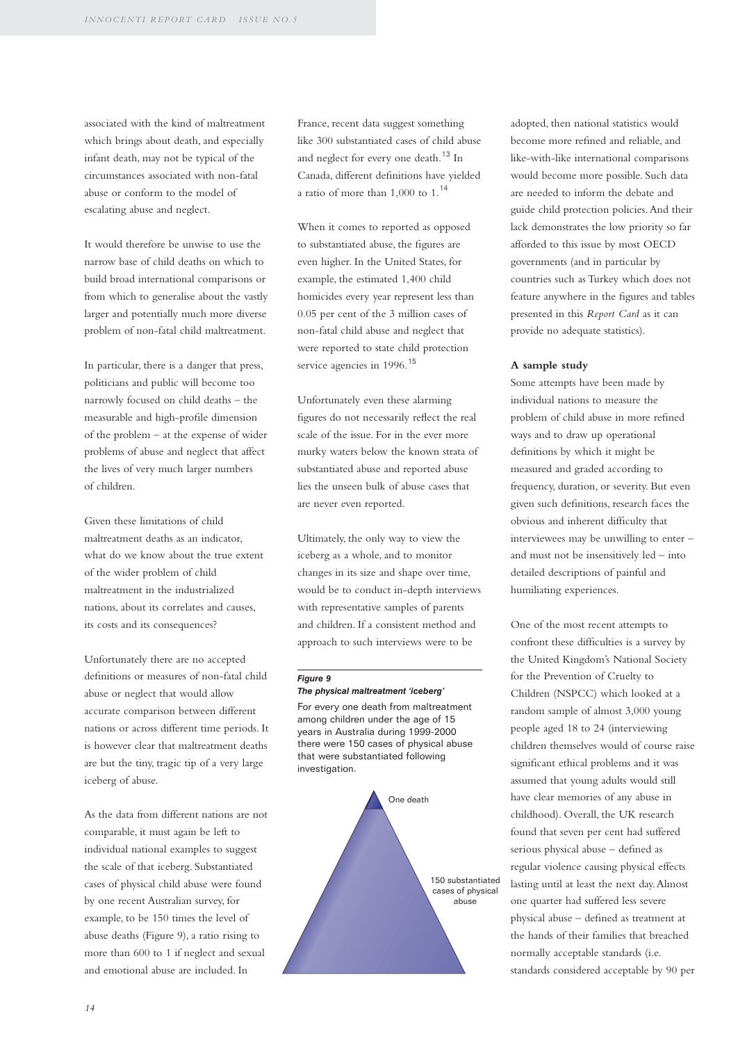associated with the kind of maltreatment which brings about death, and especially infant death, may not be typical of the circumstances associated with non-fatal abuse or conform to the model of escalating abuse and neglect.

It would therefore be unwise to use the narrow base of child deaths on which to build broad international comparisons or from which to generalise about the vastly larger and potentially much more diverse problem of non-fatal child maltreatment.

In particular, there is a danger that press, politicians and public will become too narrowly focused on child deaths – the measurable and high-profile dimension of the problem – at the expense of wider problems of abuse and neglect that affect the lives of very much larger numbers of children.

Given these limitations of child maltreatment deaths as an indicator, what do we know about the true extent of the wider problem of child maltreatment in the industrialized nations, about its correlates and causes, its costs and its consequences?

Unfortunately there are no accepted definitions or measures of non-fatal child abuse or neglect that would allow accurate comparison between different nations or across different time periods. It is however clear that maltreatment deaths are but the tiny, tragic tip of a very large iceberg of abuse.

As the data from different nations are not comparable, it must again be left to individual national examples to suggest the scale of that iceberg. Substantiated cases of physical child abuse were found by one recent Australian survey, for example, to be 150 times the level of abuse deaths (Figure 9), a ratio rising to more than 600 to 1 if neglect and sexual and emotional abuse are included. In France, recent data suggest something like 300 substantiated cases of child abuse and neglect for every one death.[13] In Canada, different definitions have yielded a ratio of more than 1,000 to 1.[14]

When it comes to reported as opposed to substantiated abuse, the figures are even higher. In the United States, for example, the estimated 1,400 child homicides every year represent less than 0.05 per cent of the 3 million cases of non-fatal child abuse and neglect that were reported to state child protection service agencies in 1996.[15]

Unfortunately even these alarming figures do not necessarily reflect the real scale of the issue. For in the ever more murky waters below the known strata of substantiated abuse and reported abuse lies the unseen bulk of abuse cases that are never even reported.

Ultimately, the only way to view the iceberg as a whole, and to monitor changes in its size and shape over time, would be to conduct in-depth interviews with representative samples of parents and children. If a consistent method and approach to such interviews were to be adopted, then national statistics would become more refined and reliable, and like-with-like international comparisons would become more possible. Such data are needed to inform the debate and guide child protection policies. And their lack demonstrates the low priority so far afforded to this issue by most OECD governments (and in particular by countries such as Turkey which does not feature anywhere in the figures and tables presented in this *Report Card* as it can provide no adequate statistics).

***Figure 9***
***The physical maltreatment 'iceberg'***

For every one death from maltreatment among children under the age of 15 years in Australia during 1999-2000 there were 150 cases of physical abuse that were substantiated following investigation.

One death

150 substantiated cases of physical abuse

**A sample study**

Some attempts have been made by individual nations to measure the problem of child abuse in more refined ways and to draw up operational definitions by which it might be measured and graded according to frequency, duration, or severity. But even given such definitions, research faces the obvious and inherent difficulty that interviewees may be unwilling to enter – and must not be insensitively led – into detailed descriptions of painful and humiliating experiences.

One of the most recent attempts to confront these difficulties is a survey by the United Kingdom's National Society for the Prevention of Cruelty to Children (NSPCC) which looked at a random sample of almost 3,000 young people aged 18 to 24 (interviewing children themselves would of course raise significant ethical problems and it was assumed that young adults would still have clear memories of any abuse in childhood). Overall, the UK research found that seven per cent had suffered serious physical abuse – defined as regular violence causing physical effects lasting until at least the next day. Almost one quarter had suffered less severe physical abuse – defined as treatment at the hands of their families that breached normally acceptable standards (i.e. standards considered acceptable by 90 per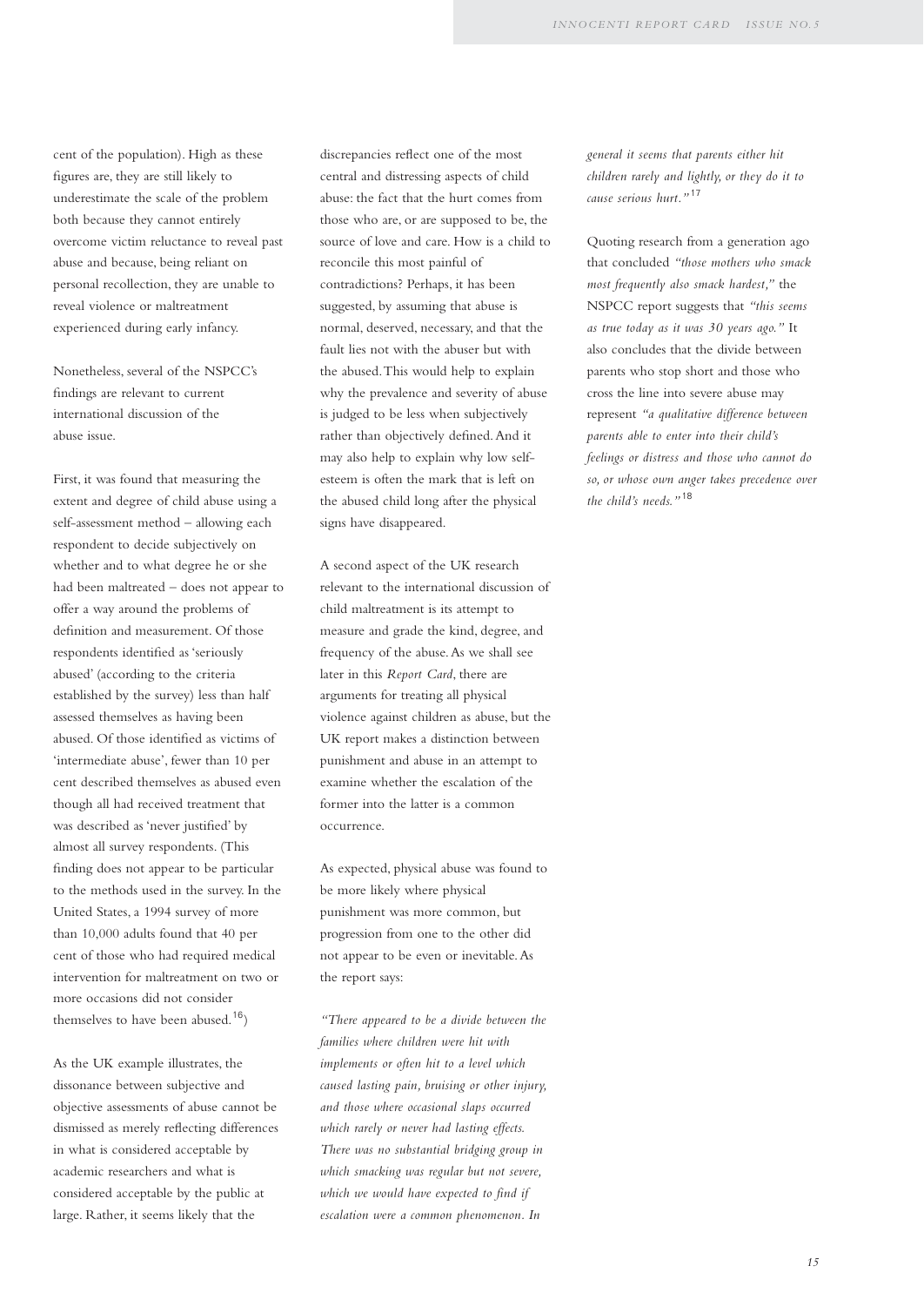cent of the population). High as these figures are, they are still likely to underestimate the scale of the problem both because they cannot entirely overcome victim reluctance to reveal past abuse and because, being reliant on personal recollection, they are unable to reveal violence or maltreatment experienced during early infancy.

Nonetheless, several of the NSPCC's findings are relevant to current international discussion of the abuse issue.

First, it was found that measuring the extent and degree of child abuse using a self-assessment method – allowing each respondent to decide subjectively on whether and to what degree he or she had been maltreated – does not appear to offer a way around the problems of definition and measurement. Of those respondents identified as 'seriously abused' (according to the criteria established by the survey) less than half assessed themselves as having been abused. Of those identified as victims of 'intermediate abuse', fewer than 10 per cent described themselves as abused even though all had received treatment that was described as 'never justified' by almost all survey respondents. (This finding does not appear to be particular to the methods used in the survey. In the United States, a 1994 survey of more than 10,000 adults found that 40 per cent of those who had required medical intervention for maltreatment on two or more occasions did not consider themselves to have been abused.[16])

As the UK example illustrates, the dissonance between subjective and objective assessments of abuse cannot be dismissed as merely reflecting differences in what is considered acceptable by academic researchers and what is considered acceptable by the public at large. Rather, it seems likely that the discrepancies reflect one of the most central and distressing aspects of child abuse: the fact that the hurt comes from those who are, or are supposed to be, the source of love and care. How is a child to reconcile this most painful of contradictions? Perhaps, it has been suggested, by assuming that abuse is normal, deserved, necessary, and that the fault lies not with the abuser but with the abused. This would help to explain why the prevalence and severity of abuse is judged to be less when subjectively rather than objectively defined. And it may also help to explain why low self-esteem is often the mark that is left on the abused child long after the physical signs have disappeared.

A second aspect of the UK research relevant to the international discussion of child maltreatment is its attempt to measure and grade the kind, degree, and frequency of the abuse. As we shall see later in this *Report Card*, there are arguments for treating all physical violence against children as abuse, but the UK report makes a distinction between punishment and abuse in an attempt to examine whether the escalation of the former into the latter is a common occurrence.

As expected, physical abuse was found to be more likely where physical punishment was more common, but progression from one to the other did not appear to be even or inevitable. As the report says:

*"There appeared to be a divide between the families where children were hit with implements or often hit to a level which caused lasting pain, bruising or other injury, and those where occasional slaps occurred which rarely or never had lasting effects. There was no substantial bridging group in which smacking was regular but not severe, which we would have expected to find if escalation were a common phenomenon. In general it seems that parents either hit children rarely and lightly, or they do it to cause serious hurt."*[17]

Quoting research from a generation ago that concluded *"those mothers who smack most frequently also smack hardest,"* the NSPCC report suggests that *"this seems as true today as it was 30 years ago."* It also concludes that the divide between parents who stop short and those who cross the line into severe abuse may represent *"a qualitative difference between parents able to enter into their child's feelings or distress and those who cannot do so, or whose own anger takes precedence over the child's needs."*[18]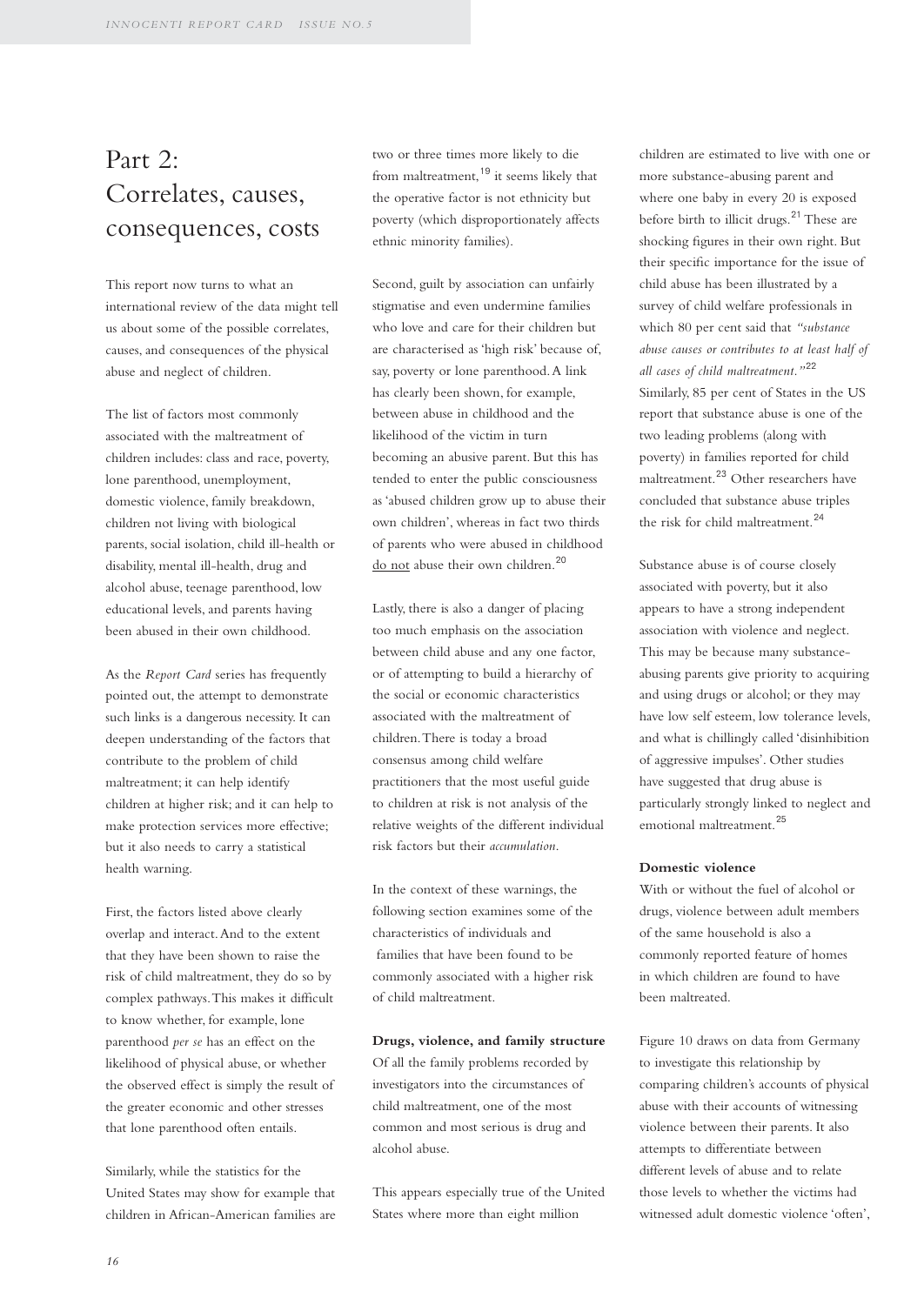# Part 2: Correlates, causes, consequences, costs

This report now turns to what an international review of the data might tell us about some of the possible correlates, causes, and consequences of the physical abuse and neglect of children.

The list of factors most commonly associated with the maltreatment of children includes: class and race, poverty, lone parenthood, unemployment, domestic violence, family breakdown, children not living with biological parents, social isolation, child ill-health or disability, mental ill-health, drug and alcohol abuse, teenage parenthood, low educational levels, and parents having been abused in their own childhood.

As the *Report Card* series has frequently pointed out, the attempt to demonstrate such links is a dangerous necessity. It can deepen understanding of the factors that contribute to the problem of child maltreatment; it can help identify children at higher risk; and it can help to make protection services more effective; but it also needs to carry a statistical health warning.

First, the factors listed above clearly overlap and interact. And to the extent that they have been shown to raise the risk of child maltreatment, they do so by complex pathways. This makes it difficult to know whether, for example, lone parenthood *per se* has an effect on the likelihood of physical abuse, or whether the observed effect is simply the result of the greater economic and other stresses that lone parenthood often entails.

Similarly, while the statistics for the United States may show for example that children in African-American families are two or three times more likely to die from maltreatment,[19] it seems likely that the operative factor is not ethnicity but poverty (which disproportionately affects ethnic minority families).

Second, guilt by association can unfairly stigmatise and even undermine families who love and care for their children but are characterised as 'high risk' because of, say, poverty or lone parenthood. A link has clearly been shown, for example, between abuse in childhood and the likelihood of the victim in turn becoming an abusive parent. But this has tended to enter the public consciousness as 'abused children grow up to abuse their own children', whereas in fact two thirds of parents who were abused in childhood <u>do not</u> abuse their own children.[20]

Lastly, there is also a danger of placing too much emphasis on the association between child abuse and any one factor, or of attempting to build a hierarchy of the social or economic characteristics associated with the maltreatment of children. There is today a broad consensus among child welfare practitioners that the most useful guide to children at risk is not analysis of the relative weights of the different individual risk factors but their *accumulation*.

In the context of these warnings, the following section examines some of the characteristics of individuals and families that have been found to be commonly associated with a higher risk of child maltreatment.

**Drugs, violence, and family structure**

Of all the family problems recorded by investigators into the circumstances of child maltreatment, one of the most common and most serious is drug and alcohol abuse.

This appears especially true of the United States where more than eight million children are estimated to live with one or more substance-abusing parent and where one baby in every 20 is exposed before birth to illicit drugs.[21] These are shocking figures in their own right. But their specific importance for the issue of child abuse has been illustrated by a survey of child welfare professionals in which 80 per cent said that *"substance abuse causes or contributes to at least half of all cases of child maltreatment."*[22] Similarly, 85 per cent of States in the US report that substance abuse is one of the two leading problems (along with poverty) in families reported for child maltreatment.[23] Other researchers have concluded that substance abuse triples the risk for child maltreatment.[24]

Substance abuse is of course closely associated with poverty, but it also appears to have a strong independent association with violence and neglect. This may be because many substance-abusing parents give priority to acquiring and using drugs or alcohol; or they may have low self esteem, low tolerance levels, and what is chillingly called 'disinhibition of aggressive impulses'. Other studies have suggested that drug abuse is particularly strongly linked to neglect and emotional maltreatment.[25]

**Domestic violence**

With or without the fuel of alcohol or drugs, violence between adult members of the same household is also a commonly reported feature of homes in which children are found to have been maltreated.

Figure 10 draws on data from Germany to investigate this relationship by comparing children's accounts of physical abuse with their accounts of witnessing violence between their parents. It also attempts to differentiate between different levels of abuse and to relate those levels to whether the victims had witnessed adult domestic violence 'often',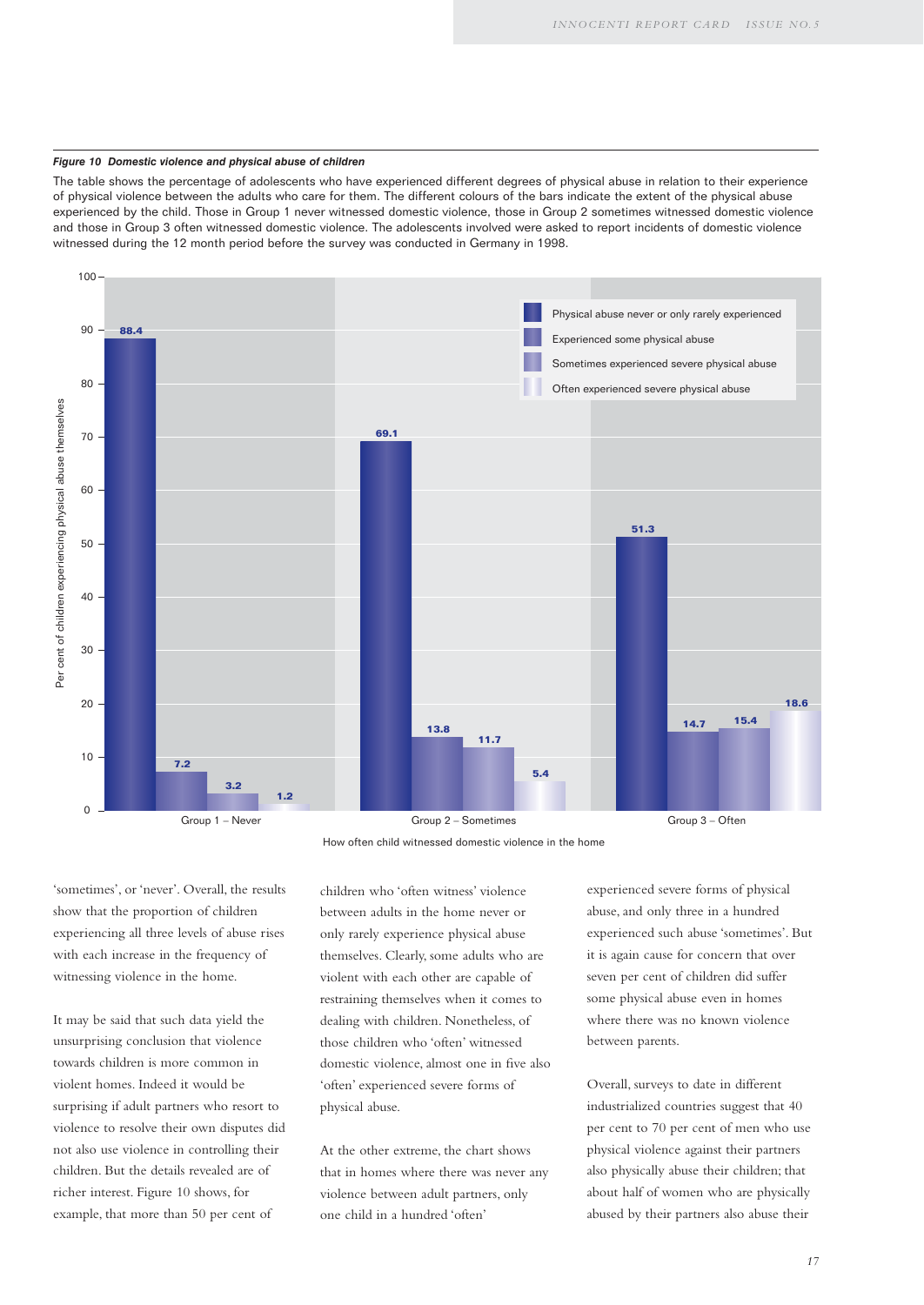*Figure 10 Domestic violence and physical abuse of children*

The table shows the percentage of adolescents who have experienced different degrees of physical abuse in relation to their experience of physical violence between the adults who care for them. The different colours of the bars indicate the extent of the physical abuse experienced by the child. Those in Group 1 never witnessed domestic violence, those in Group 2 sometimes witnessed domestic violence and those in Group 3 often witnessed domestic violence. The adolescents involved were asked to report incidents of domestic violence witnessed during the 12 month period before the survey was conducted in Germany in 1998.

| How often child witnessed domestic violence in the home | Physical abuse never or only rarely experienced | Experienced some physical abuse | Sometimes experienced severe physical abuse | Often experienced severe physical abuse |
|---|---|---|---|---|
| Group 1 – Never | 88.4 | 7.2 | 3.2 | 1.2 |
| Group 2 – Sometimes | 69.1 | 13.8 | 11.7 | 5.4 |
| Group 3 – Often | 51.3 | 14.7 | 15.4 | 18.6 |

Per cent of children experiencing physical abuse themselves

'sometimes', or 'never'. Overall, the results show that the proportion of children experiencing all three levels of abuse rises with each increase in the frequency of witnessing violence in the home.

It may be said that such data yield the unsurprising conclusion that violence towards children is more common in violent homes. Indeed it would be surprising if adult partners who resort to violence to resolve their own disputes did not also use violence in controlling their children. But the details revealed are of richer interest. Figure 10 shows, for example, that more than 50 per cent of children who 'often witness' violence between adults in the home never or only rarely experience physical abuse themselves. Clearly, some adults who are violent with each other are capable of restraining themselves when it comes to dealing with children. Nonetheless, of those children who 'often' witnessed domestic violence, almost one in five also 'often' experienced severe forms of physical abuse.

At the other extreme, the chart shows that in homes where there was never any violence between adult partners, only one child in a hundred 'often' experienced severe forms of physical abuse, and only three in a hundred experienced such abuse 'sometimes'. But it is again cause for concern that over seven per cent of children did suffer some physical abuse even in homes where there was no known violence between parents.

Overall, surveys to date in different industrialized countries suggest that 40 per cent to 70 per cent of men who use physical violence against their partners also physically abuse their children; that about half of women who are physically abused by their partners also abuse their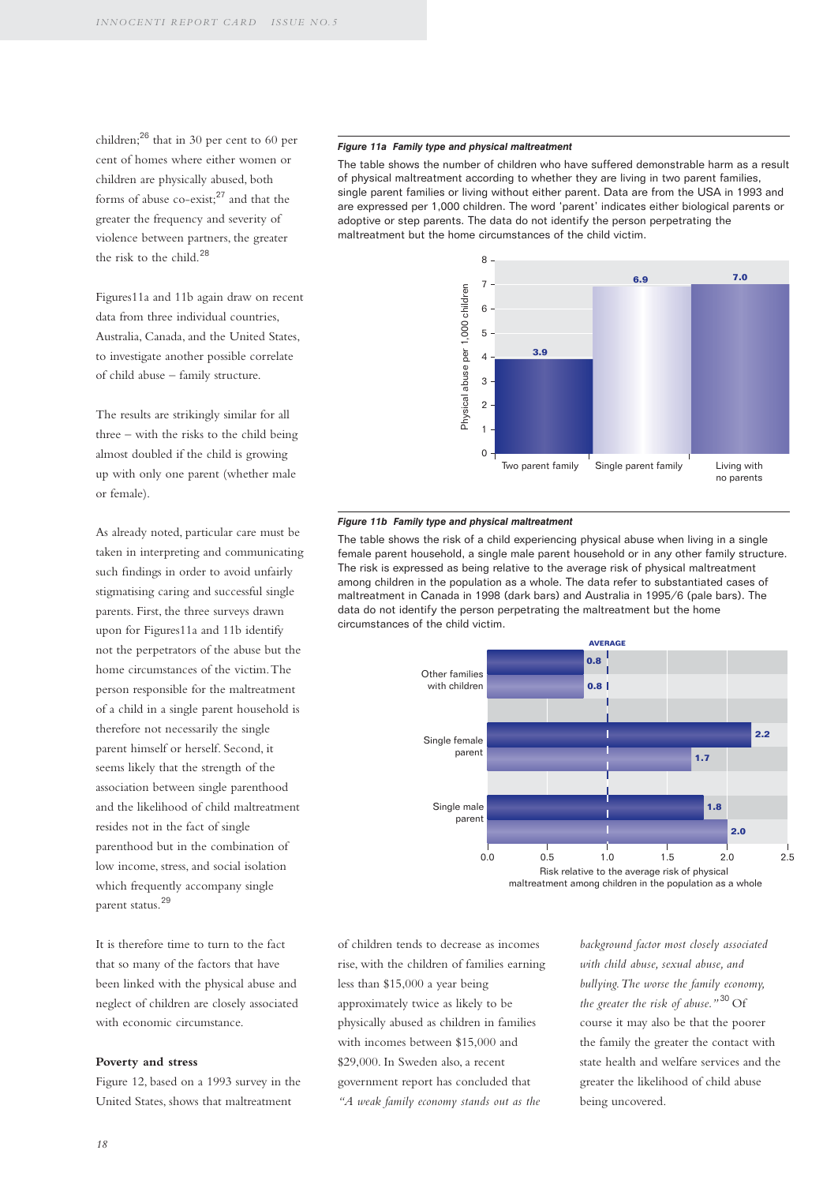children;[26] that in 30 per cent to 60 per cent of homes where either women or children are physically abused, both forms of abuse co-exist;[27] and that the greater the frequency and severity of violence between partners, the greater the risk to the child.[28]

Figures11a and 11b again draw on recent data from three individual countries, Australia, Canada, and the United States, to investigate another possible correlate of child abuse – family structure.

The results are strikingly similar for all three – with the risks to the child being almost doubled if the child is growing up with only one parent (whether male or female).

As already noted, particular care must be taken in interpreting and communicating such findings in order to avoid unfairly stigmatising caring and successful single parents. First, the three surveys drawn upon for Figures11a and 11b identify not the perpetrators of the abuse but the home circumstances of the victim. The person responsible for the maltreatment of a child in a single parent household is therefore not necessarily the single parent himself or herself. Second, it seems likely that the strength of the association between single parenthood and the likelihood of child maltreatment resides not in the fact of single parenthood but in the combination of low income, stress, and social isolation which frequently accompany single parent status.[29]

***Figure 11a Family type and physical maltreatment***

The table shows the number of children who have suffered demonstrable harm as a result of physical maltreatment according to whether they are living in two parent families, single parent families or living without either parent. Data are from the USA in 1993 and are expressed per 1,000 children. The word 'parent' indicates either biological parents or adoptive or step parents. The data do not identify the person perpetrating the maltreatment but the home circumstances of the child victim.

| Family type | Physical abuse per 1,000 children |
|---|---|
| Two parent family | 3.9 |
| Single parent family | 6.9 |
| Living with no parents | 7.0 |

***Figure 11b Family type and physical maltreatment***

The table shows the risk of a child experiencing physical abuse when living in a single female parent household, a single male parent household or in any other family structure. The risk is expressed as being relative to the average risk of physical maltreatment among children in the population as a whole. The data refer to substantiated cases of maltreatment in Canada in 1998 (dark bars) and Australia in 1995/6 (pale bars). The data do not identify the person perpetrating the maltreatment but the home circumstances of the child victim.

| Family type | Canada 1998 | Australia 1995/6 |
|---|---|---|
| Other families with children | 0.8 | 0.8 |
| Single female parent | 2.2 | 1.7 |
| Single male parent | 1.8 | 2.0 |

Risk relative to the average risk of physical maltreatment among children in the population as a whole (AVERAGE = 1.0)

It is therefore time to turn to the fact that so many of the factors that have been linked with the physical abuse and neglect of children are closely associated with economic circumstance.

**Poverty and stress**

Figure 12, based on a 1993 survey in the United States, shows that maltreatment of children tends to decrease as incomes rise, with the children of families earning less than $15,000 a year being approximately twice as likely to be physically abused as children in families with incomes between $15,000 and $29,000. In Sweden also, a recent government report has concluded that *"A weak family economy stands out as the background factor most closely associated with child abuse, sexual abuse, and bullying. The worse the family economy, the greater the risk of abuse."*[30] Of course it may also be that the poorer the family the greater the contact with state health and welfare services and the greater the likelihood of child abuse being uncovered.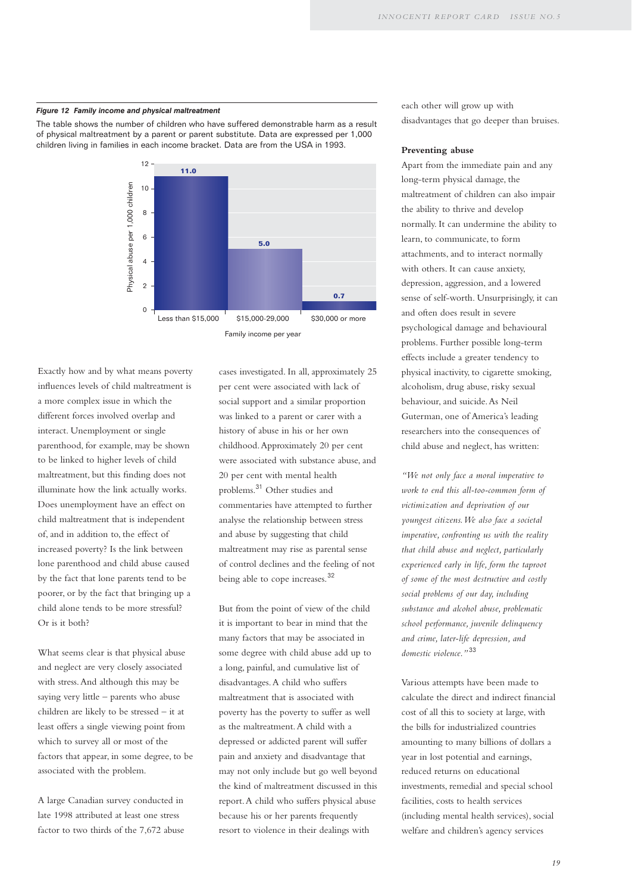***Figure 12 Family income and physical maltreatment***

The table shows the number of children who have suffered demonstrable harm as a result of physical maltreatment by a parent or parent substitute. Data are expressed per 1,000 children living in families in each income bracket. Data are from the USA in 1993.

| Family income per year | Physical abuse per 1,000 children |
|---|---|
| Less than $15,000 | 11.0 |
| $15,000-29,000 | 5.0 |
| $30,000 or more | 0.7 |

Exactly how and by what means poverty influences levels of child maltreatment is a more complex issue in which the different forces involved overlap and interact. Unemployment or single parenthood, for example, may be shown to be linked to higher levels of child maltreatment, but this finding does not illuminate how the link actually works. Does unemployment have an effect on child maltreatment that is independent of, and in addition to, the effect of increased poverty? Is the link between lone parenthood and child abuse caused by the fact that lone parents tend to be poorer, or by the fact that bringing up a child alone tends to be more stressful? Or is it both?

What seems clear is that physical abuse and neglect are very closely associated with stress. And although this may be saying very little – parents who abuse children are likely to be stressed – it at least offers a single viewing point from which to survey all or most of the factors that appear, in some degree, to be associated with the problem.

A large Canadian survey conducted in late 1998 attributed at least one stress factor to two thirds of the 7,672 abuse cases investigated. In all, approximately 25 per cent were associated with lack of social support and a similar proportion was linked to a parent or carer with a history of abuse in his or her own childhood. Approximately 20 per cent were associated with substance abuse, and 20 per cent with mental health problems.[31] Other studies and commentaries have attempted to further analyse the relationship between stress and abuse by suggesting that child maltreatment may rise as parental sense of control declines and the feeling of not being able to cope increases.[32]

But from the point of view of the child it is important to bear in mind that the many factors that may be associated in some degree with child abuse add up to a long, painful, and cumulative list of disadvantages. A child who suffers maltreatment that is associated with poverty has the poverty to suffer as well as the maltreatment. A child with a depressed or addicted parent will suffer pain and anxiety and disadvantage that may not only include but go well beyond the kind of maltreatment discussed in this report. A child who suffers physical abuse because his or her parents frequently resort to violence in their dealings with each other will grow up with disadvantages that go deeper than bruises.

**Preventing abuse**

Apart from the immediate pain and any long-term physical damage, the maltreatment of children can also impair the ability to thrive and develop normally. It can undermine the ability to learn, to communicate, to form attachments, and to interact normally with others. It can cause anxiety, depression, aggression, and a lowered sense of self-worth. Unsurprisingly, it can and often does result in severe psychological damage and behavioural problems. Further possible long-term effects include a greater tendency to physical inactivity, to cigarette smoking, alcoholism, drug abuse, risky sexual behaviour, and suicide. As Neil Guterman, one of America's leading researchers into the consequences of child abuse and neglect, has written:

*"We not only face a moral imperative to work to end this all-too-common form of victimization and deprivation of our youngest citizens. We also face a societal imperative, confronting us with the reality that child abuse and neglect, particularly experienced early in life, form the taproot of some of the most destructive and costly social problems of our day, including substance and alcohol abuse, problematic school performance, juvenile delinquency and crime, later-life depression, and domestic violence."*[33]

Various attempts have been made to calculate the direct and indirect financial cost of all this to society at large, with the bills for industrialized countries amounting to many billions of dollars a year in lost potential and earnings, reduced returns on educational investments, remedial and special school facilities, costs to health services (including mental health services), social welfare and children's agency services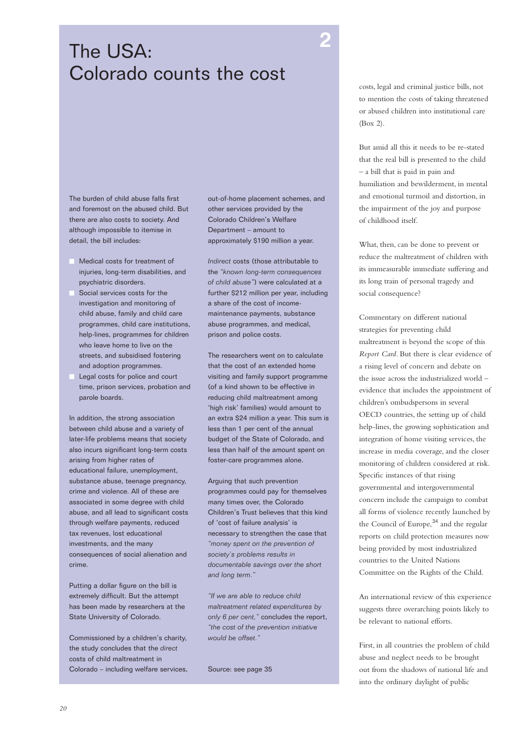## The USA: Colorado counts the cost

**2**

The burden of child abuse falls first and foremost on the abused child. But there are also costs to society. And although impossible to itemise in detail, the bill includes:

- Medical costs for treatment of injuries, long-term disabilities, and psychiatric disorders.
- Social services costs for the investigation and monitoring of child abuse, family and child care programmes, child care institutions, help-lines, programmes for children who leave home to live on the streets, and subsidised fostering and adoption programmes.
- Legal costs for police and court time, prison services, probation and parole boards.

In addition, the strong association between child abuse and a variety of later-life problems means that society also incurs significant long-term costs arising from higher rates of educational failure, unemployment, substance abuse, teenage pregnancy, crime and violence. All of these are associated in some degree with child abuse, and all lead to significant costs through welfare payments, reduced tax revenues, lost educational investments, and the many consequences of social alienation and crime.

Putting a dollar figure on the bill is extremely difficult. But the attempt has been made by researchers at the State University of Colorado.

Commissioned by a children's charity, the study concludes that the *direct* costs of child maltreatment in Colorado – including welfare services, out-of-home placement schemes, and other services provided by the Colorado Children's Welfare Department – amount to approximately $190 million a year.

*Indirect* costs (those attributable to the *"known long-term consequences of child abuse"*) were calculated at a further $212 million per year, including a share of the cost of income-maintenance payments, substance abuse programmes, and medical, prison and police costs.

The researchers went on to calculate that the cost of an extended home visiting and family support programme (of a kind shown to be effective in reducing child maltreatment among 'high risk' families) would amount to an extra $24 million a year. This sum is less than 1 per cent of the annual budget of the State of Colorado, and less than half of the amount spent on foster-care programmes alone.

Arguing that such prevention programmes could pay for themselves many times over, the Colorado Children's Trust believes that this kind of 'cost of failure analysis' is necessary to strengthen the case that *"money spent on the prevention of society's problems results in documentable savings over the short and long term."*

*"If we are able to reduce child maltreatment related expenditures by only 6 per cent,"* concludes the report, *"the cost of the prevention initiative would be offset."*

Source: see page 35

costs, legal and criminal justice bills, not to mention the costs of taking threatened or abused children into institutional care (Box 2).

But amid all this it needs to be re-stated that the real bill is presented to the child – a bill that is paid in pain and humiliation and bewilderment, in mental and emotional turmoil and distortion, in the impairment of the joy and purpose of childhood itself.

What, then, can be done to prevent or reduce the maltreatment of children with its immeasurable immediate suffering and its long train of personal tragedy and social consequence?

Commentary on different national strategies for preventing child maltreatment is beyond the scope of this *Report Card*. But there is clear evidence of a rising level of concern and debate on the issue across the industrialized world – evidence that includes the appointment of children's ombudspersons in several OECD countries, the setting up of child help-lines, the growing sophistication and integration of home visiting services, the increase in media coverage, and the closer monitoring of children considered at risk. Specific instances of that rising governmental and intergovernmental concern include the campaign to combat all forms of violence recently launched by the Council of Europe,[34] and the regular reports on child protection measures now being provided by most industrialized countries to the United Nations Committee on the Rights of the Child.

An international review of this experience suggests three overarching points likely to be relevant to national efforts.

First, in all countries the problem of child abuse and neglect needs to be brought out from the shadows of national life and into the ordinary daylight of public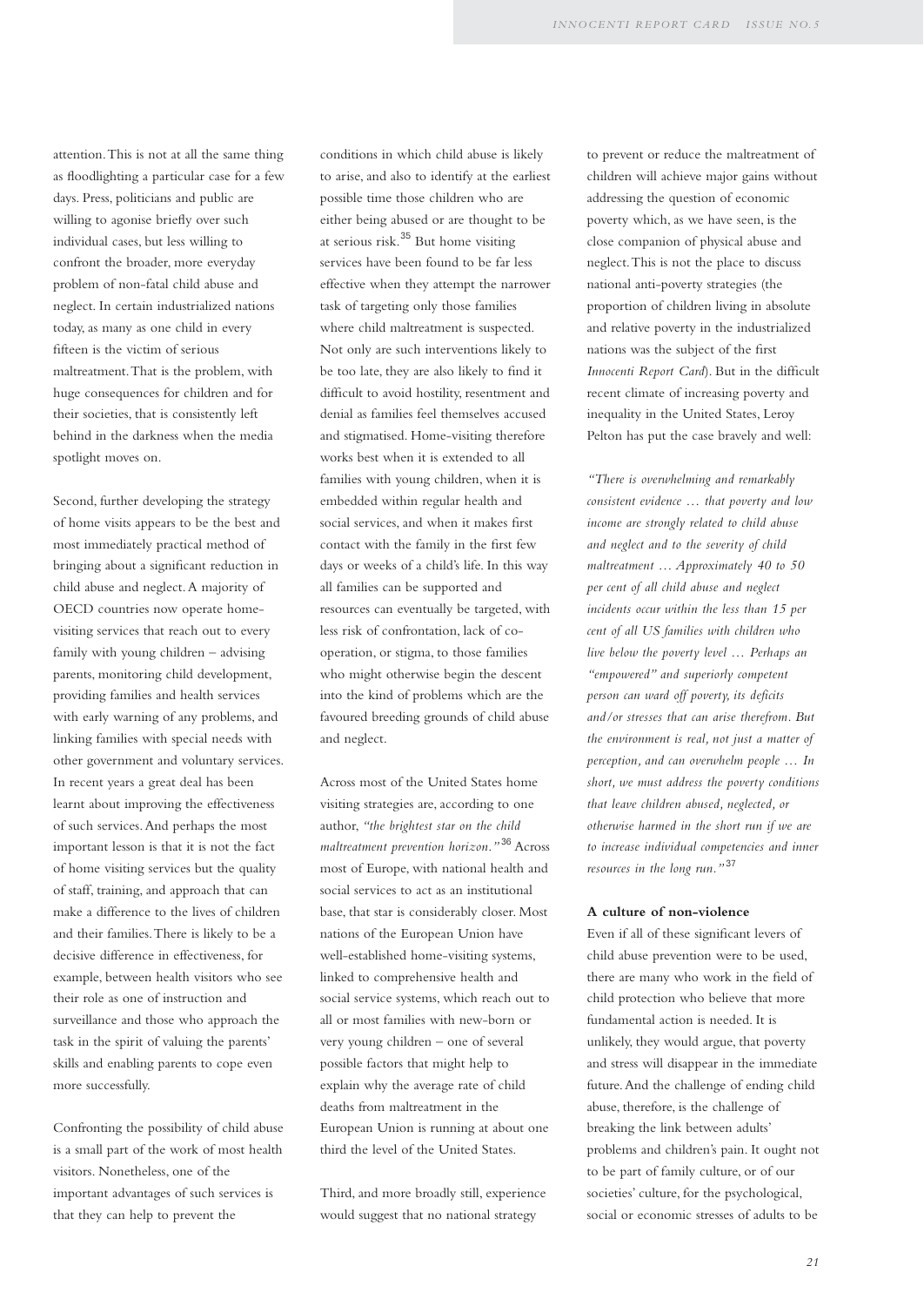attention. This is not at all the same thing as floodlighting a particular case for a few days. Press, politicians and public are willing to agonise briefly over such individual cases, but less willing to confront the broader, more everyday problem of non-fatal child abuse and neglect. In certain industrialized nations today, as many as one child in every fifteen is the victim of serious maltreatment. That is the problem, with huge consequences for children and for their societies, that is consistently left behind in the darkness when the media spotlight moves on.

Second, further developing the strategy of home visits appears to be the best and most immediately practical method of bringing about a significant reduction in child abuse and neglect. A majority of OECD countries now operate home-visiting services that reach out to every family with young children – advising parents, monitoring child development, providing families and health services with early warning of any problems, and linking families with special needs with other government and voluntary services. In recent years a great deal has been learnt about improving the effectiveness of such services. And perhaps the most important lesson is that it is not the fact of home visiting services but the quality of staff, training, and approach that can make a difference to the lives of children and their families. There is likely to be a decisive difference in effectiveness, for example, between health visitors who see their role as one of instruction and surveillance and those who approach the task in the spirit of valuing the parents' skills and enabling parents to cope even more successfully.

Confronting the possibility of child abuse is a small part of the work of most health visitors. Nonetheless, one of the important advantages of such services is that they can help to prevent the conditions in which child abuse is likely to arise, and also to identify at the earliest possible time those children who are either being abused or are thought to be at serious risk.[35] But home visiting services have been found to be far less effective when they attempt the narrower task of targeting only those families where child maltreatment is suspected. Not only are such interventions likely to be too late, they are also likely to find it difficult to avoid hostility, resentment and denial as families feel themselves accused and stigmatised. Home-visiting therefore works best when it is extended to all families with young children, when it is embedded within regular health and social services, and when it makes first contact with the family in the first few days or weeks of a child's life. In this way all families can be supported and resources can eventually be targeted, with less risk of confrontation, lack of co-operation, or stigma, to those families who might otherwise begin the descent into the kind of problems which are the favoured breeding grounds of child abuse and neglect.

Across most of the United States home visiting strategies are, according to one author, *"the brightest star on the child maltreatment prevention horizon."*[36] Across most of Europe, with national health and social services to act as an institutional base, that star is considerably closer. Most nations of the European Union have well-established home-visiting systems, linked to comprehensive health and social service systems, which reach out to all or most families with new-born or very young children – one of several possible factors that might help to explain why the average rate of child deaths from maltreatment in the European Union is running at about one third the level of the United States.

Third, and more broadly still, experience would suggest that no national strategy to prevent or reduce the maltreatment of children will achieve major gains without addressing the question of economic poverty which, as we have seen, is the close companion of physical abuse and neglect. This is not the place to discuss national anti-poverty strategies (the proportion of children living in absolute and relative poverty in the industrialized nations was the subject of the first *Innocenti Report Card*). But in the difficult recent climate of increasing poverty and inequality in the United States, Leroy Pelton has put the case bravely and well:

*"There is overwhelming and remarkably consistent evidence … that poverty and low income are strongly related to child abuse and neglect and to the severity of child maltreatment … Approximately 40 to 50 per cent of all child abuse and neglect incidents occur within the less than 15 per cent of all US families with children who live below the poverty level … Perhaps an "empowered" and superiorly competent person can ward off poverty, its deficits and/or stresses that can arise therefrom. But the environment is real, not just a matter of perception, and can overwhelm people … In short, we must address the poverty conditions that leave children abused, neglected, or otherwise harmed in the short run if we are to increase individual competencies and inner resources in the long run."*[37]

**A culture of non-violence**

Even if all of these significant levers of child abuse prevention were to be used, there are many who work in the field of child protection who believe that more fundamental action is needed. It is unlikely, they would argue, that poverty and stress will disappear in the immediate future. And the challenge of ending child abuse, therefore, is the challenge of breaking the link between adults' problems and children's pain. It ought not to be part of family culture, or of our societies' culture, for the psychological, social or economic stresses of adults to be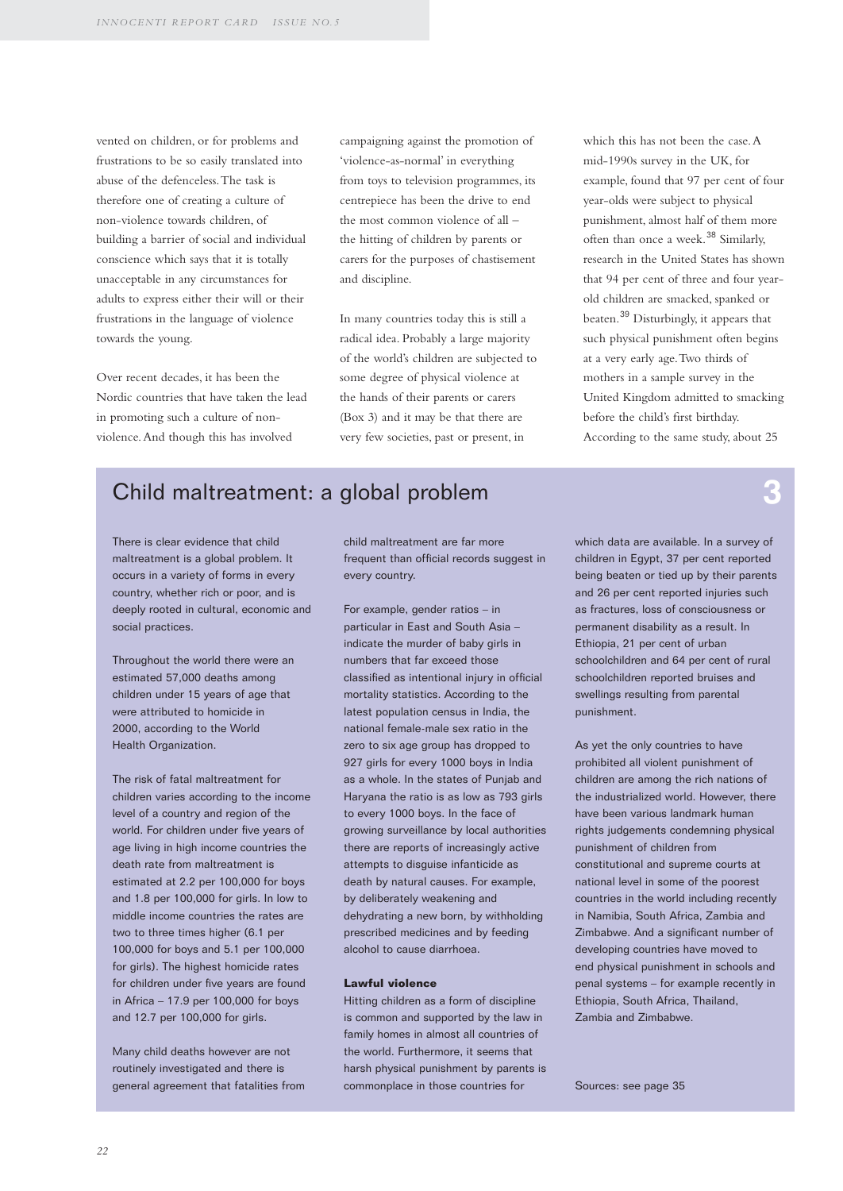vented on children, or for problems and frustrations to be so easily translated into abuse of the defenceless. The task is therefore one of creating a culture of non-violence towards children, of building a barrier of social and individual conscience which says that it is totally unacceptable in any circumstances for adults to express either their will or their frustrations in the language of violence towards the young.

Over recent decades, it has been the Nordic countries that have taken the lead in promoting such a culture of non-violence. And though this has involved campaigning against the promotion of 'violence-as-normal' in everything from toys to television programmes, its centrepiece has been the drive to end the most common violence of all – the hitting of children by parents or carers for the purposes of chastisement and discipline.

In many countries today this is still a radical idea. Probably a large majority of the world's children are subjected to some degree of physical violence at the hands of their parents or carers (Box 3) and it may be that there are very few societies, past or present, in which this has not been the case. A mid-1990s survey in the UK, for example, found that 97 per cent of four year-olds were subject to physical punishment, almost half of them more often than once a week.[38] Similarly, research in the United States has shown that 94 per cent of three and four year-old children are smacked, spanked or beaten.[39] Disturbingly, it appears that such physical punishment often begins at a very early age. Two thirds of mothers in a sample survey in the United Kingdom admitted to smacking before the child's first birthday. According to the same study, about 25

## Child maltreatment: a global problem **3**

There is clear evidence that child maltreatment is a global problem. It occurs in a variety of forms in every country, whether rich or poor, and is deeply rooted in cultural, economic and social practices.

Throughout the world there were an estimated 57,000 deaths among children under 15 years of age that were attributed to homicide in 2000, according to the World Health Organization.

The risk of fatal maltreatment for children varies according to the income level of a country and region of the world. For children under five years of age living in high income countries the death rate from maltreatment is estimated at 2.2 per 100,000 for boys and 1.8 per 100,000 for girls. In low to middle income countries the rates are two to three times higher (6.1 per 100,000 for boys and 5.1 per 100,000 for girls). The highest homicide rates for children under five years are found in Africa – 17.9 per 100,000 for boys and 12.7 per 100,000 for girls.

Many child deaths however are not routinely investigated and there is general agreement that fatalities from child maltreatment are far more frequent than official records suggest in every country.

For example, gender ratios – in particular in East and South Asia – indicate the murder of baby girls in numbers that far exceed those classified as intentional injury in official mortality statistics. According to the latest population census in India, the national female-male sex ratio in the zero to six age group has dropped to 927 girls for every 1000 boys in India as a whole. In the states of Punjab and Haryana the ratio is as low as 793 girls to every 1000 boys. In the face of growing surveillance by local authorities there are reports of increasingly active attempts to disguise infanticide as death by natural causes. For example, by deliberately weakening and dehydrating a new born, by withholding prescribed medicines and by feeding alcohol to cause diarrhoea.

**Lawful violence**

Hitting children as a form of discipline is common and supported by the law in family homes in almost all countries of the world. Furthermore, it seems that harsh physical punishment by parents is commonplace in those countries for which data are available. In a survey of children in Egypt, 37 per cent reported being beaten or tied up by their parents and 26 per cent reported injuries such as fractures, loss of consciousness or permanent disability as a result. In Ethiopia, 21 per cent of urban schoolchildren and 64 per cent of rural schoolchildren reported bruises and swellings resulting from parental punishment.

As yet the only countries to have prohibited all violent punishment of children are among the rich nations of the industrialized world. However, there have been various landmark human rights judgements condemning physical punishment of children from constitutional and supreme courts at national level in some of the poorest countries in the world including recently in Namibia, South Africa, Zambia and Zimbabwe. And a significant number of developing countries have moved to end physical punishment in schools and penal systems – for example recently in Ethiopia, South Africa, Thailand, Zambia and Zimbabwe.

Sources: see page 35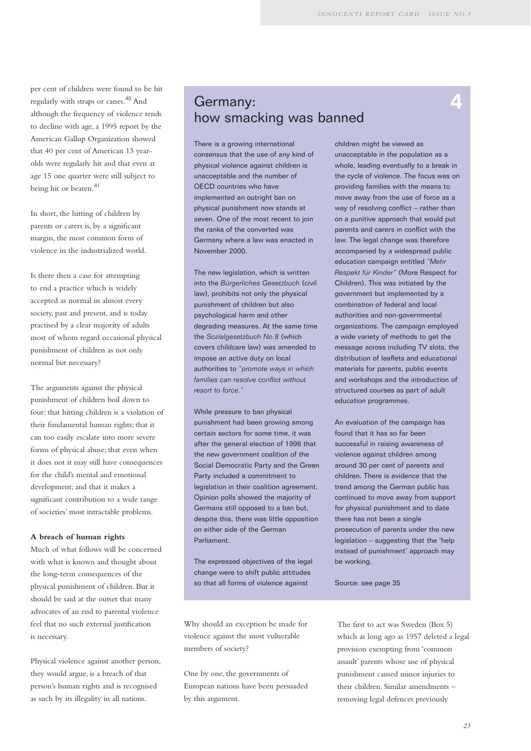per cent of children were found to be hit regularly with straps or canes.[40] And although the frequency of violence tends to decline with age, a 1995 report by the American Gallup Organization showed that 40 per cent of American 13 year-olds were regularly hit and that even at age 15 one quarter were still subject to being hit or beaten.[41]

In short, the hitting of children by parents or carers is, by a significant margin, the most common form of violence in the industrialized world.

Is there then a case for attempting to end a practice which is widely accepted as normal in almost every society, past and present, and is today practised by a clear majority of adults most of whom regard occasional physical punishment of children as not only normal but necessary?

The arguments against the physical punishment of children boil down to four: that hitting children is a violation of their fundamental human rights; that it can too easily escalate into more severe forms of physical abuse; that even when it does not it may still have consequences for the child's mental and emotional development; and that it makes a significant contribution to a wide range of societies' most intractable problems.

**A breach of human rights**

Much of what follows will be concerned with what is known and thought about the long-term consequences of the physical punishment of children. But it should be said at the outset that many advocates of an end to parental violence feel that no such external justification is necessary.

Physical violence against another person, they would argue, is a breach of that person's human rights and is recognised as such by its illegality in all nations.

## Germany: how smacking was banned

**4**

There is a growing international consensus that the use of any kind of physical violence against children is unacceptable and the number of OECD countries who have implemented an outright ban on physical punishment now stands at seven. One of the most recent to join the ranks of the converted was Germany where a law was enacted in November 2000.

The new legislation, which is written into the *Bürgerliches Gesetzbuch* (civil law), prohibits not only the physical punishment of children but also psychological harm and other degrading measures. At the same time the *Sozialgesetzbuch No.8* (which covers childcare law) was amended to impose an active duty on local authorities to *"promote ways in which families can resolve conflict without resort to force."*

While pressure to ban physical punishment had been growing among certain sectors for some time, it was after the general election of 1998 that the new government coalition of the Social Democratic Party and the Green Party included a commitment to legislation in their coalition agreement. Opinion polls showed the majority of Germans still opposed to a ban but, despite this, there was little opposition on either side of the German Parliament.

The expressed objectives of the legal change were to shift public attitudes so that all forms of violence against children might be viewed as unacceptable in the population as a whole, leading eventually to a break in the cycle of violence. The focus was on providing families with the means to move away from the use of force as a way of resolving conflict – rather than on a punitive approach that would put parents and carers in conflict with the law. The legal change was therefore accompanied by a widespread public education campaign entitled *"Mehr Respekt für Kinder"* (More Respect for Children). This was initiated by the government but implemented by a combination of federal and local authorities and non-governmental organizations. The campaign employed a wide variety of methods to get the message across including TV slots, the distribution of leaflets and educational materials for parents, public events and workshops and the introduction of structured courses as part of adult education programmes.

An evaluation of the campaign has found that it has so far been successful in raising awareness of violence against children among around 30 per cent of parents and children. There is evidence that the trend among the German public has continued to move away from support for physical punishment and to date there has not been a single prosecution of parents under the new legislation – suggesting that the 'help instead of punishment' approach may be working.

Source: see page 35

Why should an exception be made for violence against the most vulnerable members of society?

One by one, the governments of European nations have been persuaded by this argument.

The first to act was Sweden (Box 5) which as long ago as 1957 deleted a legal provision exempting from 'common assault' parents whose use of physical punishment caused minor injuries to their children. Similar amendments – removing legal defences previously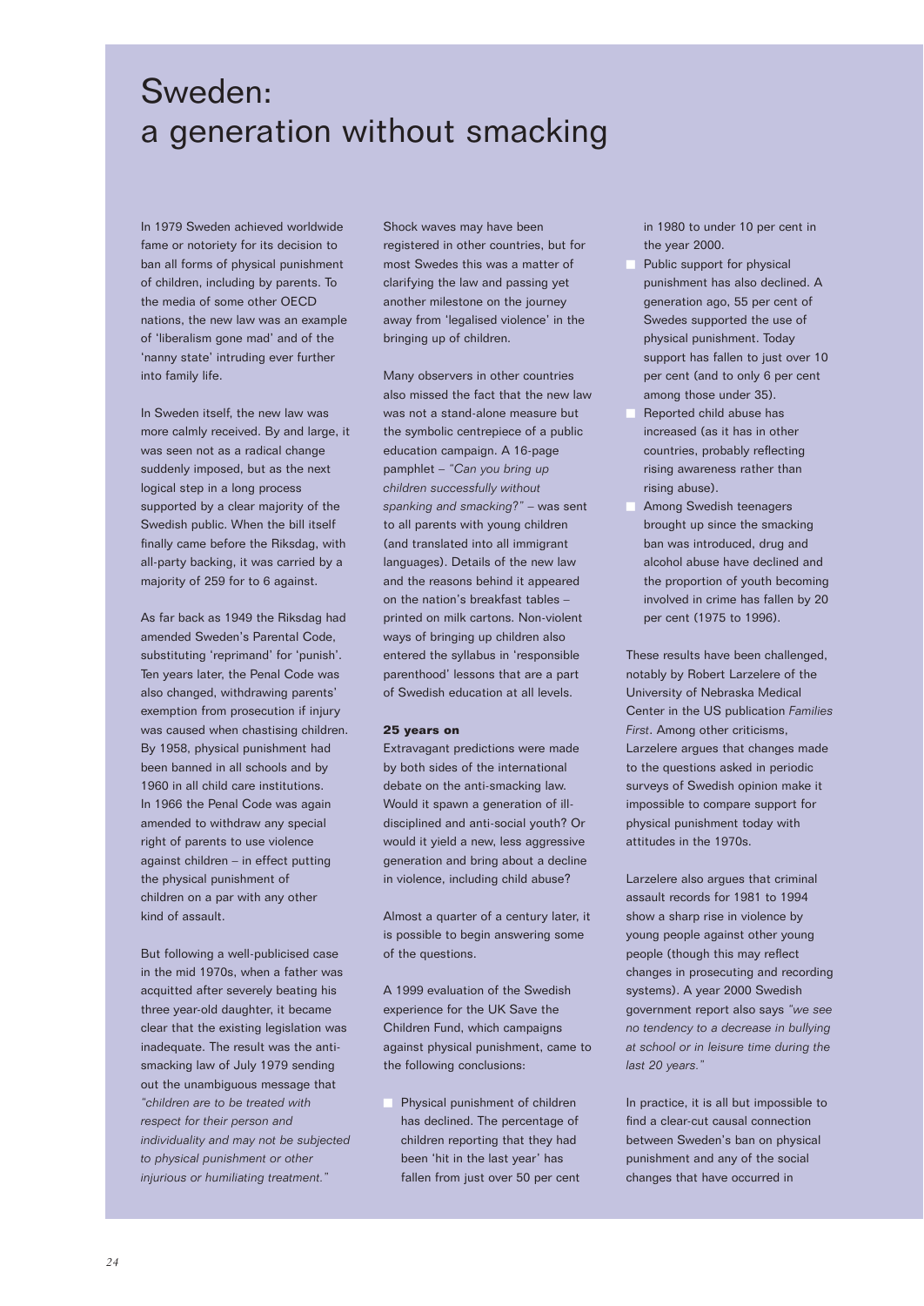# Sweden: a generation without smacking

In 1979 Sweden achieved worldwide fame or notoriety for its decision to ban all forms of physical punishment of children, including by parents. To the media of some other OECD nations, the new law was an example of 'liberalism gone mad' and of the 'nanny state' intruding ever further into family life.

In Sweden itself, the new law was more calmly received. By and large, it was seen not as a radical change suddenly imposed, but as the next logical step in a long process supported by a clear majority of the Swedish public. When the bill itself finally came before the Riksdag, with all-party backing, it was carried by a majority of 259 for to 6 against.

As far back as 1949 the Riksdag had amended Sweden's Parental Code, substituting 'reprimand' for 'punish'. Ten years later, the Penal Code was also changed, withdrawing parents' exemption from prosecution if injury was caused when chastising children. By 1958, physical punishment had been banned in all schools and by 1960 in all child care institutions. In 1966 the Penal Code was again amended to withdraw any special right of parents to use violence against children – in effect putting the physical punishment of children on a par with any other kind of assault.

But following a well-publicised case in the mid 1970s, when a father was acquitted after severely beating his three year-old daughter, it became clear that the existing legislation was inadequate. The result was the anti-smacking law of July 1979 sending out the unambiguous message that *"children are to be treated with respect for their person and individuality and may not be subjected to physical punishment or other injurious or humiliating treatment."*

Shock waves may have been registered in other countries, but for most Swedes this was a matter of clarifying the law and passing yet another milestone on the journey away from 'legalised violence' in the bringing up of children.

Many observers in other countries also missed the fact that the new law was not a stand-alone measure but the symbolic centrepiece of a public education campaign. A 16-page pamphlet – *"Can you bring up children successfully without spanking and smacking?"* – was sent to all parents with young children (and translated into all immigrant languages). Details of the new law and the reasons behind it appeared on the nation's breakfast tables – printed on milk cartons. Non-violent ways of bringing up children also entered the syllabus in 'responsible parenthood' lessons that are a part of Swedish education at all levels.

**25 years on**

Extravagant predictions were made by both sides of the international debate on the anti-smacking law. Would it spawn a generation of ill-disciplined and anti-social youth? Or would it yield a new, less aggressive generation and bring about a decline in violence, including child abuse?

Almost a quarter of a century later, it is possible to begin answering some of the questions.

A 1999 evaluation of the Swedish experience for the UK Save the Children Fund, which campaigns against physical punishment, came to the following conclusions:

- Physical punishment of children has declined. The percentage of children reporting that they had been 'hit in the last year' has fallen from just over 50 per cent in 1980 to under 10 per cent in the year 2000.
- Public support for physical punishment has also declined. A generation ago, 55 per cent of Swedes supported the use of physical punishment. Today support has fallen to just over 10 per cent (and to only 6 per cent among those under 35).
- Reported child abuse has increased (as it has in other countries, probably reflecting rising awareness rather than rising abuse).
- Among Swedish teenagers brought up since the smacking ban was introduced, drug and alcohol abuse have declined and the proportion of youth becoming involved in crime has fallen by 20 per cent (1975 to 1996).

These results have been challenged, notably by Robert Larzelere of the University of Nebraska Medical Center in the US publication *Families First*. Among other criticisms, Larzelere argues that changes made to the questions asked in periodic surveys of Swedish opinion make it impossible to compare support for physical punishment today with attitudes in the 1970s.

Larzelere also argues that criminal assault records for 1981 to 1994 show a sharp rise in violence by young people against other young people (though this may reflect changes in prosecuting and recording systems). A year 2000 Swedish government report also says *"we see no tendency to a decrease in bullying at school or in leisure time during the last 20 years."*

In practice, it is all but impossible to find a clear-cut causal connection between Sweden's ban on physical punishment and any of the social changes that have occurred in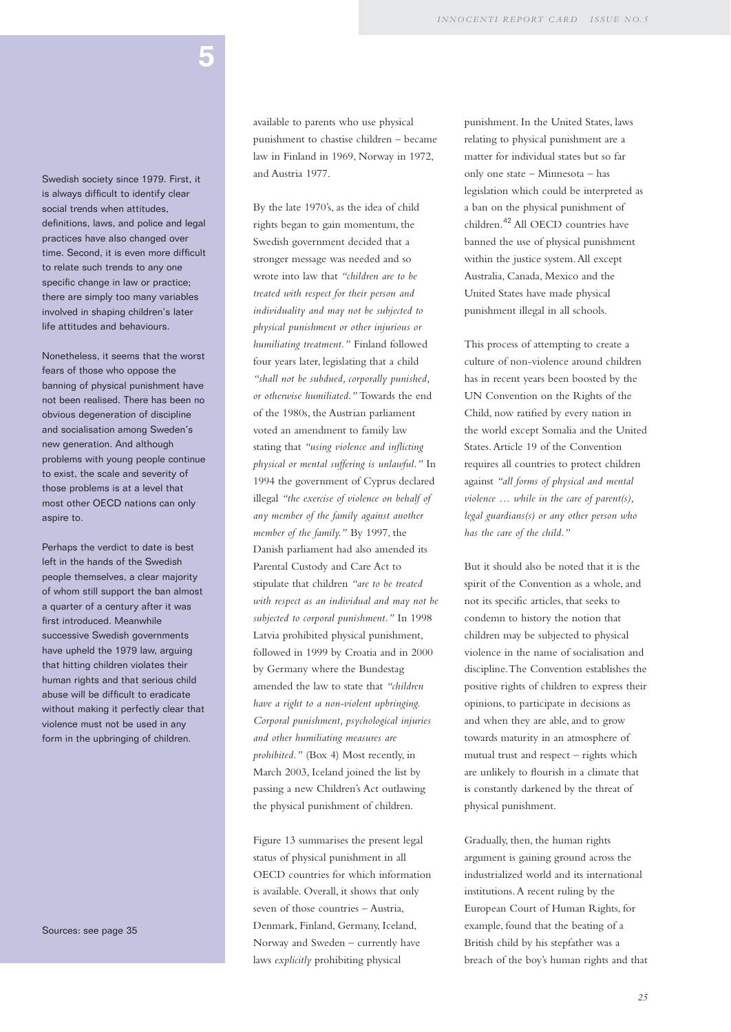Swedish society since 1979. First, it is always difficult to identify clear social trends when attitudes, definitions, laws, and police and legal practices have also changed over time. Second, it is even more difficult to relate such trends to any one specific change in law or practice; there are simply too many variables involved in shaping children's later life attitudes and behaviours.

Nonetheless, it seems that the worst fears of those who oppose the banning of physical punishment have not been realised. There has been no obvious degeneration of discipline and socialisation among Sweden's new generation. And although problems with young people continue to exist, the scale and severity of those problems is at a level that most other OECD nations can only aspire to.

Perhaps the verdict to date is best left in the hands of the Swedish people themselves, a clear majority of whom still support the ban almost a quarter of a century after it was first introduced. Meanwhile successive Swedish governments have upheld the 1979 law, arguing that hitting children violates their human rights and that serious child abuse will be difficult to eradicate without making it perfectly clear that violence must not be used in any form in the upbringing of children.

Sources: see page 35

available to parents who use physical punishment to chastise children – became law in Finland in 1969, Norway in 1972, and Austria 1977.

By the late 1970's, as the idea of child rights began to gain momentum, the Swedish government decided that a stronger message was needed and so wrote into law that *"children are to be treated with respect for their person and individuality and may not be subjected to physical punishment or other injurious or humiliating treatment."* Finland followed four years later, legislating that a child *"shall not be subdued, corporally punished, or otherwise humiliated."* Towards the end of the 1980s, the Austrian parliament voted an amendment to family law stating that *"using violence and inflicting physical or mental suffering is unlawful."* In 1994 the government of Cyprus declared illegal *"the exercise of violence on behalf of any member of the family against another member of the family."* By 1997, the Danish parliament had also amended its Parental Custody and Care Act to stipulate that children *"are to be treated with respect as an individual and may not be subjected to corporal punishment."* In 1998 Latvia prohibited physical punishment, followed in 1999 by Croatia and in 2000 by Germany where the Bundestag amended the law to state that *"children have a right to a non-violent upbringing. Corporal punishment, psychological injuries and other humiliating measures are prohibited."* (Box 4) Most recently, in March 2003, Iceland joined the list by passing a new Children's Act outlawing the physical punishment of children.

Figure 13 summarises the present legal status of physical punishment in all OECD countries for which information is available. Overall, it shows that only seven of those countries – Austria, Denmark, Finland, Germany, Iceland, Norway and Sweden – currently have laws *explicitly* prohibiting physical punishment. In the United States, laws relating to physical punishment are a matter for individual states but so far only one state – Minnesota – has legislation which could be interpreted as a ban on the physical punishment of children.[42] All OECD countries have banned the use of physical punishment within the justice system. All except Australia, Canada, Mexico and the United States have made physical punishment illegal in all schools.

This process of attempting to create a culture of non-violence around children has in recent years been boosted by the UN Convention on the Rights of the Child, now ratified by every nation in the world except Somalia and the United States. Article 19 of the Convention requires all countries to protect children against *"all forms of physical and mental violence … while in the care of parent(s), legal guardians(s) or any other person who has the care of the child."*

But it should also be noted that it is the spirit of the Convention as a whole, and not its specific articles, that seeks to condemn to history the notion that children may be subjected to physical violence in the name of socialisation and discipline. The Convention establishes the positive rights of children to express their opinions, to participate in decisions as and when they are able, and to grow towards maturity in an atmosphere of mutual trust and respect – rights which are unlikely to flourish in a climate that is constantly darkened by the threat of physical punishment.

Gradually, then, the human rights argument is gaining ground across the industrialized world and its international institutions. A recent ruling by the European Court of Human Rights, for example, found that the beating of a British child by his stepfather was a breach of the boy's human rights and that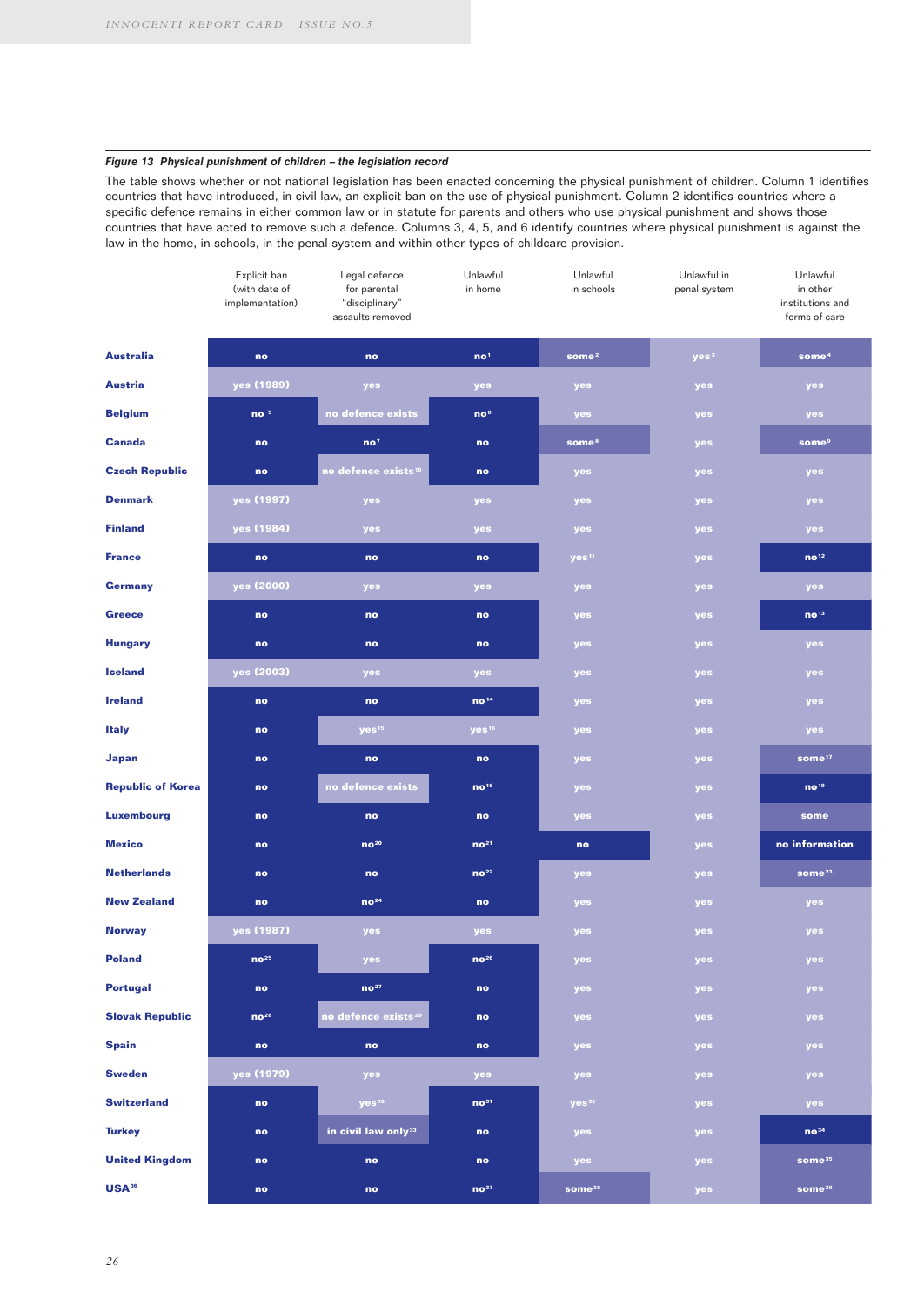*Figure 13 Physical punishment of children – the legislation record*

The table shows whether or not national legislation has been enacted concerning the physical punishment of children. Column 1 identifies countries that have introduced, in civil law, an explicit ban on the use of physical punishment. Column 2 identifies countries where a specific defence remains in either common law or in statute for parents and others who use physical punishment and shows those countries that have acted to remove such a defence. Columns 3, 4, 5, and 6 identify countries where physical punishment is against the law in the home, in schools, in the penal system and within other types of childcare provision.

| | Explicit ban (with date of implementation) | Legal defence for parental "disciplinary" assaults removed | Unlawful in home | Unlawful in schools | Unlawful in penal system | Unlawful in other institutions and forms of care |
|---|---|---|---|---|---|---|
| **Australia** | no | no | no[1] | some[2] | yes[3] | some[4] |
| **Austria** | yes (1989) | yes | yes | yes | yes | yes |
| **Belgium** | no [5] | no defence exists | no[6] | yes | yes | yes |
| **Canada** | no | no[7] | no | some[8] | yes | some[9] |
| **Czech Republic** | no | no defence exists[10] | no | yes | yes | yes |
| **Denmark** | yes (1997) | yes | yes | yes | yes | yes |
| **Finland** | yes (1984) | yes | yes | yes | yes | yes |
| **France** | no | no | no | yes[11] | yes | no[12] |
| **Germany** | yes (2000) | yes | yes | yes | yes | yes |
| **Greece** | no | no | no | yes | yes | no[13] |
| **Hungary** | no | no | no | yes | yes | yes |
| **Iceland** | yes (2003) | yes | yes | yes | yes | yes |
| **Ireland** | no | no | no[14] | yes | yes | yes |
| **Italy** | no | yes[15] | yes[16] | yes | yes | yes |
| **Japan** | no | no | no | yes | yes | some[17] |
| **Republic of Korea** | no | no defence exists | no[18] | yes | yes | no[19] |
| **Luxembourg** | no | no | no | yes | yes | some |
| **Mexico** | no | no[20] | no[21] | no | yes | no information |
| **Netherlands** | no | no | no[22] | yes | yes | some[23] |
| **New Zealand** | no | no[24] | no | yes | yes | yes |
| **Norway** | yes (1987) | yes | yes | yes | yes | yes |
| **Poland** | no[25] | yes | no[26] | yes | yes | yes |
| **Portugal** | no | no[27] | no | yes | yes | yes |
| **Slovak Republic** | no[28] | no defence exists[29] | no | yes | yes | yes |
| **Spain** | no | no | no | yes | yes | yes |
| **Sweden** | yes (1979) | yes | yes | yes | yes | yes |
| **Switzerland** | no | yes[30] | no[31] | yes[32] | yes | yes |
| **Turkey** | no | in civil law only[33] | no | yes | yes | no[34] |
| **United Kingdom** | no | no | no | yes | yes | some[35] |
| **USA**[36] | no | no | no[37] | some[38] | yes | some[39] |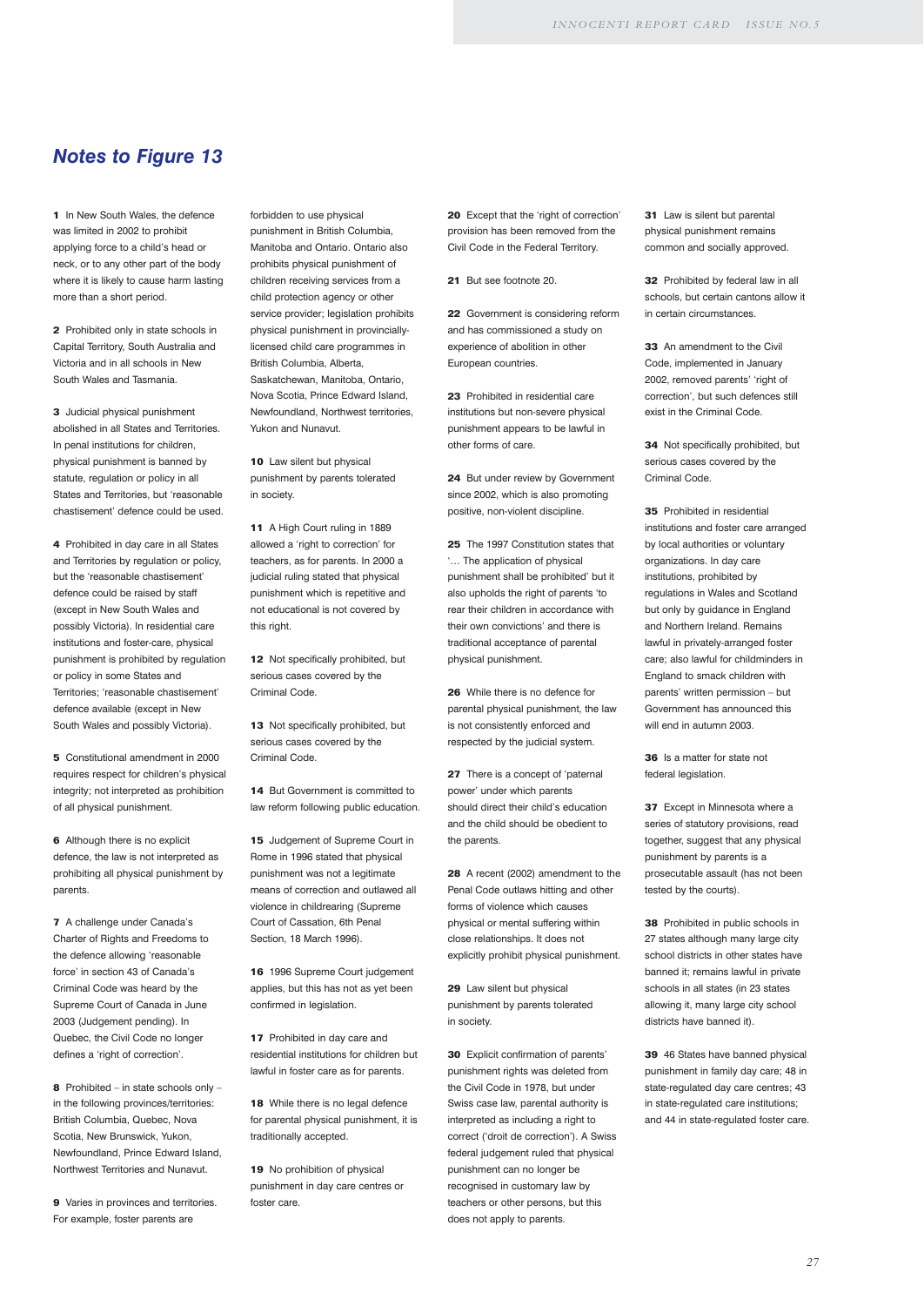## Notes to Figure 13

**1** In New South Wales, the defence was limited in 2002 to prohibit applying force to a child's head or neck, or to any other part of the body where it is likely to cause harm lasting more than a short period.

**2** Prohibited only in state schools in Capital Territory, South Australia and Victoria and in all schools in New South Wales and Tasmania.

**3** Judicial physical punishment abolished in all States and Territories. In penal institutions for children, physical punishment is banned by statute, regulation or policy in all States and Territories, but 'reasonable chastisement' defence could be used.

**4** Prohibited in day care in all States and Territories by regulation or policy, but the 'reasonable chastisement' defence could be raised by staff (except in New South Wales and possibly Victoria). In residential care institutions and foster-care, physical punishment is prohibited by regulation or policy in some States and Territories; 'reasonable chastisement' defence available (except in New South Wales and possibly Victoria).

**5** Constitutional amendment in 2000 requires respect for children's physical integrity; not interpreted as prohibition of all physical punishment.

**6** Although there is no explicit defence, the law is not interpreted as prohibiting all physical punishment by parents.

**7** A challenge under Canada's Charter of Rights and Freedoms to the defence allowing 'reasonable force' in section 43 of Canada's Criminal Code was heard by the Supreme Court of Canada in June 2003 (Judgement pending). In Quebec, the Civil Code no longer defines a 'right of correction'.

**8** Prohibited – in state schools only – in the following provinces/territories: British Columbia, Quebec, Nova Scotia, New Brunswick, Yukon, Newfoundland, Prince Edward Island, Northwest Territories and Nunavut.

**9** Varies in provinces and territories. For example, foster parents are forbidden to use physical punishment in British Columbia, Manitoba and Ontario. Ontario also prohibits physical punishment of children receiving services from a child protection agency or other service provider; legislation prohibits physical punishment in provincially-licensed child care programmes in British Columbia, Alberta, Saskatchewan, Manitoba, Ontario, Nova Scotia, Prince Edward Island, Newfoundland, Northwest territories, Yukon and Nunavut.

**10** Law silent but physical punishment by parents tolerated in society.

**11** A High Court ruling in 1889 allowed a 'right to correction' for teachers, as for parents. In 2000 a judicial ruling stated that physical punishment which is repetitive and not educational is not covered by this right.

**12** Not specifically prohibited, but serious cases covered by the Criminal Code.

**13** Not specifically prohibited, but serious cases covered by the Criminal Code.

**14** But Government is committed to law reform following public education.

**15** Judgement of Supreme Court in Rome in 1996 stated that physical punishment was not a legitimate means of correction and outlawed all violence in childrearing (Supreme Court of Cassation, 6th Penal Section, 18 March 1996).

**16** 1996 Supreme Court judgement applies, but this has not as yet been confirmed in legislation.

**17** Prohibited in day care and residential institutions for children but lawful in foster care as for parents.

**18** While there is no legal defence for parental physical punishment, it is traditionally accepted.

**19** No prohibition of physical punishment in day care centres or foster care.

**20** Except that the 'right of correction' provision has been removed from the Civil Code in the Federal Territory.

**21** But see footnote 20.

**22** Government is considering reform and has commissioned a study on experience of abolition in other European countries.

**23** Prohibited in residential care institutions but non-severe physical punishment appears to be lawful in other forms of care.

**24** But under review by Government since 2002, which is also promoting positive, non-violent discipline.

**25** The 1997 Constitution states that '… The application of physical punishment shall be prohibited' but it also upholds the right of parents 'to rear their children in accordance with their own convictions' and there is traditional acceptance of parental physical punishment.

**26** While there is no defence for parental physical punishment, the law is not consistently enforced and respected by the judicial system.

**27** There is a concept of 'paternal power' under which parents should direct their child's education and the child should be obedient to the parents.

**28** A recent (2002) amendment to the Penal Code outlaws hitting and other forms of violence which causes physical or mental suffering within close relationships. It does not explicitly prohibit physical punishment.

**29** Law silent but physical punishment by parents tolerated in society.

**30** Explicit confirmation of parents' punishment rights was deleted from the Civil Code in 1978, but under Swiss case law, parental authority is interpreted as including a right to correct ('droit de correction'). A Swiss federal judgement ruled that physical punishment can no longer be recognised in customary law by teachers or other persons, but this does not apply to parents.

**31** Law is silent but parental physical punishment remains common and socially approved.

**32** Prohibited by federal law in all schools, but certain cantons allow it in certain circumstances.

**33** An amendment to the Civil Code, implemented in January 2002, removed parents' 'right of correction', but such defences still exist in the Criminal Code.

**34** Not specifically prohibited, but serious cases covered by the Criminal Code.

**35** Prohibited in residential institutions and foster care arranged by local authorities or voluntary organizations. In day care institutions, prohibited by regulations in Wales and Scotland but only by guidance in England and Northern Ireland. Remains lawful in privately-arranged foster care; also lawful for childminders in England to smack children with parents' written permission – but Government has announced this will end in autumn 2003.

**36** Is a matter for state not federal legislation.

**37** Except in Minnesota where a series of statutory provisions, read together, suggest that any physical punishment by parents is a prosecutable assault (has not been tested by the courts).

**38** Prohibited in public schools in 27 states although many large city school districts in other states have banned it; remains lawful in private schools in all states (in 23 states allowing it, many large city school districts have banned it).

**39** 46 States have banned physical punishment in family day care; 48 in state-regulated day care centres; 43 in state-regulated care institutions; and 44 in state-regulated foster care.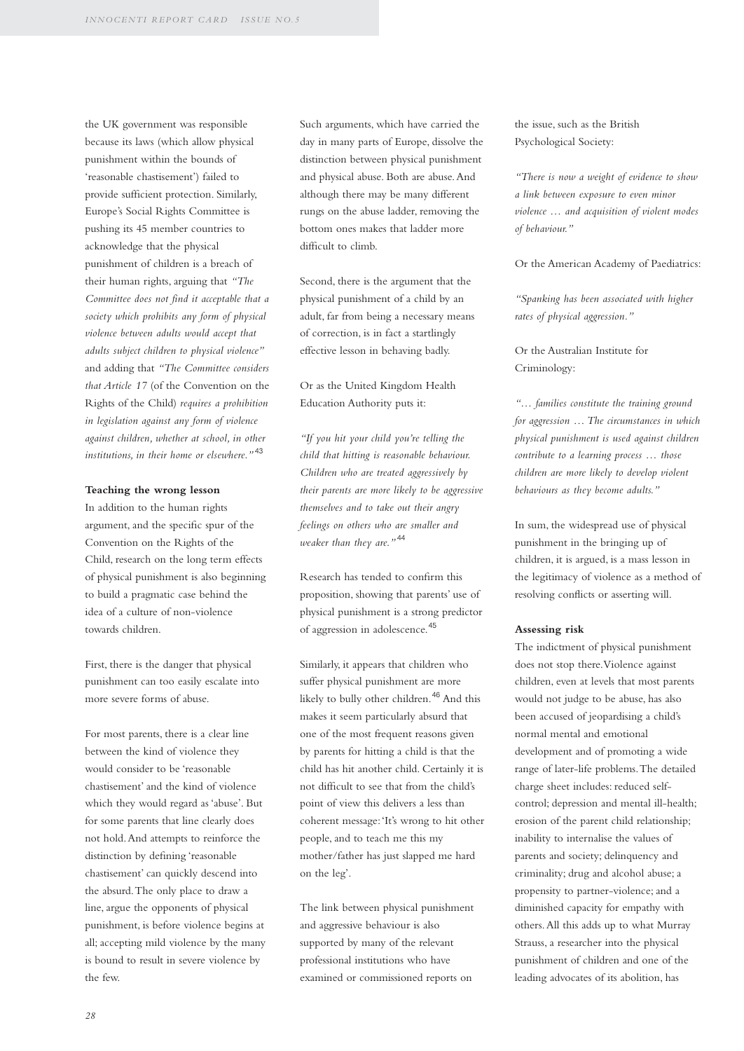the UK government was responsible because its laws (which allow physical punishment within the bounds of 'reasonable chastisement') failed to provide sufficient protection. Similarly, Europe's Social Rights Committee is pushing its 45 member countries to acknowledge that the physical punishment of children is a breach of their human rights, arguing that *"The Committee does not find it acceptable that a society which prohibits any form of physical violence between adults would accept that adults subject children to physical violence"* and adding that *"The Committee considers that Article 17* (of the Convention on the Rights of the Child) *requires a prohibition in legislation against any form of violence against children, whether at school, in other institutions, in their home or elsewhere."*[43]

**Teaching the wrong lesson**

In addition to the human rights argument, and the specific spur of the Convention on the Rights of the Child, research on the long term effects of physical punishment is also beginning to build a pragmatic case behind the idea of a culture of non-violence towards children.

First, there is the danger that physical punishment can too easily escalate into more severe forms of abuse.

For most parents, there is a clear line between the kind of violence they would consider to be 'reasonable chastisement' and the kind of violence which they would regard as 'abuse'. But for some parents that line clearly does not hold. And attempts to reinforce the distinction by defining 'reasonable chastisement' can quickly descend into the absurd. The only place to draw a line, argue the opponents of physical punishment, is before violence begins at all; accepting mild violence by the many is bound to result in severe violence by the few.

Such arguments, which have carried the day in many parts of Europe, dissolve the distinction between physical punishment and physical abuse. Both are abuse. And although there may be many different rungs on the abuse ladder, removing the bottom ones makes that ladder more difficult to climb.

Second, there is the argument that the physical punishment of a child by an adult, far from being a necessary means of correction, is in fact a startlingly effective lesson in behaving badly.

Or as the United Kingdom Health Education Authority puts it:

*"If you hit your child you're telling the child that hitting is reasonable behaviour. Children who are treated aggressively by their parents are more likely to be aggressive themselves and to take out their angry feelings on others who are smaller and weaker than they are."*[44]

Research has tended to confirm this proposition, showing that parents' use of physical punishment is a strong predictor of aggression in adolescence.[45]

Similarly, it appears that children who suffer physical punishment are more likely to bully other children.[46] And this makes it seem particularly absurd that one of the most frequent reasons given by parents for hitting a child is that the child has hit another child. Certainly it is not difficult to see that from the child's point of view this delivers a less than coherent message: 'It's wrong to hit other people, and to teach me this my mother/father has just slapped me hard on the leg'.

The link between physical punishment and aggressive behaviour is also supported by many of the relevant professional institutions who have examined or commissioned reports on the issue, such as the British Psychological Society:

*"There is now a weight of evidence to show a link between exposure to even minor violence … and acquisition of violent modes of behaviour."*

Or the American Academy of Paediatrics:

*"Spanking has been associated with higher rates of physical aggression."*

Or the Australian Institute for Criminology:

*"… families constitute the training ground for aggression … The circumstances in which physical punishment is used against children contribute to a learning process … those children are more likely to develop violent behaviours as they become adults."*

In sum, the widespread use of physical punishment in the bringing up of children, it is argued, is a mass lesson in the legitimacy of violence as a method of resolving conflicts or asserting will.

**Assessing risk**

The indictment of physical punishment does not stop there. Violence against children, even at levels that most parents would not judge to be abuse, has also been accused of jeopardising a child's normal mental and emotional development and of promoting a wide range of later-life problems. The detailed charge sheet includes: reduced self-control; depression and mental ill-health; erosion of the parent child relationship; inability to internalise the values of parents and society; delinquency and criminality; drug and alcohol abuse; a propensity to partner-violence; and a diminished capacity for empathy with others. All this adds up to what Murray Strauss, a researcher into the physical punishment of children and one of the leading advocates of its abolition, has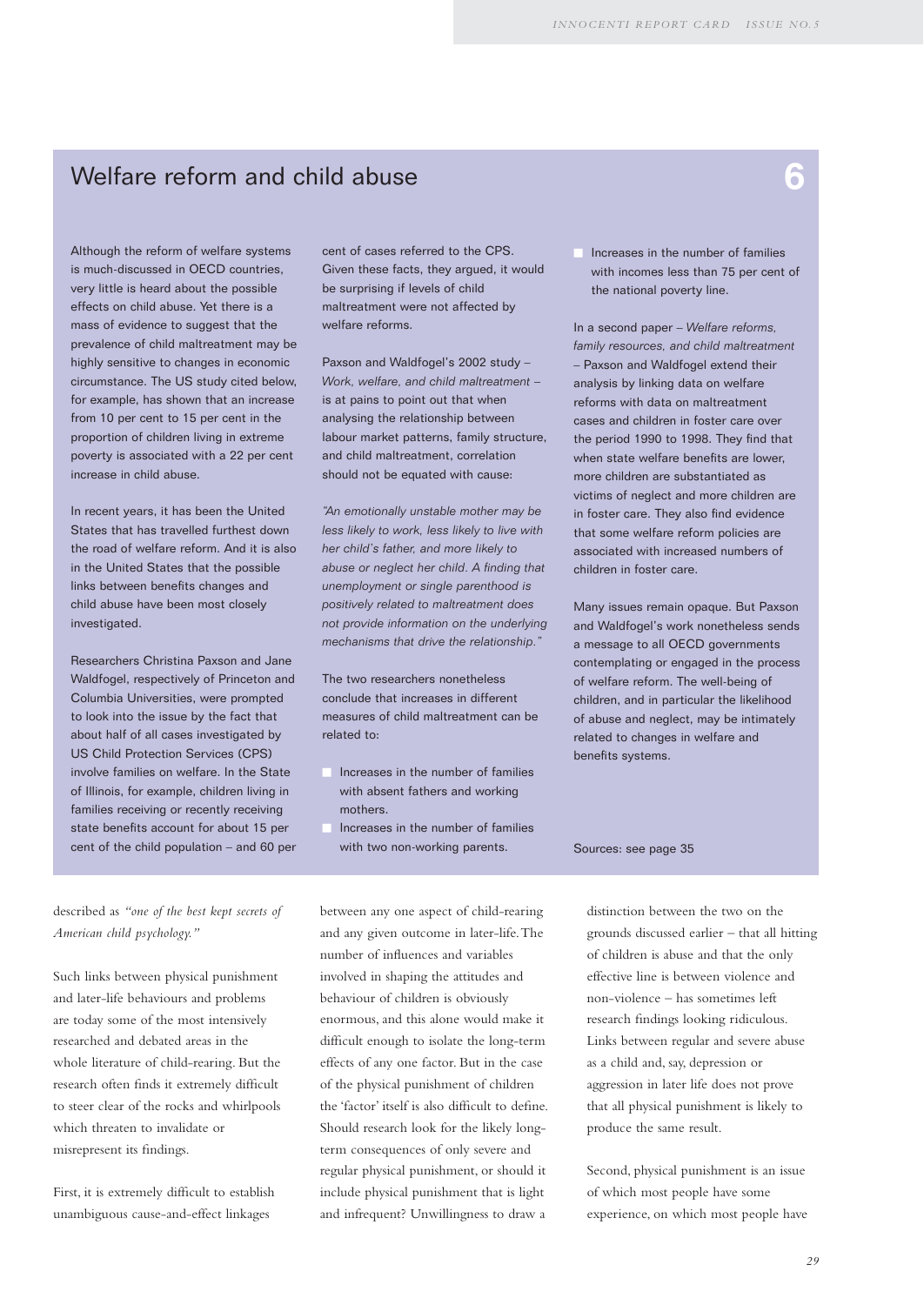## Welfare reform and child abuse

**6**

Although the reform of welfare systems is much-discussed in OECD countries, very little is heard about the possible effects on child abuse. Yet there is a mass of evidence to suggest that the prevalence of child maltreatment may be highly sensitive to changes in economic circumstance. The US study cited below, for example, has shown that an increase from 10 per cent to 15 per cent in the proportion of children living in extreme poverty is associated with a 22 per cent increase in child abuse.

In recent years, it has been the United States that has travelled furthest down the road of welfare reform. And it is also in the United States that the possible links between benefits changes and child abuse have been most closely investigated.

Researchers Christina Paxson and Jane Waldfogel, respectively of Princeton and Columbia Universities, were prompted to look into the issue by the fact that about half of all cases investigated by US Child Protection Services (CPS) involve families on welfare. In the State of Illinois, for example, children living in families receiving or recently receiving state benefits account for about 15 per cent of the child population – and 60 per cent of cases referred to the CPS. Given these facts, they argued, it would be surprising if levels of child maltreatment were not affected by welfare reforms.

Paxson and Waldfogel's 2002 study – *Work, welfare, and child maltreatment* – is at pains to point out that when analysing the relationship between labour market patterns, family structure, and child maltreatment, correlation should not be equated with cause:

*"An emotionally unstable mother may be less likely to work, less likely to live with her child's father, and more likely to abuse or neglect her child. A finding that unemployment or single parenthood is positively related to maltreatment does not provide information on the underlying mechanisms that drive the relationship."*

The two researchers nonetheless conclude that increases in different measures of child maltreatment can be related to:

- Increases in the number of families with absent fathers and working mothers.
- Increases in the number of families with two non-working parents.
- Increases in the number of families with incomes less than 75 per cent of the national poverty line.

In a second paper – *Welfare reforms, family resources, and child maltreatment* – Paxson and Waldfogel extend their analysis by linking data on welfare reforms with data on maltreatment cases and children in foster care over the period 1990 to 1998. They find that when state welfare benefits are lower, more children are substantiated as victims of neglect and more children are in foster care. They also find evidence that some welfare reform policies are associated with increased numbers of children in foster care.

Many issues remain opaque. But Paxson and Waldfogel's work nonetheless sends a message to all OECD governments contemplating or engaged in the process of welfare reform. The well-being of children, and in particular the likelihood of abuse and neglect, may be intimately related to changes in welfare and benefits systems.

Sources: see page 35

described as *"one of the best kept secrets of American child psychology."*

Such links between physical punishment and later-life behaviours and problems are today some of the most intensively researched and debated areas in the whole literature of child-rearing. But the research often finds it extremely difficult to steer clear of the rocks and whirlpools which threaten to invalidate or misrepresent its findings.

First, it is extremely difficult to establish unambiguous cause-and-effect linkages between any one aspect of child-rearing and any given outcome in later-life. The number of influences and variables involved in shaping the attitudes and behaviour of children is obviously enormous, and this alone would make it difficult enough to isolate the long-term effects of any one factor. But in the case of the physical punishment of children the 'factor' itself is also difficult to define. Should research look for the likely long-term consequences of only severe and regular physical punishment, or should it include physical punishment that is light and infrequent? Unwillingness to draw a distinction between the two on the grounds discussed earlier – that all hitting of children is abuse and that the only effective line is between violence and non-violence – has sometimes left research findings looking ridiculous. Links between regular and severe abuse as a child and, say, depression or aggression in later life does not prove that all physical punishment is likely to produce the same result.

Second, physical punishment is an issue of which most people have some experience, on which most people have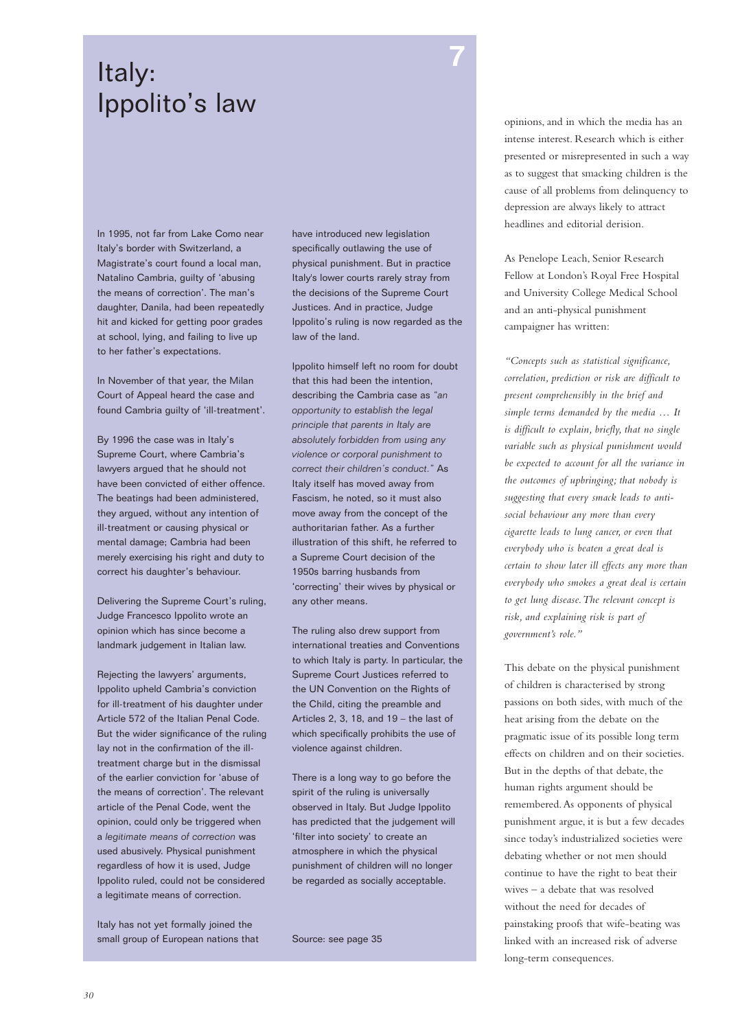# Italy: Ippolito's law

7

In 1995, not far from Lake Como near Italy's border with Switzerland, a Magistrate's court found a local man, Natalino Cambria, guilty of 'abusing the means of correction'. The man's daughter, Danila, had been repeatedly hit and kicked for getting poor grades at school, lying, and failing to live up to her father's expectations.

In November of that year, the Milan Court of Appeal heard the case and found Cambria guilty of 'ill-treatment'.

By 1996 the case was in Italy's Supreme Court, where Cambria's lawyers argued that he should not have been convicted of either offence. The beatings had been administered, they argued, without any intention of ill-treatment or causing physical or mental damage; Cambria had been merely exercising his right and duty to correct his daughter's behaviour.

Delivering the Supreme Court's ruling, Judge Francesco Ippolito wrote an opinion which has since become a landmark judgement in Italian law.

Rejecting the lawyers' arguments, Ippolito upheld Cambria's conviction for ill-treatment of his daughter under Article 572 of the Italian Penal Code. But the wider significance of the ruling lay not in the confirmation of the ill-treatment charge but in the dismissal of the earlier conviction for 'abuse of the means of correction'. The relevant article of the Penal Code, went the opinion, could only be triggered when a *legitimate means of correction* was used abusively. Physical punishment regardless of how it is used, Judge Ippolito ruled, could not be considered a legitimate means of correction.

Italy has not yet formally joined the small group of European nations that have introduced new legislation specifically outlawing the use of physical punishment. But in practice Italy's lower courts rarely stray from the decisions of the Supreme Court Justices. And in practice, Judge Ippolito's ruling is now regarded as the law of the land.

Ippolito himself left no room for doubt that this had been the intention, describing the Cambria case as *"an opportunity to establish the legal principle that parents in Italy are absolutely forbidden from using any violence or corporal punishment to correct their children's conduct."* As Italy itself has moved away from Fascism, he noted, so it must also move away from the concept of the authoritarian father. As a further illustration of this shift, he referred to a Supreme Court decision of the 1950s barring husbands from 'correcting' their wives by physical or any other means.

The ruling also drew support from international treaties and Conventions to which Italy is party. In particular, the Supreme Court Justices referred to the UN Convention on the Rights of the Child, citing the preamble and Articles 2, 3, 18, and 19 – the last of which specifically prohibits the use of violence against children.

There is a long way to go before the spirit of the ruling is universally observed in Italy. But Judge Ippolito has predicted that the judgement will 'filter into society' to create an atmosphere in which the physical punishment of children will no longer be regarded as socially acceptable.

Source: see page 35

opinions, and in which the media has an intense interest. Research which is either presented or misrepresented in such a way as to suggest that smacking children is the cause of all problems from delinquency to depression are always likely to attract headlines and editorial derision.

As Penelope Leach, Senior Research Fellow at London's Royal Free Hospital and University College Medical School and an anti-physical punishment campaigner has written:

*"Concepts such as statistical significance, correlation, prediction or risk are difficult to present comprehensibly in the brief and simple terms demanded by the media … It is difficult to explain, briefly, that no single variable such as physical punishment would be expected to account for all the variance in the outcomes of upbringing; that nobody is suggesting that every smack leads to anti-social behaviour any more than every cigarette leads to lung cancer, or even that everybody who is beaten a great deal is certain to show later ill effects any more than everybody who smokes a great deal is certain to get lung disease. The relevant concept is risk, and explaining risk is part of government's role."*

This debate on the physical punishment of children is characterised by strong passions on both sides, with much of the heat arising from the debate on the pragmatic issue of its possible long term effects on children and on their societies. But in the depths of that debate, the human rights argument should be remembered. As opponents of physical punishment argue, it is but a few decades since today's industrialized societies were debating whether or not men should continue to have the right to beat their wives – a debate that was resolved without the need for decades of painstaking proofs that wife-beating was linked with an increased risk of adverse long-term consequences.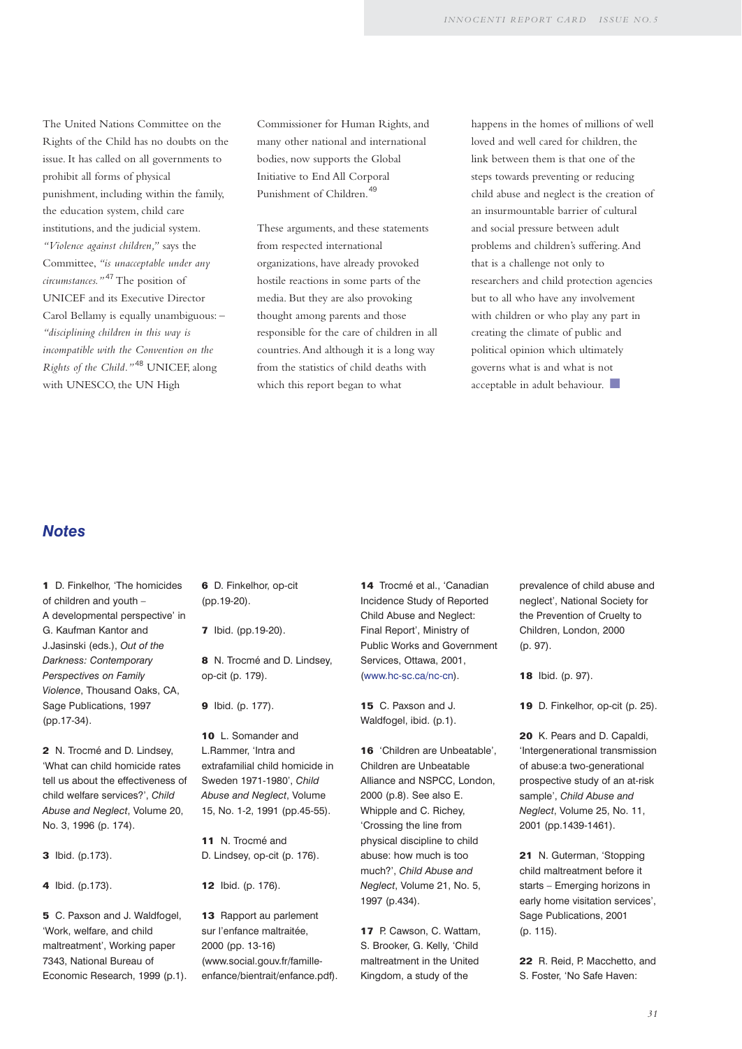The United Nations Committee on the Rights of the Child has no doubts on the issue. It has called on all governments to prohibit all forms of physical punishment, including within the family, the education system, child care institutions, and the judicial system. *"Violence against children,"* says the Committee, *"is unacceptable under any circumstances."*[47] The position of UNICEF and its Executive Director Carol Bellamy is equally unambiguous: – *"disciplining children in this way is incompatible with the Convention on the Rights of the Child."*[48] UNICEF, along with UNESCO, the UN High Commissioner for Human Rights, and many other national and international bodies, now supports the Global Initiative to End All Corporal Punishment of Children.[49]

These arguments, and these statements from respected international organizations, have already provoked hostile reactions in some parts of the media. But they are also provoking thought among parents and those responsible for the care of children in all countries. And although it is a long way from the statistics of child deaths with which this report began to what happens in the homes of millions of well loved and well cared for children, the link between them is that one of the steps towards preventing or reducing child abuse and neglect is the creation of an insurmountable barrier of cultural and social pressure between adult problems and children's suffering. And that is a challenge not only to researchers and child protection agencies but to all who have any involvement with children or who play any part in creating the climate of public and political opinion which ultimately governs what is and what is not acceptable in adult behaviour.

## Notes

**1** D. Finkelhor, 'The homicides of children and youth – A developmental perspective' in G. Kaufman Kantor and J.Jasinski (eds.), *Out of the Darkness: Contemporary Perspectives on Family Violence*, Thousand Oaks, CA, Sage Publications, 1997 (pp.17-34).

**2** N. Trocmé and D. Lindsey, 'What can child homicide rates tell us about the effectiveness of child welfare services?', *Child Abuse and Neglect*, Volume 20, No. 3, 1996 (p. 174).

**3** Ibid. (p.173).

**4** Ibid. (p.173).

**5** C. Paxson and J. Waldfogel, 'Work, welfare, and child maltreatment', Working paper 7343, National Bureau of Economic Research, 1999 (p.1).

**6** D. Finkelhor, op-cit (pp.19-20).

**7** Ibid. (pp.19-20).

**8** N. Trocmé and D. Lindsey, op-cit (p. 179).

**9** Ibid. (p. 177).

**10** L. Somander and L.Rammer, 'Intra and extrafamilial child homicide in Sweden 1971-1980', *Child Abuse and Neglect*, Volume 15, No. 1-2, 1991 (pp.45-55).

**11** N. Trocmé and D. Lindsey, op-cit (p. 176).

**12** Ibid. (p. 176).

**13** Rapport au parlement sur l'enfance maltraitée, 2000 (pp. 13-16) (www.social.gouv.fr/famille-enfance/bientrait/enfance.pdf).

**14** Trocmé et al., 'Canadian Incidence Study of Reported Child Abuse and Neglect: Final Report', Ministry of Public Works and Government Services, Ottawa, 2001, (www.hc-sc.ca/nc-cn).

**15** C. Paxson and J. Waldfogel, ibid. (p.1).

**16** 'Children are Unbeatable', Children are Unbeatable Alliance and NSPCC, London, 2000 (p.8). See also E. Whipple and C. Richey, 'Crossing the line from physical discipline to child abuse: how much is too much?', *Child Abuse and Neglect*, Volume 21, No. 5, 1997 (p.434).

**17** P. Cawson, C. Wattam, S. Brooker, G. Kelly, 'Child maltreatment in the United Kingdom, a study of the prevalence of child abuse and neglect', National Society for the Prevention of Cruelty to Children, London, 2000 (p. 97).

**18** Ibid. (p. 97).

**19** D. Finkelhor, op-cit (p. 25).

**20** K. Pears and D. Capaldi, 'Intergenerational transmission of abuse:a two-generational prospective study of an at-risk sample', *Child Abuse and Neglect*, Volume 25, No. 11, 2001 (pp.1439-1461).

**21** N. Guterman, 'Stopping child maltreatment before it starts – Emerging horizons in early home visitation services', Sage Publications, 2001 (p. 115).

**22** R. Reid, P. Macchetto, and S. Foster, 'No Safe Haven: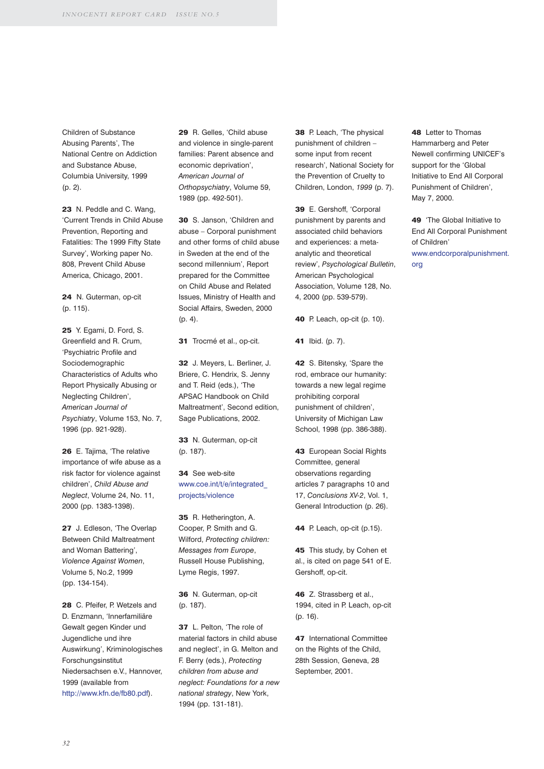Children of Substance Abusing Parents', The National Centre on Addiction and Substance Abuse, Columbia University, 1999 (p. 2).

**23** N. Peddle and C. Wang, 'Current Trends in Child Abuse Prevention, Reporting and Fatalities: The 1999 Fifty State Survey', Working paper No. 808, Prevent Child Abuse America, Chicago, 2001.

**24** N. Guterman, op-cit (p. 115).

**25** Y. Egami, D. Ford, S. Greenfield and R. Crum, 'Psychiatric Profile and Sociodemographic Characteristics of Adults who Report Physically Abusing or Neglecting Children', *American Journal of Psychiatry*, Volume 153, No. 7, 1996 (pp. 921-928).

**26** E. Tajima, 'The relative importance of wife abuse as a risk factor for violence against children', *Child Abuse and Neglect*, Volume 24, No. 11, 2000 (pp. 1383-1398).

**27** J. Edleson, 'The Overlap Between Child Maltreatment and Woman Battering', *Violence Against Women*, Volume 5, No.2, 1999 (pp. 134-154).

**28** C. Pfeifer, P. Wetzels and D. Enzmann, 'Innerfamiliäre Gewalt gegen Kinder und Jugendliche und ihre Auswirkung', Kriminologisches Forschungsinstitut Niedersachsen e.V., Hannover, 1999 (available from http://www.kfn.de/fb80.pdf).

**29** R. Gelles, 'Child abuse and violence in single-parent families: Parent absence and economic deprivation', *American Journal of Orthopsychiatry*, Volume 59, 1989 (pp. 492-501).

**30** S. Janson, 'Children and abuse – Corporal punishment and other forms of child abuse in Sweden at the end of the second millennium', Report prepared for the Committee on Child Abuse and Related Issues, Ministry of Health and Social Affairs, Sweden, 2000 (p. 4).

**31** Trocmé et al., op-cit.

**32** J. Meyers, L. Berliner, J. Briere, C. Hendrix, S. Jenny and T. Reid (eds.), 'The APSAC Handbook on Child Maltreatment', Second edition, Sage Publications, 2002.

**33** N. Guterman, op-cit (p. 187).

**34** See web-site www.coe.int/t/e/integrated_projects/violence

**35** R. Hetherington, A. Cooper, P. Smith and G. Wilford, *Protecting children: Messages from Europe*, Russell House Publishing, Lyme Regis, 1997.

**36** N. Guterman, op-cit (p. 187).

**37** L. Pelton, 'The role of material factors in child abuse and neglect', in G. Melton and F. Berry (eds.), *Protecting children from abuse and neglect: Foundations for a new national strategy*, New York, 1994 (pp. 131-181).

**38** P. Leach, 'The physical punishment of children – some input from recent research', National Society for the Prevention of Cruelty to Children, London, *1999* (p. 7).

**39** E. Gershoff, 'Corporal punishment by parents and associated child behaviors and experiences: a meta-analytic and theoretical review', *Psychological Bulletin*, American Psychological Association, Volume 128, No. 4, 2000 (pp. 539-579).

**40** P. Leach, op-cit (p. 10).

**41** Ibid. (p. 7).

**42** S. Bitensky, 'Spare the rod, embrace our humanity: towards a new legal regime prohibiting corporal punishment of children', University of Michigan Law School, 1998 (pp. 386-388).

**43** European Social Rights Committee, general observations regarding articles 7 paragraphs 10 and 17, *Conclusions XV-2*, Vol. 1, General Introduction (p. 26).

**44** P. Leach, op-cit (p.15).

**45** This study, by Cohen et al., is cited on page 541 of E. Gershoff, op-cit.

**46** Z. Strassberg et al., 1994, cited in P. Leach, op-cit (p. 16).

**47** International Committee on the Rights of the Child, 28th Session, Geneva, 28 September, 2001.

**48** Letter to Thomas Hammarberg and Peter Newell confirming UNICEF's support for the 'Global Initiative to End All Corporal Punishment of Children', May 7, 2000.

**49** 'The Global Initiative to End All Corporal Punishment of Children' www.endcorporalpunishment.org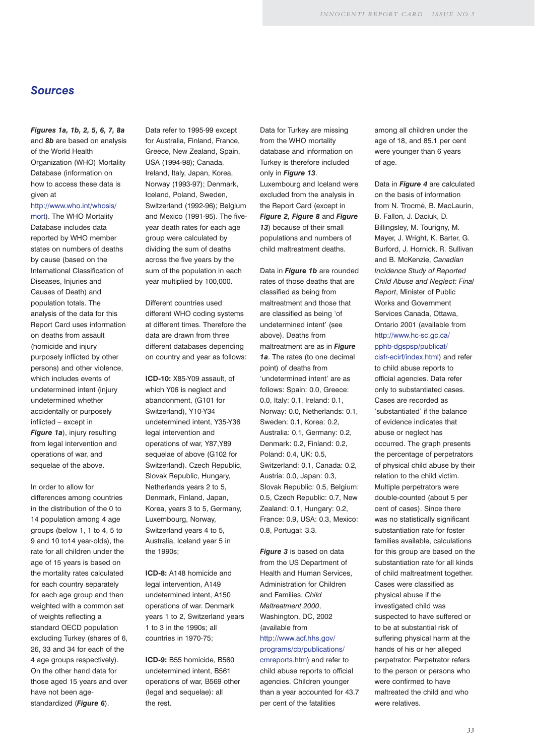## *Sources*

***Figures 1a, 1b, 2, 5, 6, 7, 8a*** and ***8b*** are based on analysis of the World Health Organization (WHO) Mortality Database (information on how to access these data is given at http://www.who.int/whosis/mort). The WHO Mortality Database includes data reported by WHO member states on numbers of deaths by cause (based on the International Classification of Diseases, Injuries and Causes of Death) and population totals. The analysis of the data for this Report Card uses information on deaths from assault (homicide and injury purposely inflicted by other persons) and other violence, which includes events of undetermined intent (injury undetermined whether accidentally or purposely inflicted – except in ***Figure 1a***), injury resulting from legal intervention and operations of war, and sequelae of the above.

In order to allow for differences among countries in the distribution of the 0 to 14 population among 4 age groups (below 1, 1 to 4, 5 to 9 and 10 to14 year-olds), the rate for all children under the age of 15 years is based on the mortality rates calculated for each country separately for each age group and then weighted with a common set of weights reflecting a standard OECD population excluding Turkey (shares of 6, 26, 33 and 34 for each of the 4 age groups respectively). On the other hand data for those aged 15 years and over have not been age-standardized (***Figure 6***).

Data refer to 1995-99 except for Australia, Finland, France, Greece, New Zealand, Spain, USA (1994-98); Canada, Ireland, Italy, Japan, Korea, Norway (1993-97); Denmark, Iceland, Poland, Sweden, Switzerland (1992-96); Belgium and Mexico (1991-95). The five-year death rates for each age group were calculated by dividing the sum of deaths across the five years by the sum of the population in each year multiplied by 100,000.

Different countries used different WHO coding systems at different times. Therefore the data are drawn from three different databases depending on country and year as follows:

**ICD-10:** X85-Y09 assault, of which Y06 is neglect and abandonment, (G101 for Switzerland), Y10-Y34 undetermined intent, Y35-Y36 legal intervention and operations of war, Y87,Y89 sequelae of above (G102 for Switzerland). Czech Republic, Slovak Republic, Hungary, Netherlands years 2 to 5, Denmark, Finland, Japan, Korea, years 3 to 5, Germany, Luxembourg, Norway, Switzerland years 4 to 5, Australia, Iceland year 5 in the 1990s;

**ICD-8:** A148 homicide and legal intervention, A149 undetermined intent, A150 operations of war. Denmark years 1 to 2, Switzerland years 1 to 3 in the 1990s; all countries in 1970-75;

**ICD-9:** B55 homicide, B560 undetermined intent, B561 operations of war, B569 other (legal and sequelae): all the rest.

Data for Turkey are missing from the WHO mortality database and information on Turkey is therefore included only in ***Figure 13***. Luxembourg and Iceland were excluded from the analysis in the Report Card (except in ***Figure 2, Figure 8*** and ***Figure 13***) because of their small populations and numbers of child maltreatment deaths.

Data in ***Figure 1b*** are rounded rates of those deaths that are classified as being from maltreatment and those that are classified as being 'of undetermined intent' (see above). Deaths from maltreatment are as in ***Figure 1a***. The rates (to one decimal point) of deaths from 'undetermined intent' are as follows: Spain: 0.0, Greece: 0.0, Italy: 0.1, Ireland: 0.1, Norway: 0.0, Netherlands: 0.1, Sweden: 0.1, Korea: 0.2, Australia: 0.1, Germany: 0.2, Denmark: 0.2, Finland: 0.2, Poland: 0.4, UK: 0.5, Switzerland: 0.1, Canada: 0.2, Austria: 0.0, Japan: 0.3, Slovak Republic: 0.5, Belgium: 0.5, Czech Republic: 0.7, New Zealand: 0.1, Hungary: 0.2, France: 0.9, USA: 0.3, Mexico: 0.8, Portugal: 3.3.

***Figure 3*** is based on data from the US Department of Health and Human Services, Administration for Children and Families, *Child Maltreatment 2000*, Washington, DC, 2002 (available from http://www.acf.hhs.gov/programs/cb/publications/cmreports.htm) and refer to child abuse reports to official agencies. Children younger than a year accounted for 43.7 per cent of the fatalities among all children under the age of 18, and 85.1 per cent were younger than 6 years of age.

Data in ***Figure 4*** are calculated on the basis of information from N. Trocmé, B. MacLaurin, B. Fallon, J. Daciuk, D. Billingsley, M. Tourigny, M. Mayer, J. Wright, K. Barter, G. Burford, J. Hornick, R. Sullivan and B. McKenzie, *Canadian Incidence Study of Reported Child Abuse and Neglect: Final Report*, Minister of Public Works and Government Services Canada, Ottawa, Ontario 2001 (available from http://www.hc-sc.gc.ca/pphb-dgspsp/publicat/cisfr-ecirf/index.html) and refer to child abuse reports to official agencies. Data refer only to substantiated cases. Cases are recorded as 'substantiated' if the balance of evidence indicates that abuse or neglect has occurred. The graph presents the percentage of perpetrators of physical child abuse by their relation to the child victim. Multiple perpetrators were double-counted (about 5 per cent of cases). Since there was no statistically significant substantiation rate for foster families available, calculations for this group are based on the substantiation rate for all kinds of child maltreatment together. Cases were classified as physical abuse if the investigated child was suspected to have suffered or to be at substantial risk of suffering physical harm at the hands of his or her alleged perpetrator. Perpetrator refers to the person or persons who were confirmed to have maltreated the child and who were relatives.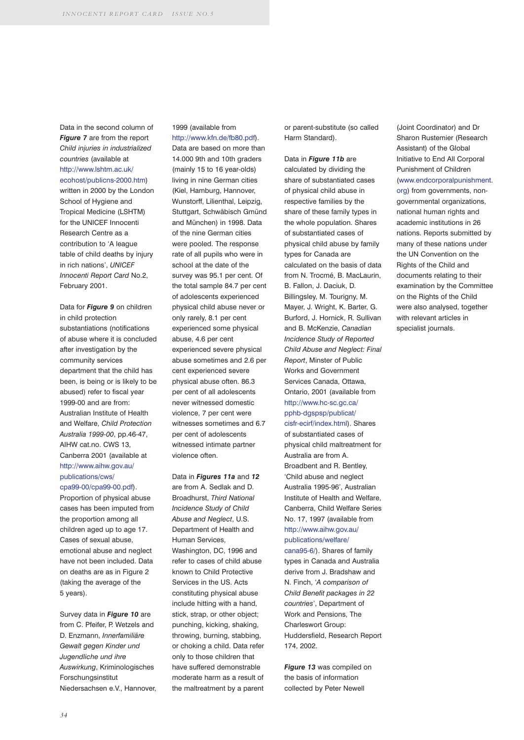Data in the second column of ***Figure 7*** are from the report *Child injuries in industrialized countries* (available at http://www.lshtm.ac.uk/ecohost/publicns-2000.htm) written in 2000 by the London School of Hygiene and Tropical Medicine (LSHTM) for the UNICEF Innocenti Research Centre as a contribution to 'A league table of child deaths by injury in rich nations', *UNICEF Innocenti Report Card* No.2, February 2001.

Data for ***Figure 9*** on children in child protection substantiations (notifications of abuse where it is concluded after investigation by the community services department that the child has been, is being or is likely to be abused) refer to fiscal year 1999-00 and are from: Australian Institute of Health and Welfare, *Child Protection Australia 1999-00*, pp.46-47, AIHW cat.no. CWS 13, Canberra 2001 (available at http://www.aihw.gov.au/publications/cws/cpa99-00/cpa99-00.pdf). Proportion of physical abuse cases has been imputed from the proportion among all children aged up to age 17. Cases of sexual abuse, emotional abuse and neglect have not been included. Data on deaths are as in Figure 2 (taking the average of the 5 years).

Survey data in ***Figure 10*** are from C. Pfeifer, P. Wetzels and D. Enzmann, *Innerfamiliäre Gewalt gegen Kinder und Jugendliche und ihre Auswirkung*, Kriminologisches Forschungsinstitut Niedersachsen e.V., Hannover, 1999 (available from http://www.kfn.de/fb80.pdf). Data are based on more than 14.000 9th and 10th graders (mainly 15 to 16 year-olds) living in nine German cities (Kiel, Hamburg, Hannover, Wunstorff, Lilienthal, Leipzig, Stuttgart, Schwäbisch Gmünd and München) in 1998. Data of the nine German cities were pooled. The response rate of all pupils who were in school at the date of the survey was 95.1 per cent. Of the total sample 84.7 per cent of adolescents experienced physical child abuse never or only rarely, 8.1 per cent experienced some physical abuse, 4.6 per cent experienced severe physical abuse sometimes and 2.6 per cent experienced severe physical abuse often. 86.3 per cent of all adolescents never witnessed domestic violence, 7 per cent were witnesses sometimes and 6.7 per cent of adolescents witnessed intimate partner violence often.

Data in ***Figures 11a*** and ***12*** are from A. Sedlak and D. Broadhurst, *Third National Incidence Study of Child Abuse and Neglect*, U.S. Department of Health and Human Services, Washington, DC, 1996 and refer to cases of child abuse known to Child Protective Services in the US. Acts constituting physical abuse include hitting with a hand, stick, strap, or other object; punching, kicking, shaking, throwing, burning, stabbing, or choking a child. Data refer only to those children that have suffered demonstrable moderate harm as a result of the maltreatment by a parent or parent-substitute (so called Harm Standard).

Data in ***Figure 11b*** are calculated by dividing the share of substantiated cases of physical child abuse in respective families by the share of these family types in the whole population. Shares of substantiated cases of physical child abuse by family types for Canada are calculated on the basis of data from N. Trocmé, B. MacLaurin, B. Fallon, J. Daciuk, D. Billingsley, M. Tourigny, M. Mayer, J. Wright, K. Barter, G. Burford, J. Hornick, R. Sullivan and B. McKenzie, *Canadian Incidence Study of Reported Child Abuse and Neglect: Final Report*, Minster of Public Works and Government Services Canada, Ottawa, Ontario, 2001 (available from http://www.hc-sc.gc.ca/pphb-dgspsp/publicat/cisfr-ecirf/index.html). Shares of substantiated cases of physical child maltreatment for Australia are from A. Broadbent and R. Bentley, 'Child abuse and neglect Australia 1995-96', Australian Institute of Health and Welfare, Canberra, Child Welfare Series No. 17, 1997 (available from http://www.aihw.gov.au/publications/welfare/cana95-6/). Shares of family types in Canada and Australia derive from J. Bradshaw and N. Finch, '*A comparison of Child Benefit packages in 22 countries*', Department of Work and Pensions, The Charleswort Group: Huddersfield, Research Report 174, 2002.

***Figure 13*** was compiled on the basis of information collected by Peter Newell (Joint Coordinator) and Dr Sharon Rustemier (Research Assistant) of the Global Initiative to End All Corporal Punishment of Children (www.endcorporalpunishment.org) from governments, non-governmental organizations, national human rights and academic institutions in 26 nations. Reports submitted by many of these nations under the UN Convention on the Rights of the Child and documents relating to their examination by the Committee on the Rights of the Child were also analysed, together with relevant articles in specialist journals.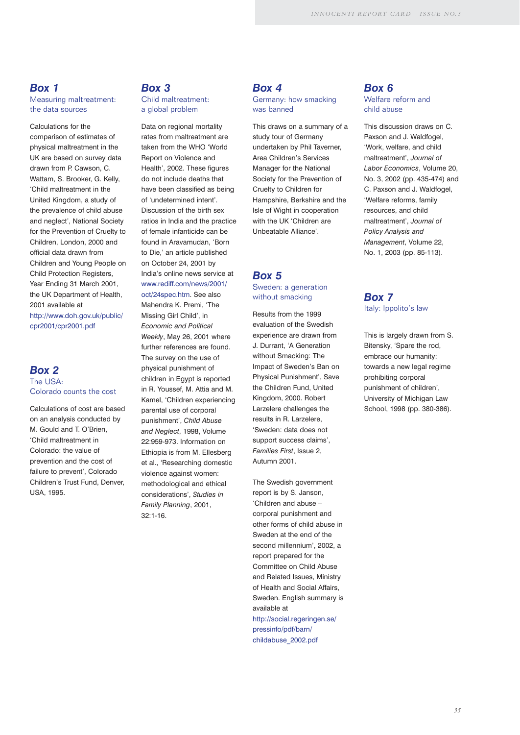## Box 1

### Measuring maltreatment: the data sources

Calculations for the comparison of estimates of physical maltreatment in the UK are based on survey data drawn from P. Cawson, C. Wattam, S. Brooker, G. Kelly, 'Child maltreatment in the United Kingdom, a study of the prevalence of child abuse and neglect', National Society for the Prevention of Cruelty to Children, London, 2000 and official data drawn from Children and Young People on Child Protection Registers, Year Ending 31 March 2001, the UK Department of Health, 2001 available at http://www.doh.gov.uk/public/cpr2001/cpr2001.pdf

## Box 2

### The USA: Colorado counts the cost

Calculations of cost are based on an analysis conducted by M. Gould and T. O'Brien, 'Child maltreatment in Colorado: the value of prevention and the cost of failure to prevent', Colorado Children's Trust Fund, Denver, USA, 1995.

## Box 3

### Child maltreatment: a global problem

Data on regional mortality rates from maltreatment are taken from the WHO 'World Report on Violence and Health', 2002. These figures do not include deaths that have been classified as being of 'undetermined intent'. Discussion of the birth sex ratios in India and the practice of female infanticide can be found in Aravamudan, 'Born to Die,' an article published on October 24, 2001 by India's online news service at www.rediff.com/news/2001/oct/24spec.htm. See also Mahendra K. Premi, 'The Missing Girl Child', in *Economic and Political Weekly*, May 26, 2001 where further references are found. The survey on the use of physical punishment of children in Egypt is reported in R. Youssef, M. Attia and M. Kamel, 'Children experiencing parental use of corporal punishment', *Child Abuse and Neglect*, 1998, Volume 22:959-973. Information on Ethiopia is from M. Ellesberg et al., 'Researching domestic violence against women: methodological and ethical considerations', *Studies in Family Planning*, 2001, 32:1-16.

## Box 4

### Germany: how smacking was banned

This draws on a summary of a study tour of Germany undertaken by Phil Taverner, Area Children's Services Manager for the National Society for the Prevention of Cruelty to Children for Hampshire, Berkshire and the Isle of Wight in cooperation with the UK 'Children are Unbeatable Alliance'.

## Box 5

### Sweden: a generation without smacking

Results from the 1999 evaluation of the Swedish experience are drawn from J. Durrant, 'A Generation without Smacking: The Impact of Sweden's Ban on Physical Punishment', Save the Children Fund, United Kingdom, 2000. Robert Larzelere challenges the results in R. Larzelere, 'Sweden: data does not support success claims', *Families First*, Issue 2, Autumn 2001.

The Swedish government report is by S. Janson, 'Children and abuse – corporal punishment and other forms of child abuse in Sweden at the end of the second millennium', 2002, a report prepared for the Committee on Child Abuse and Related Issues, Ministry of Health and Social Affairs, Sweden. English summary is available at http://social.regeringen.se/pressinfo/pdf/barn/childabuse_2002.pdf

## Box 6

### Welfare reform and child abuse

This discussion draws on C. Paxson and J. Waldfogel, 'Work, welfare, and child maltreatment', *Journal of Labor Economics*, Volume 20, No. 3, 2002 (pp. 435-474) and C. Paxson and J. Waldfogel, 'Welfare reforms, family resources, and child maltreatment', *Journal of Policy Analysis and Management*, Volume 22, No. 1, 2003 (pp. 85-113).

## Box 7

### Italy: Ippolito's law

This is largely drawn from S. Bitensky, 'Spare the rod, embrace our humanity: towards a new legal regime prohibiting corporal punishment of children', University of Michigan Law School, 1998 (pp. 380-386).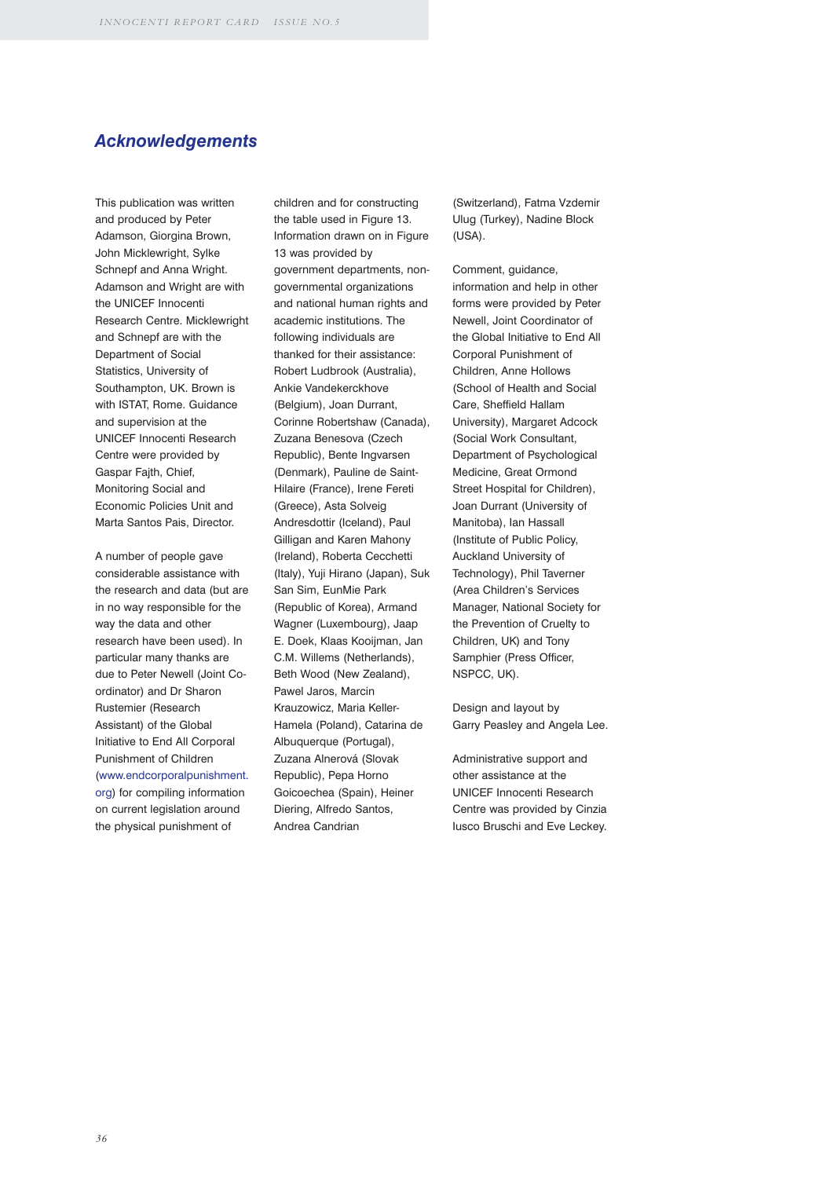## Acknowledgements

This publication was written and produced by Peter Adamson, Giorgina Brown, John Micklewright, Sylke Schnepf and Anna Wright. Adamson and Wright are with the UNICEF Innocenti Research Centre. Micklewright and Schnepf are with the Department of Social Statistics, University of Southampton, UK. Brown is with ISTAT, Rome. Guidance and supervision at the UNICEF Innocenti Research Centre were provided by Gaspar Fajth, Chief, Monitoring Social and Economic Policies Unit and Marta Santos Pais, Director.

A number of people gave considerable assistance with the research and data (but are in no way responsible for the way the data and other research have been used). In particular many thanks are due to Peter Newell (Joint Co-ordinator) and Dr Sharon Rustemier (Research Assistant) of the Global Initiative to End All Corporal Punishment of Children (www.endcorporalpunishment.org) for compiling information on current legislation around the physical punishment of children and for constructing the table used in Figure 13. Information drawn on in Figure 13 was provided by government departments, non-governmental organizations and national human rights and academic institutions. The following individuals are thanked for their assistance: Robert Ludbrook (Australia), Ankie Vandekerckhove (Belgium), Joan Durrant, Corinne Robertshaw (Canada), Zuzana Benesova (Czech Republic), Bente Ingvarsen (Denmark), Pauline de Saint-Hilaire (France), Irene Fereti (Greece), Asta Solveig Andresdottir (Iceland), Paul Gilligan and Karen Mahony (Ireland), Roberta Cecchetti (Italy), Yuji Hirano (Japan), Suk San Sim, EunMie Park (Republic of Korea), Armand Wagner (Luxembourg), Jaap E. Doek, Klaas Kooijman, Jan C.M. Willems (Netherlands), Beth Wood (New Zealand), Pawel Jaros, Marcin Krauzowicz, Maria Keller-Hamela (Poland), Catarina de Albuquerque (Portugal), Zuzana Alnerová (Slovak Republic), Pepa Horno Goicoechea (Spain), Heiner Diering, Alfredo Santos, Andrea Candrian (Switzerland), Fatma Vzdemir Ulug (Turkey), Nadine Block (USA).

Comment, guidance, information and help in other forms were provided by Peter Newell, Joint Coordinator of the Global Initiative to End All Corporal Punishment of Children, Anne Hollows (School of Health and Social Care, Sheffield Hallam University), Margaret Adcock (Social Work Consultant, Department of Psychological Medicine, Great Ormond Street Hospital for Children), Joan Durrant (University of Manitoba), Ian Hassall (Institute of Public Policy, Auckland University of Technology), Phil Taverner (Area Children's Services Manager, National Society for the Prevention of Cruelty to Children, UK) and Tony Samphier (Press Officer, NSPCC, UK).

Design and layout by Garry Peasley and Angela Lee.

Administrative support and other assistance at the UNICEF Innocenti Research Centre was provided by Cinzia Iusco Bruschi and Eve Leckey.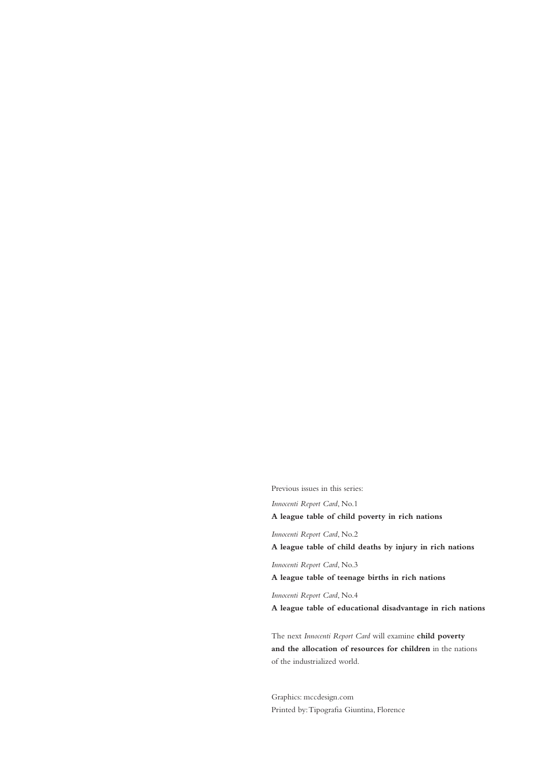Previous issues in this series:

*Innocenti Report Card*, No.1

**A league table of child poverty in rich nations**

*Innocenti Report Card*, No.2

**A league table of child deaths by injury in rich nations**

*Innocenti Report Card*, No.3

**A league table of teenage births in rich nations**

*Innocenti Report Card*, No.4

**A league table of educational disadvantage in rich nations**

The next *Innocenti Report Card* will examine **child poverty and the allocation of resources for children** in the nations of the industrialized world.

Graphics: mccdesign.com

Printed by: Tipografia Giuntina, Florence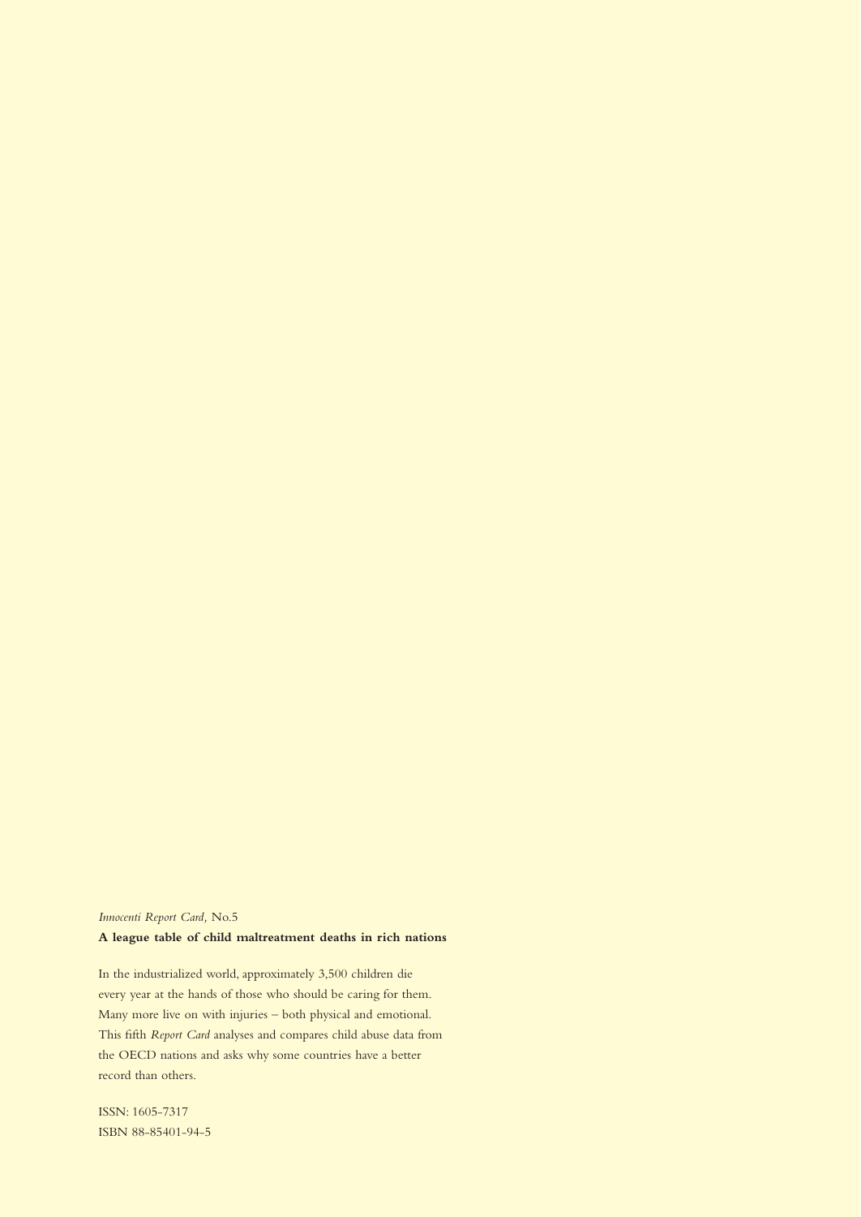*Innocenti Report Card,* No.5

**A league table of child maltreatment deaths in rich nations**

In the industrialized world, approximately 3,500 children die every year at the hands of those who should be caring for them. Many more live on with injuries – both physical and emotional. This fifth *Report Card* analyses and compares child abuse data from the OECD nations and asks why some countries have a better record than others.

ISSN: 1605-7317
ISBN 88-85401-94-5